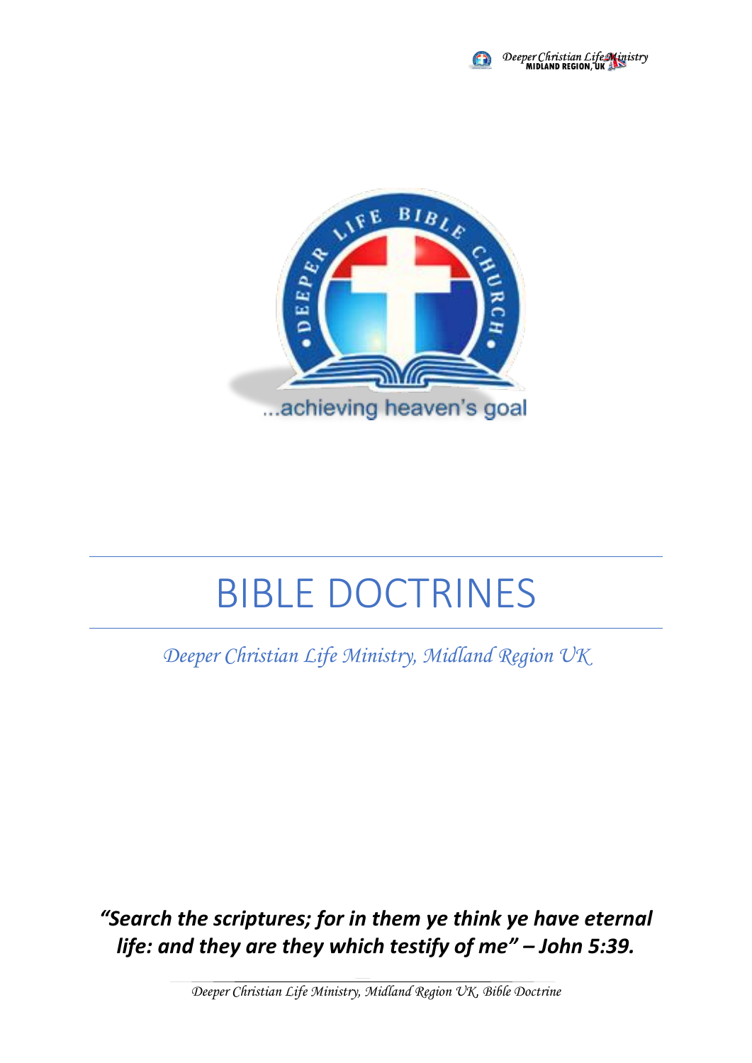# BIBLE DOCTRINES

*Deeper Christian Life Ministry, Midland Region UK*

***"Search the scriptures; for in them ye think ye have eternal life: and they are they which testify of me" – John 5:39.***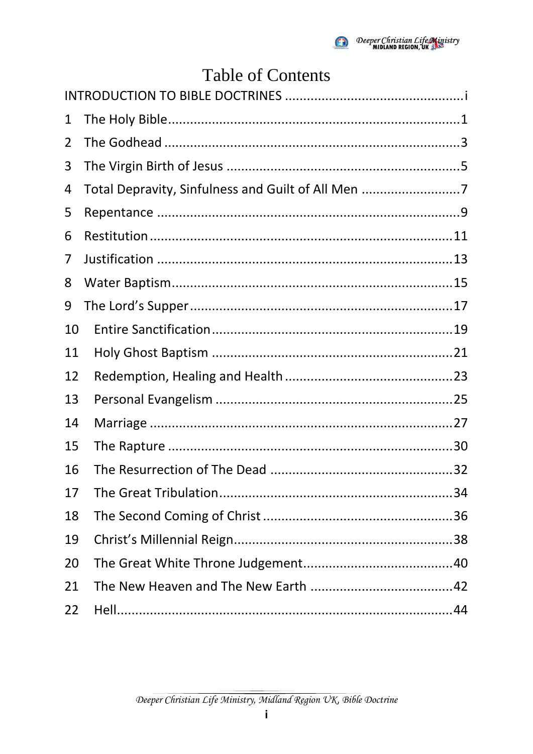# Table of Contents

INTRODUCTION TO BIBLE DOCTRINES ................................................i

1 The Holy Bible..............................................................................1

2 The Godhead ...............................................................................3

3 The Virgin Birth of Jesus ...............................................................5

4 Total Depravity, Sinfulness and Guilt of All Men ..........................7

5 Repentance .................................................................................9

6 Restitution.................................................................................11

7 Justification ................................................................................13

8 Water Baptism...........................................................................15

9 The Lord's Supper......................................................................17

10 Entire Sanctification.................................................................19

11 Holy Ghost Baptism ................................................................21

12 Redemption, Healing and Health .............................................23

13 Personal Evangelism ................................................................25

14 Marriage .................................................................................27

15 The Rapture ............................................................................30

16 The Resurrection of The Dead .................................................32

17 The Great Tribulation...............................................................34

18 The Second Coming of Christ ...................................................36

19 Christ's Millennial Reign...........................................................38

20 The Great White Throne Judgement........................................40

21 The New Heaven and The New Earth ......................................42

22 Hell..........................................................................................44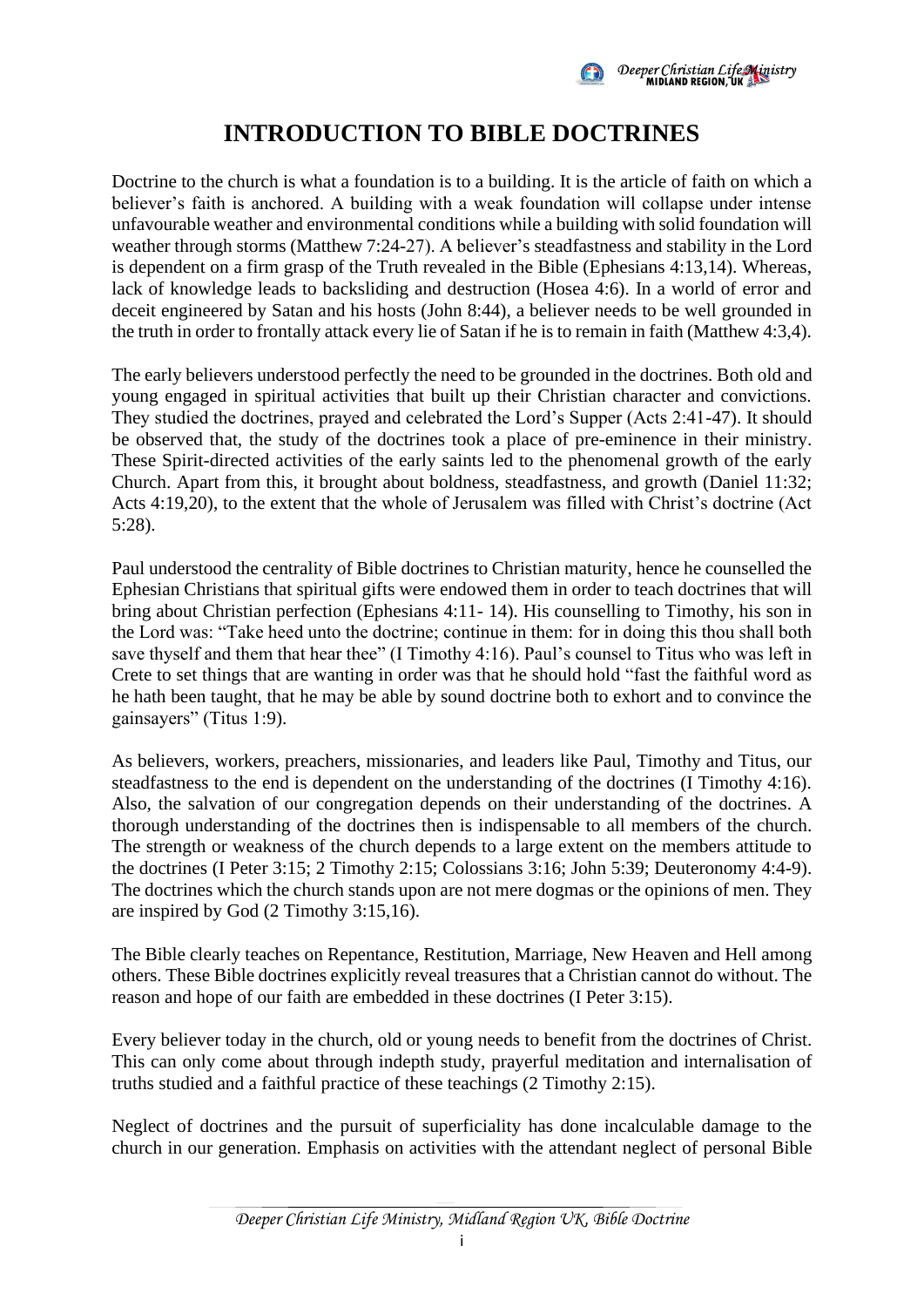# INTRODUCTION TO BIBLE DOCTRINES

Doctrine to the church is what a foundation is to a building. It is the article of faith on which a believer's faith is anchored. A building with a weak foundation will collapse under intense unfavourable weather and environmental conditions while a building with solid foundation will weather through storms (Matthew 7:24-27). A believer's steadfastness and stability in the Lord is dependent on a firm grasp of the Truth revealed in the Bible (Ephesians 4:13,14). Whereas, lack of knowledge leads to backsliding and destruction (Hosea 4:6). In a world of error and deceit engineered by Satan and his hosts (John 8:44), a believer needs to be well grounded in the truth in order to frontally attack every lie of Satan if he is to remain in faith (Matthew 4:3,4).

The early believers understood perfectly the need to be grounded in the doctrines. Both old and young engaged in spiritual activities that built up their Christian character and convictions. They studied the doctrines, prayed and celebrated the Lord's Supper (Acts 2:41-47). It should be observed that, the study of the doctrines took a place of pre-eminence in their ministry. These Spirit-directed activities of the early saints led to the phenomenal growth of the early Church. Apart from this, it brought about boldness, steadfastness, and growth (Daniel 11:32; Acts 4:19,20), to the extent that the whole of Jerusalem was filled with Christ's doctrine (Act 5:28).

Paul understood the centrality of Bible doctrines to Christian maturity, hence he counselled the Ephesian Christians that spiritual gifts were endowed them in order to teach doctrines that will bring about Christian perfection (Ephesians 4:11- 14). His counselling to Timothy, his son in the Lord was: "Take heed unto the doctrine; continue in them: for in doing this thou shall both save thyself and them that hear thee" (I Timothy 4:16). Paul's counsel to Titus who was left in Crete to set things that are wanting in order was that he should hold "fast the faithful word as he hath been taught, that he may be able by sound doctrine both to exhort and to convince the gainsayers" (Titus 1:9).

As believers, workers, preachers, missionaries, and leaders like Paul, Timothy and Titus, our steadfastness to the end is dependent on the understanding of the doctrines (I Timothy 4:16). Also, the salvation of our congregation depends on their understanding of the doctrines. A thorough understanding of the doctrines then is indispensable to all members of the church. The strength or weakness of the church depends to a large extent on the members attitude to the doctrines (I Peter 3:15; 2 Timothy 2:15; Colossians 3:16; John 5:39; Deuteronomy 4:4-9). The doctrines which the church stands upon are not mere dogmas or the opinions of men. They are inspired by God (2 Timothy 3:15,16).

The Bible clearly teaches on Repentance, Restitution, Marriage, New Heaven and Hell among others. These Bible doctrines explicitly reveal treasures that a Christian cannot do without. The reason and hope of our faith are embedded in these doctrines (I Peter 3:15).

Every believer today in the church, old or young needs to benefit from the doctrines of Christ. This can only come about through indepth study, prayerful meditation and internalisation of truths studied and a faithful practice of these teachings (2 Timothy 2:15).

Neglect of doctrines and the pursuit of superficiality has done incalculable damage to the church in our generation. Emphasis on activities with the attendant neglect of personal Bible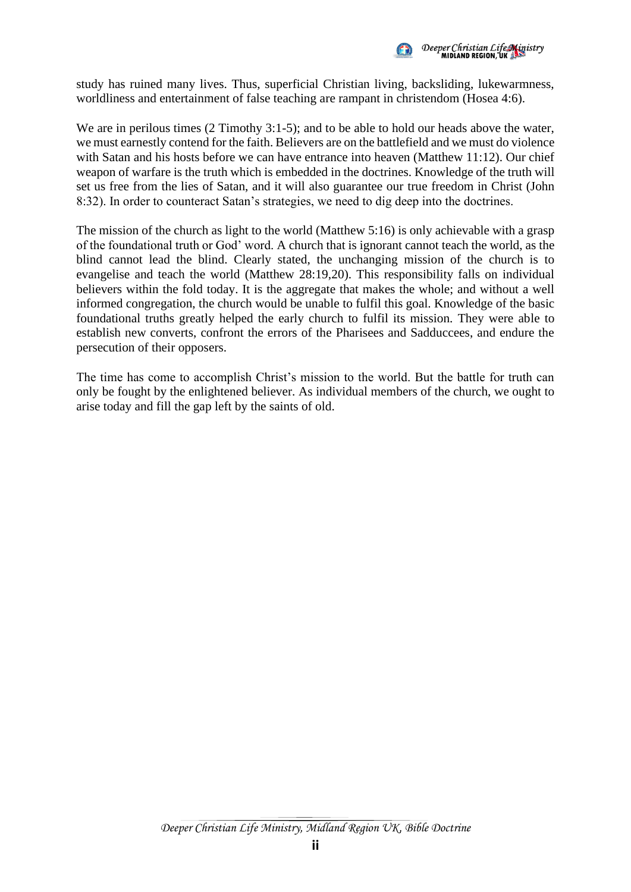study has ruined many lives. Thus, superficial Christian living, backsliding, lukewarmness, worldliness and entertainment of false teaching are rampant in christendom (Hosea 4:6).

We are in perilous times (2 Timothy 3:1-5); and to be able to hold our heads above the water, we must earnestly contend for the faith. Believers are on the battlefield and we must do violence with Satan and his hosts before we can have entrance into heaven (Matthew 11:12). Our chief weapon of warfare is the truth which is embedded in the doctrines. Knowledge of the truth will set us free from the lies of Satan, and it will also guarantee our true freedom in Christ (John 8:32). In order to counteract Satan's strategies, we need to dig deep into the doctrines.

The mission of the church as light to the world (Matthew 5:16) is only achievable with a grasp of the foundational truth or God' word. A church that is ignorant cannot teach the world, as the blind cannot lead the blind. Clearly stated, the unchanging mission of the church is to evangelise and teach the world (Matthew 28:19,20). This responsibility falls on individual believers within the fold today. It is the aggregate that makes the whole; and without a well informed congregation, the church would be unable to fulfil this goal. Knowledge of the basic foundational truths greatly helped the early church to fulfil its mission. They were able to establish new converts, confront the errors of the Pharisees and Sadducees, and endure the persecution of their opposers.

The time has come to accomplish Christ's mission to the world. But the battle for truth can only be fought by the enlightened believer. As individual members of the church, we ought to arise today and fill the gap left by the saints of old.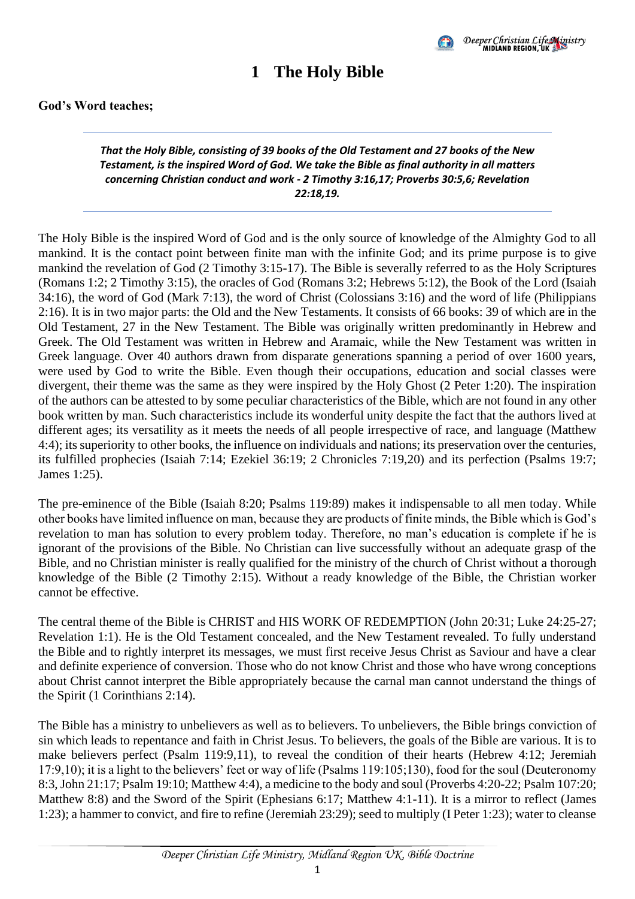# 1 The Holy Bible

**God's Word teaches;**

---

***That the Holy Bible, consisting of 39 books of the Old Testament and 27 books of the New Testament, is the inspired Word of God. We take the Bible as final authority in all matters concerning Christian conduct and work - 2 Timothy 3:16,17; Proverbs 30:5,6; Revelation 22:18,19.***

---

The Holy Bible is the inspired Word of God and is the only source of knowledge of the Almighty God to all mankind. It is the contact point between finite man with the infinite God; and its prime purpose is to give mankind the revelation of God (2 Timothy 3:15-17). The Bible is severally referred to as the Holy Scriptures (Romans 1:2; 2 Timothy 3:15), the oracles of God (Romans 3:2; Hebrews 5:12), the Book of the Lord (Isaiah 34:16), the word of God (Mark 7:13), the word of Christ (Colossians 3:16) and the word of life (Philippians 2:16). It is in two major parts: the Old and the New Testaments. It consists of 66 books: 39 of which are in the Old Testament, 27 in the New Testament. The Bible was originally written predominantly in Hebrew and Greek. The Old Testament was written in Hebrew and Aramaic, while the New Testament was written in Greek language. Over 40 authors drawn from disparate generations spanning a period of over 1600 years, were used by God to write the Bible. Even though their occupations, education and social classes were divergent, their theme was the same as they were inspired by the Holy Ghost (2 Peter 1:20). The inspiration of the authors can be attested to by some peculiar characteristics of the Bible, which are not found in any other book written by man. Such characteristics include its wonderful unity despite the fact that the authors lived at different ages; its versatility as it meets the needs of all people irrespective of race, and language (Matthew 4:4); its superiority to other books, the influence on individuals and nations; its preservation over the centuries, its fulfilled prophecies (Isaiah 7:14; Ezekiel 36:19; 2 Chronicles 7:19,20) and its perfection (Psalms 19:7; James 1:25).

The pre-eminence of the Bible (Isaiah 8:20; Psalms 119:89) makes it indispensable to all men today. While other books have limited influence on man, because they are products of finite minds, the Bible which is God's revelation to man has solution to every problem today. Therefore, no man's education is complete if he is ignorant of the provisions of the Bible. No Christian can live successfully without an adequate grasp of the Bible, and no Christian minister is really qualified for the ministry of the church of Christ without a thorough knowledge of the Bible (2 Timothy 2:15). Without a ready knowledge of the Bible, the Christian worker cannot be effective.

The central theme of the Bible is CHRIST and HIS WORK OF REDEMPTION (John 20:31; Luke 24:25-27; Revelation 1:1). He is the Old Testament concealed, and the New Testament revealed. To fully understand the Bible and to rightly interpret its messages, we must first receive Jesus Christ as Saviour and have a clear and definite experience of conversion. Those who do not know Christ and those who have wrong conceptions about Christ cannot interpret the Bible appropriately because the carnal man cannot understand the things of the Spirit (1 Corinthians 2:14).

The Bible has a ministry to unbelievers as well as to believers. To unbelievers, the Bible brings conviction of sin which leads to repentance and faith in Christ Jesus. To believers, the goals of the Bible are various. It is to make believers perfect (Psalm 119:9,11), to reveal the condition of their hearts (Hebrew 4:12; Jeremiah 17:9,10); it is a light to the believers' feet or way of life (Psalms 119:105;130), food for the soul (Deuteronomy 8:3, John 21:17; Psalm 19:10; Matthew 4:4), a medicine to the body and soul (Proverbs 4:20-22; Psalm 107:20; Matthew 8:8) and the Sword of the Spirit (Ephesians 6:17; Matthew 4:1-11). It is a mirror to reflect (James 1:23); a hammer to convict, and fire to refine (Jeremiah 23:29); seed to multiply (I Peter 1:23); water to cleanse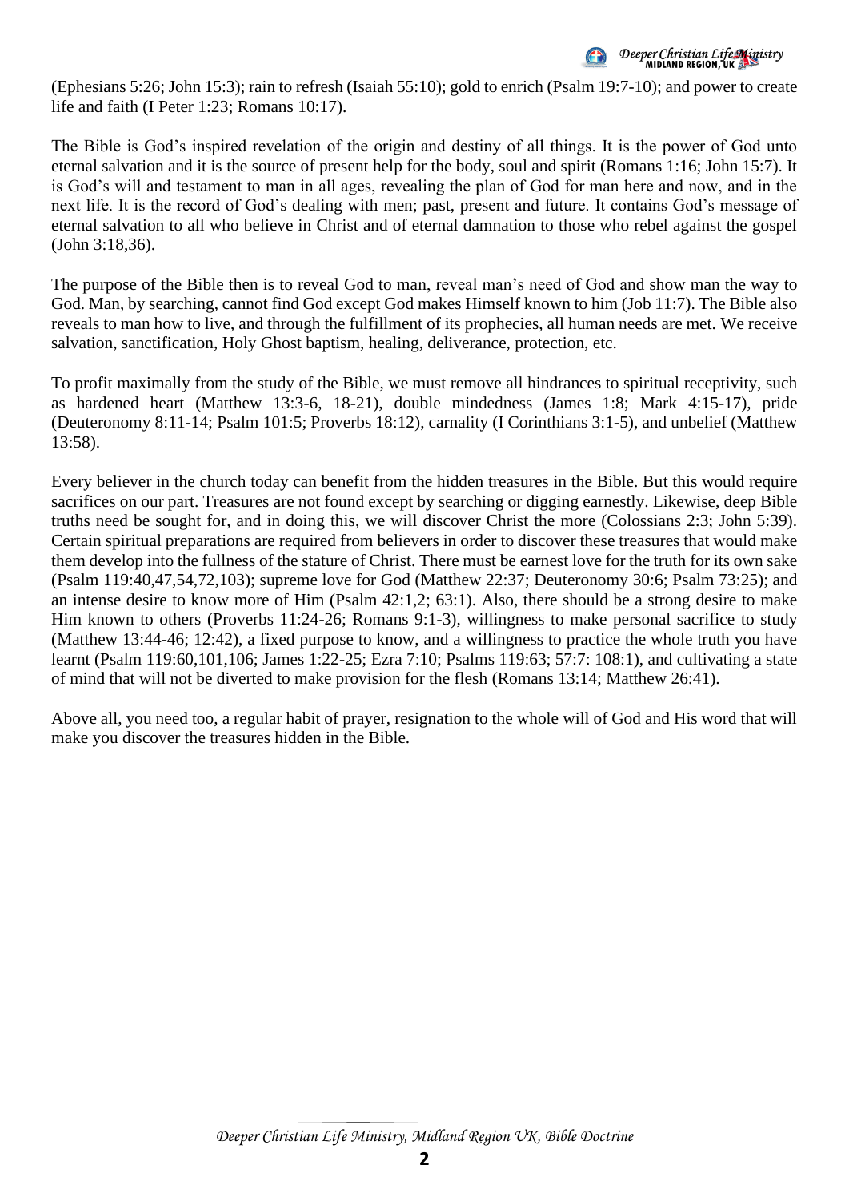(Ephesians 5:26; John 15:3); rain to refresh (Isaiah 55:10); gold to enrich (Psalm 19:7-10); and power to create life and faith (I Peter 1:23; Romans 10:17).

The Bible is God's inspired revelation of the origin and destiny of all things. It is the power of God unto eternal salvation and it is the source of present help for the body, soul and spirit (Romans 1:16; John 15:7). It is God's will and testament to man in all ages, revealing the plan of God for man here and now, and in the next life. It is the record of God's dealing with men; past, present and future. It contains God's message of eternal salvation to all who believe in Christ and of eternal damnation to those who rebel against the gospel (John 3:18,36).

The purpose of the Bible then is to reveal God to man, reveal man's need of God and show man the way to God. Man, by searching, cannot find God except God makes Himself known to him (Job 11:7). The Bible also reveals to man how to live, and through the fulfillment of its prophecies, all human needs are met. We receive salvation, sanctification, Holy Ghost baptism, healing, deliverance, protection, etc.

To profit maximally from the study of the Bible, we must remove all hindrances to spiritual receptivity, such as hardened heart (Matthew 13:3-6, 18-21), double mindedness (James 1:8; Mark 4:15-17), pride (Deuteronomy 8:11-14; Psalm 101:5; Proverbs 18:12), carnality (I Corinthians 3:1-5), and unbelief (Matthew 13:58).

Every believer in the church today can benefit from the hidden treasures in the Bible. But this would require sacrifices on our part. Treasures are not found except by searching or digging earnestly. Likewise, deep Bible truths need be sought for, and in doing this, we will discover Christ the more (Colossians 2:3; John 5:39). Certain spiritual preparations are required from believers in order to discover these treasures that would make them develop into the fullness of the stature of Christ. There must be earnest love for the truth for its own sake (Psalm 119:40,47,54,72,103); supreme love for God (Matthew 22:37; Deuteronomy 30:6; Psalm 73:25); and an intense desire to know more of Him (Psalm 42:1,2; 63:1). Also, there should be a strong desire to make Him known to others (Proverbs 11:24-26; Romans 9:1-3), willingness to make personal sacrifice to study (Matthew 13:44-46; 12:42), a fixed purpose to know, and a willingness to practice the whole truth you have learnt (Psalm 119:60,101,106; James 1:22-25; Ezra 7:10; Psalms 119:63; 57:7: 108:1), and cultivating a state of mind that will not be diverted to make provision for the flesh (Romans 13:14; Matthew 26:41).

Above all, you need too, a regular habit of prayer, resignation to the whole will of God and His word that will make you discover the treasures hidden in the Bible.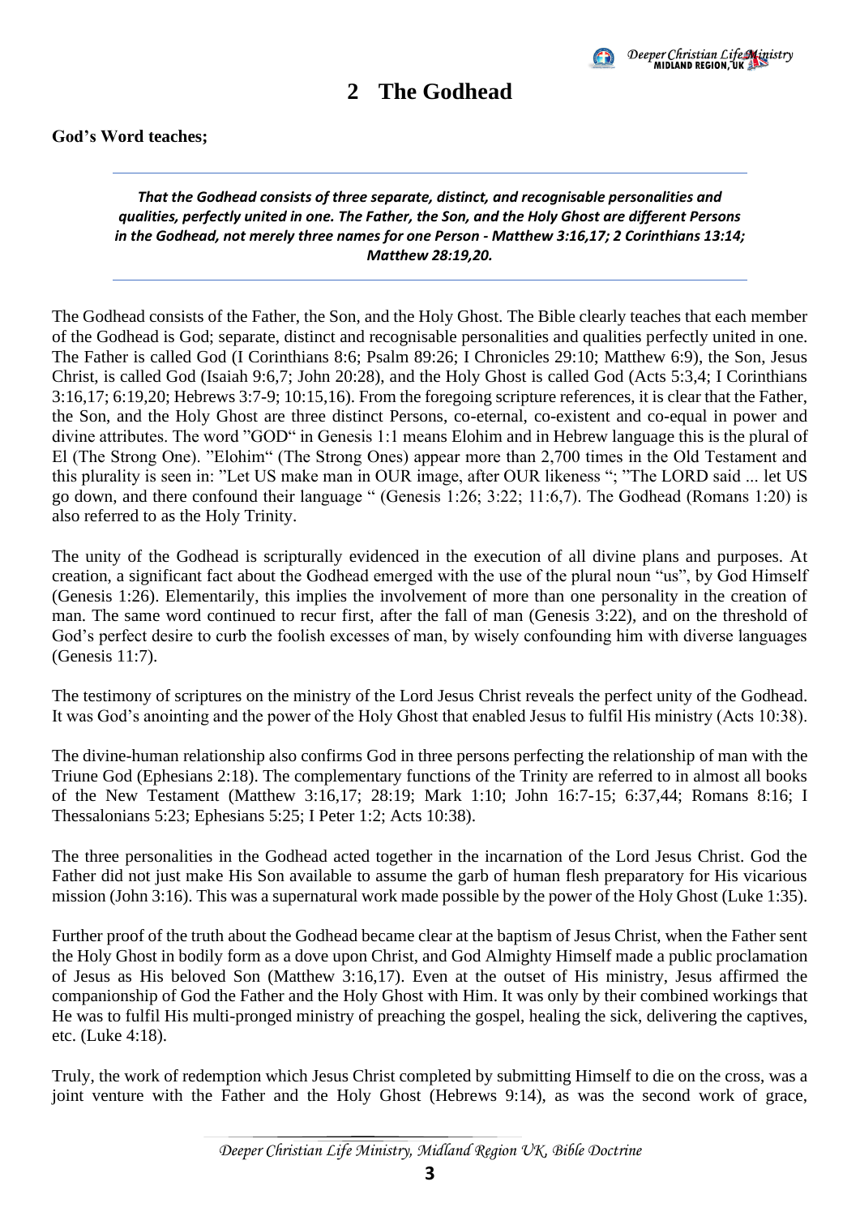# 2 The Godhead

**God's Word teaches;**

---

***That the Godhead consists of three separate, distinct, and recognisable personalities and qualities, perfectly united in one. The Father, the Son, and the Holy Ghost are different Persons in the Godhead, not merely three names for one Person - Matthew 3:16,17; 2 Corinthians 13:14; Matthew 28:19,20.***

---

The Godhead consists of the Father, the Son, and the Holy Ghost. The Bible clearly teaches that each member of the Godhead is God; separate, distinct and recognisable personalities and qualities perfectly united in one. The Father is called God (I Corinthians 8:6; Psalm 89:26; I Chronicles 29:10; Matthew 6:9), the Son, Jesus Christ, is called God (Isaiah 9:6,7; John 20:28), and the Holy Ghost is called God (Acts 5:3,4; I Corinthians 3:16,17; 6:19,20; Hebrews 3:7-9; 10:15,16). From the foregoing scripture references, it is clear that the Father, the Son, and the Holy Ghost are three distinct Persons, co-eternal, co-existent and co-equal in power and divine attributes. The word "GOD" in Genesis 1:1 means Elohim and in Hebrew language this is the plural of El (The Strong One). "Elohim" (The Strong Ones) appear more than 2,700 times in the Old Testament and this plurality is seen in: "Let US make man in OUR image, after OUR likeness "; "The LORD said ... let US go down, and there confound their language " (Genesis 1:26; 3:22; 11:6,7). The Godhead (Romans 1:20) is also referred to as the Holy Trinity.

The unity of the Godhead is scripturally evidenced in the execution of all divine plans and purposes. At creation, a significant fact about the Godhead emerged with the use of the plural noun "us", by God Himself (Genesis 1:26). Elementarily, this implies the involvement of more than one personality in the creation of man. The same word continued to recur first, after the fall of man (Genesis 3:22), and on the threshold of God's perfect desire to curb the foolish excesses of man, by wisely confounding him with diverse languages (Genesis 11:7).

The testimony of scriptures on the ministry of the Lord Jesus Christ reveals the perfect unity of the Godhead. It was God's anointing and the power of the Holy Ghost that enabled Jesus to fulfil His ministry (Acts 10:38).

The divine-human relationship also confirms God in three persons perfecting the relationship of man with the Triune God (Ephesians 2:18). The complementary functions of the Trinity are referred to in almost all books of the New Testament (Matthew 3:16,17; 28:19; Mark 1:10; John 16:7-15; 6:37,44; Romans 8:16; I Thessalonians 5:23; Ephesians 5:25; I Peter 1:2; Acts 10:38).

The three personalities in the Godhead acted together in the incarnation of the Lord Jesus Christ. God the Father did not just make His Son available to assume the garb of human flesh preparatory for His vicarious mission (John 3:16). This was a supernatural work made possible by the power of the Holy Ghost (Luke 1:35).

Further proof of the truth about the Godhead became clear at the baptism of Jesus Christ, when the Father sent the Holy Ghost in bodily form as a dove upon Christ, and God Almighty Himself made a public proclamation of Jesus as His beloved Son (Matthew 3:16,17). Even at the outset of His ministry, Jesus affirmed the companionship of God the Father and the Holy Ghost with Him. It was only by their combined workings that He was to fulfil His multi-pronged ministry of preaching the gospel, healing the sick, delivering the captives, etc. (Luke 4:18).

Truly, the work of redemption which Jesus Christ completed by submitting Himself to die on the cross, was a joint venture with the Father and the Holy Ghost (Hebrews 9:14), as was the second work of grace,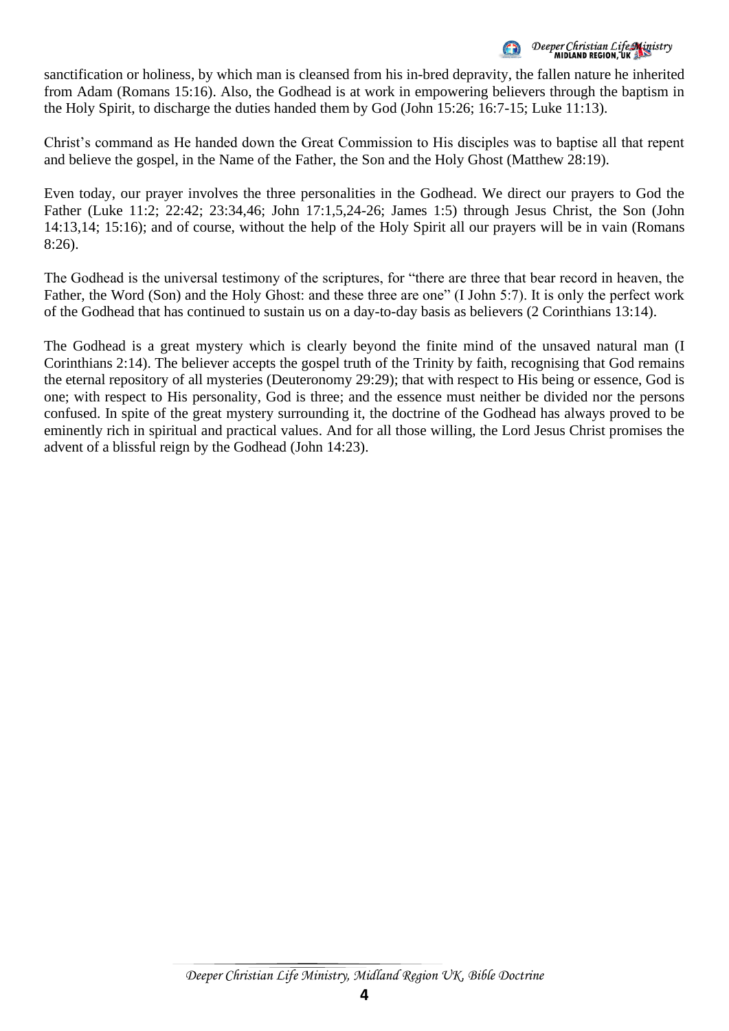sanctification or holiness, by which man is cleansed from his in-bred depravity, the fallen nature he inherited from Adam (Romans 15:16). Also, the Godhead is at work in empowering believers through the baptism in the Holy Spirit, to discharge the duties handed them by God (John 15:26; 16:7-15; Luke 11:13).

Christ's command as He handed down the Great Commission to His disciples was to baptise all that repent and believe the gospel, in the Name of the Father, the Son and the Holy Ghost (Matthew 28:19).

Even today, our prayer involves the three personalities in the Godhead. We direct our prayers to God the Father (Luke 11:2; 22:42; 23:34,46; John 17:1,5,24-26; James 1:5) through Jesus Christ, the Son (John 14:13,14; 15:16); and of course, without the help of the Holy Spirit all our prayers will be in vain (Romans 8:26).

The Godhead is the universal testimony of the scriptures, for "there are three that bear record in heaven, the Father, the Word (Son) and the Holy Ghost: and these three are one" (I John 5:7). It is only the perfect work of the Godhead that has continued to sustain us on a day-to-day basis as believers (2 Corinthians 13:14).

The Godhead is a great mystery which is clearly beyond the finite mind of the unsaved natural man (I Corinthians 2:14). The believer accepts the gospel truth of the Trinity by faith, recognising that God remains the eternal repository of all mysteries (Deuteronomy 29:29); that with respect to His being or essence, God is one; with respect to His personality, God is three; and the essence must neither be divided nor the persons confused. In spite of the great mystery surrounding it, the doctrine of the Godhead has always proved to be eminently rich in spiritual and practical values. And for all those willing, the Lord Jesus Christ promises the advent of a blissful reign by the Godhead (John 14:23).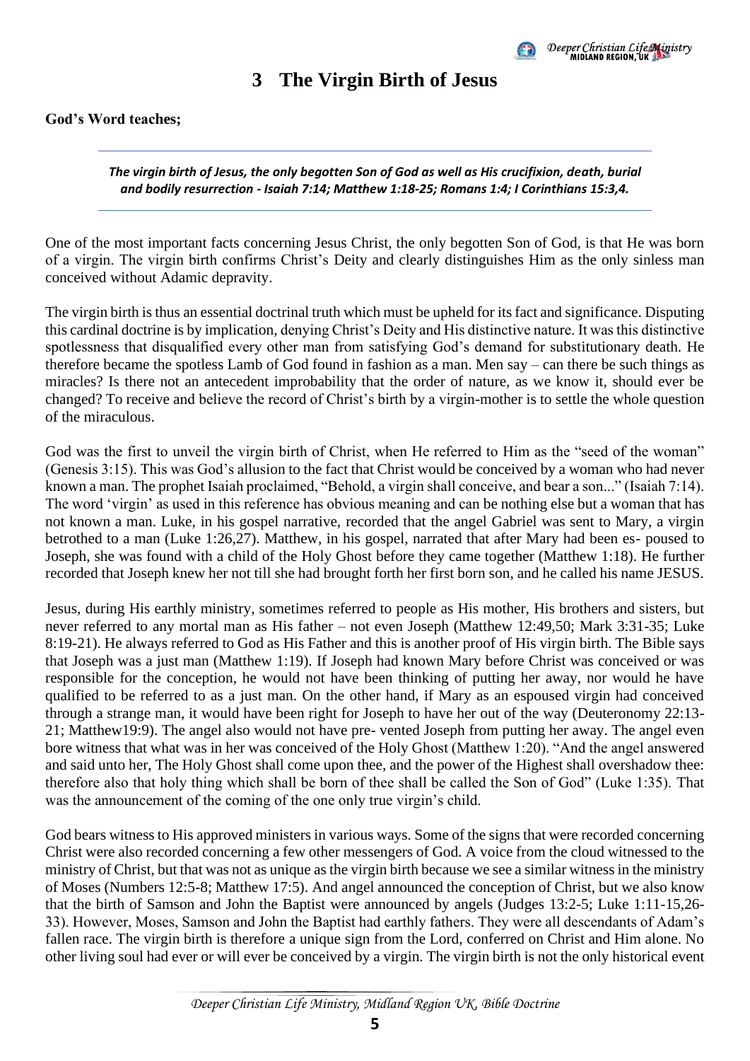# 3 The Virgin Birth of Jesus

**God's Word teaches;**

---

***The virgin birth of Jesus, the only begotten Son of God as well as His crucifixion, death, burial and bodily resurrection - Isaiah 7:14; Matthew 1:18-25; Romans 1:4; I Corinthians 15:3,4.***

---

One of the most important facts concerning Jesus Christ, the only begotten Son of God, is that He was born of a virgin. The virgin birth confirms Christ's Deity and clearly distinguishes Him as the only sinless man conceived without Adamic depravity.

The virgin birth is thus an essential doctrinal truth which must be upheld for its fact and significance. Disputing this cardinal doctrine is by implication, denying Christ's Deity and His distinctive nature. It was this distinctive spotlessness that disqualified every other man from satisfying God's demand for substitutionary death. He therefore became the spotless Lamb of God found in fashion as a man. Men say – can there be such things as miracles? Is there not an antecedent improbability that the order of nature, as we know it, should ever be changed? To receive and believe the record of Christ's birth by a virgin-mother is to settle the whole question of the miraculous.

God was the first to unveil the virgin birth of Christ, when He referred to Him as the "seed of the woman" (Genesis 3:15). This was God's allusion to the fact that Christ would be conceived by a woman who had never known a man. The prophet Isaiah proclaimed, "Behold, a virgin shall conceive, and bear a son..." (Isaiah 7:14). The word 'virgin' as used in this reference has obvious meaning and can be nothing else but a woman that has not known a man. Luke, in his gospel narrative, recorded that the angel Gabriel was sent to Mary, a virgin betrothed to a man (Luke 1:26,27). Matthew, in his gospel, narrated that after Mary had been es- poused to Joseph, she was found with a child of the Holy Ghost before they came together (Matthew 1:18). He further recorded that Joseph knew her not till she had brought forth her first born son, and he called his name JESUS.

Jesus, during His earthly ministry, sometimes referred to people as His mother, His brothers and sisters, but never referred to any mortal man as His father – not even Joseph (Matthew 12:49,50; Mark 3:31-35; Luke 8:19-21). He always referred to God as His Father and this is another proof of His virgin birth. The Bible says that Joseph was a just man (Matthew 1:19). If Joseph had known Mary before Christ was conceived or was responsible for the conception, he would not have been thinking of putting her away, nor would he have qualified to be referred to as a just man. On the other hand, if Mary as an espoused virgin had conceived through a strange man, it would have been right for Joseph to have her out of the way (Deuteronomy 22:13-21; Matthew19:9). The angel also would not have pre- vented Joseph from putting her away. The angel even bore witness that what was in her was conceived of the Holy Ghost (Matthew 1:20). "And the angel answered and said unto her, The Holy Ghost shall come upon thee, and the power of the Highest shall overshadow thee: therefore also that holy thing which shall be born of thee shall be called the Son of God" (Luke 1:35). That was the announcement of the coming of the one only true virgin's child.

God bears witness to His approved ministers in various ways. Some of the signs that were recorded concerning Christ were also recorded concerning a few other messengers of God. A voice from the cloud witnessed to the ministry of Christ, but that was not as unique as the virgin birth because we see a similar witness in the ministry of Moses (Numbers 12:5-8; Matthew 17:5). And angel announced the conception of Christ, but we also know that the birth of Samson and John the Baptist were announced by angels (Judges 13:2-5; Luke 1:11-15,26-33). However, Moses, Samson and John the Baptist had earthly fathers. They were all descendants of Adam's fallen race. The virgin birth is therefore a unique sign from the Lord, conferred on Christ and Him alone. No other living soul had ever or will ever be conceived by a virgin. The virgin birth is not the only historical event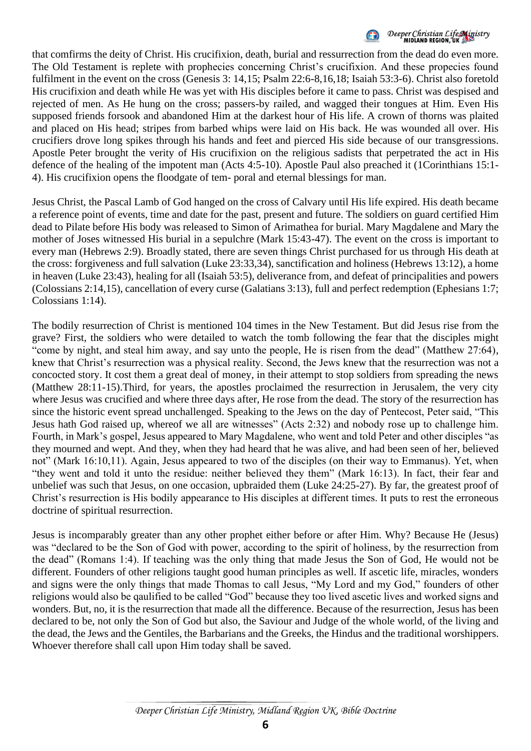that comfirms the deity of Christ. His crucifixion, death, burial and ressurrection from the dead do even more. The Old Testament is replete with prophecies concerning Christ's crucifixion. And these propecies found fulfilment in the event on the cross (Genesis 3: 14,15; Psalm 22:6-8,16,18; Isaiah 53:3-6). Christ also foretold His crucifixion and death while He was yet with His disciples before it came to pass. Christ was despised and rejected of men. As He hung on the cross; passers-by railed, and wagged their tongues at Him. Even His supposed friends forsook and abandoned Him at the darkest hour of His life. A crown of thorns was plaited and placed on His head; stripes from barbed whips were laid on His back. He was wounded all over. His crucifiers drove long spikes through his hands and feet and pierced His side because of our transgressions. Apostle Peter brought the verity of His crucifixion on the religious sadists that perpetrated the act in His defence of the healing of the impotent man (Acts 4:5-10). Apostle Paul also preached it (1Corinthians 15:1-4). His crucifixion opens the floodgate of tem- poral and eternal blessings for man.

Jesus Christ, the Pascal Lamb of God hanged on the cross of Calvary until His life expired. His death became a reference point of events, time and date for the past, present and future. The soldiers on guard certified Him dead to Pilate before His body was released to Simon of Arimathea for burial. Mary Magdalene and Mary the mother of Joses witnessed His burial in a sepulchre (Mark 15:43-47). The event on the cross is important to every man (Hebrews 2:9). Broadly stated, there are seven things Christ purchased for us through His death at the cross: forgiveness and full salvation (Luke 23:33,34), sanctification and holiness (Hebrews 13:12), a home in heaven (Luke 23:43), healing for all (Isaiah 53:5), deliverance from, and defeat of principalities and powers (Colossians 2:14,15), cancellation of every curse (Galatians 3:13), full and perfect redemption (Ephesians 1:7; Colossians 1:14).

The bodily resurrection of Christ is mentioned 104 times in the New Testament. But did Jesus rise from the grave? First, the soldiers who were detailed to watch the tomb following the fear that the disciples might "come by night, and steal him away, and say unto the people, He is risen from the dead" (Matthew 27:64), knew that Christ's resurrection was a physical reality. Second, the Jews knew that the resurrection was not a concocted story. It cost them a great deal of money, in their attempt to stop soldiers from spreading the news (Matthew 28:11-15).Third, for years, the apostles proclaimed the resurrection in Jerusalem, the very city where Jesus was crucified and where three days after, He rose from the dead. The story of the resurrection has since the historic event spread unchallenged. Speaking to the Jews on the day of Pentecost, Peter said, "This Jesus hath God raised up, whereof we all are witnesses" (Acts 2:32) and nobody rose up to challenge him. Fourth, in Mark's gospel, Jesus appeared to Mary Magdalene, who went and told Peter and other disciples "as they mourned and wept. And they, when they had heard that he was alive, and had been seen of her, believed not" (Mark 16:10,11). Again, Jesus appeared to two of the disciples (on their way to Emmanus). Yet, when "they went and told it unto the residue: neither believed they them" (Mark 16:13). In fact, their fear and unbelief was such that Jesus, on one occasion, upbraided them (Luke 24:25-27). By far, the greatest proof of Christ's resurrection is His bodily appearance to His disciples at different times. It puts to rest the erroneous doctrine of spiritual resurrection.

Jesus is incomparably greater than any other prophet either before or after Him. Why? Because He (Jesus) was "declared to be the Son of God with power, according to the spirit of holiness, by the resurrection from the dead" (Romans 1:4). If teaching was the only thing that made Jesus the Son of God, He would not be different. Founders of other religions taught good human principles as well. If ascetic life, miracles, wonders and signs were the only things that made Thomas to call Jesus, "My Lord and my God," founders of other religions would also be qaulified to be called "God" because they too lived ascetic lives and worked signs and wonders. But, no, it is the resurrection that made all the difference. Because of the resurrection, Jesus has been declared to be, not only the Son of God but also, the Saviour and Judge of the whole world, of the living and the dead, the Jews and the Gentiles, the Barbarians and the Greeks, the Hindus and the traditional worshippers. Whoever therefore shall call upon Him today shall be saved.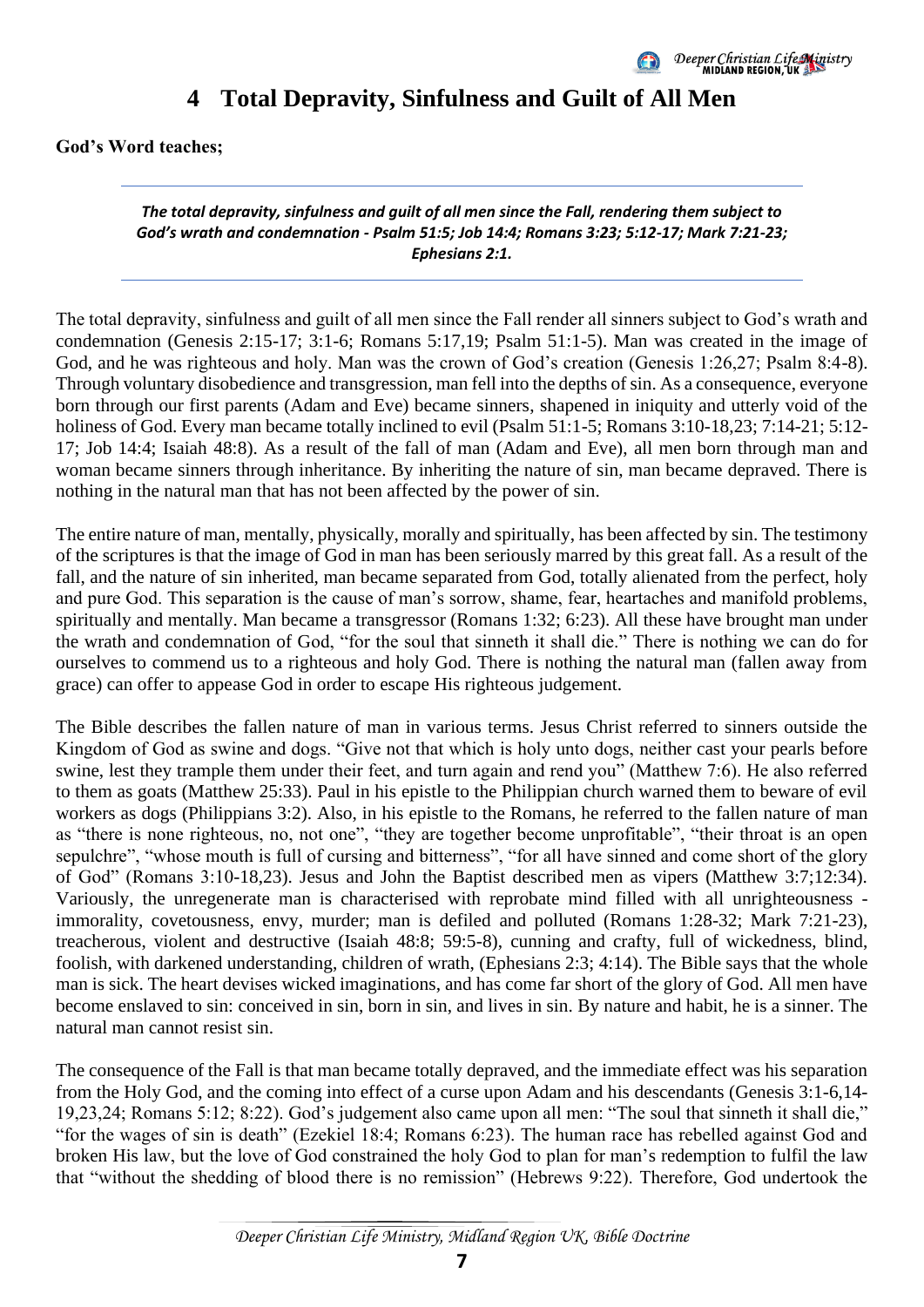# 4 Total Depravity, Sinfulness and Guilt of All Men

**God's Word teaches;**

***The total depravity, sinfulness and guilt of all men since the Fall, rendering them subject to God's wrath and condemnation - Psalm 51:5; Job 14:4; Romans 3:23; 5:12-17; Mark 7:21-23; Ephesians 2:1.***

The total depravity, sinfulness and guilt of all men since the Fall render all sinners subject to God's wrath and condemnation (Genesis 2:15-17; 3:1-6; Romans 5:17,19; Psalm 51:1-5). Man was created in the image of God, and he was righteous and holy. Man was the crown of God's creation (Genesis 1:26,27; Psalm 8:4-8). Through voluntary disobedience and transgression, man fell into the depths of sin. As a consequence, everyone born through our first parents (Adam and Eve) became sinners, shapened in iniquity and utterly void of the holiness of God. Every man became totally inclined to evil (Psalm 51:1-5; Romans 3:10-18,23; 7:14-21; 5:12-17; Job 14:4; Isaiah 48:8). As a result of the fall of man (Adam and Eve), all men born through man and woman became sinners through inheritance. By inheriting the nature of sin, man became depraved. There is nothing in the natural man that has not been affected by the power of sin.

The entire nature of man, mentally, physically, morally and spiritually, has been affected by sin. The testimony of the scriptures is that the image of God in man has been seriously marred by this great fall. As a result of the fall, and the nature of sin inherited, man became separated from God, totally alienated from the perfect, holy and pure God. This separation is the cause of man's sorrow, shame, fear, heartaches and manifold problems, spiritually and mentally. Man became a transgressor (Romans 1:32; 6:23). All these have brought man under the wrath and condemnation of God, "for the soul that sinneth it shall die." There is nothing we can do for ourselves to commend us to a righteous and holy God. There is nothing the natural man (fallen away from grace) can offer to appease God in order to escape His righteous judgement.

The Bible describes the fallen nature of man in various terms. Jesus Christ referred to sinners outside the Kingdom of God as swine and dogs. "Give not that which is holy unto dogs, neither cast your pearls before swine, lest they trample them under their feet, and turn again and rend you" (Matthew 7:6). He also referred to them as goats (Matthew 25:33). Paul in his epistle to the Philippian church warned them to beware of evil workers as dogs (Philippians 3:2). Also, in his epistle to the Romans, he referred to the fallen nature of man as "there is none righteous, no, not one", "they are together become unprofitable", "their throat is an open sepulchre", "whose mouth is full of cursing and bitterness", "for all have sinned and come short of the glory of God" (Romans 3:10-18,23). Jesus and John the Baptist described men as vipers (Matthew 3:7;12:34). Variously, the unregenerate man is characterised with reprobate mind filled with all unrighteousness - immorality, covetousness, envy, murder; man is defiled and polluted (Romans 1:28-32; Mark 7:21-23), treacherous, violent and destructive (Isaiah 48:8; 59:5-8), cunning and crafty, full of wickedness, blind, foolish, with darkened understanding, children of wrath, (Ephesians 2:3; 4:14). The Bible says that the whole man is sick. The heart devises wicked imaginations, and has come far short of the glory of God. All men have become enslaved to sin: conceived in sin, born in sin, and lives in sin. By nature and habit, he is a sinner. The natural man cannot resist sin.

The consequence of the Fall is that man became totally depraved, and the immediate effect was his separation from the Holy God, and the coming into effect of a curse upon Adam and his descendants (Genesis 3:1-6,14-19,23,24; Romans 5:12; 8:22). God's judgement also came upon all men: "The soul that sinneth it shall die," "for the wages of sin is death" (Ezekiel 18:4; Romans 6:23). The human race has rebelled against God and broken His law, but the love of God constrained the holy God to plan for man's redemption to fulfil the law that "without the shedding of blood there is no remission" (Hebrews 9:22). Therefore, God undertook the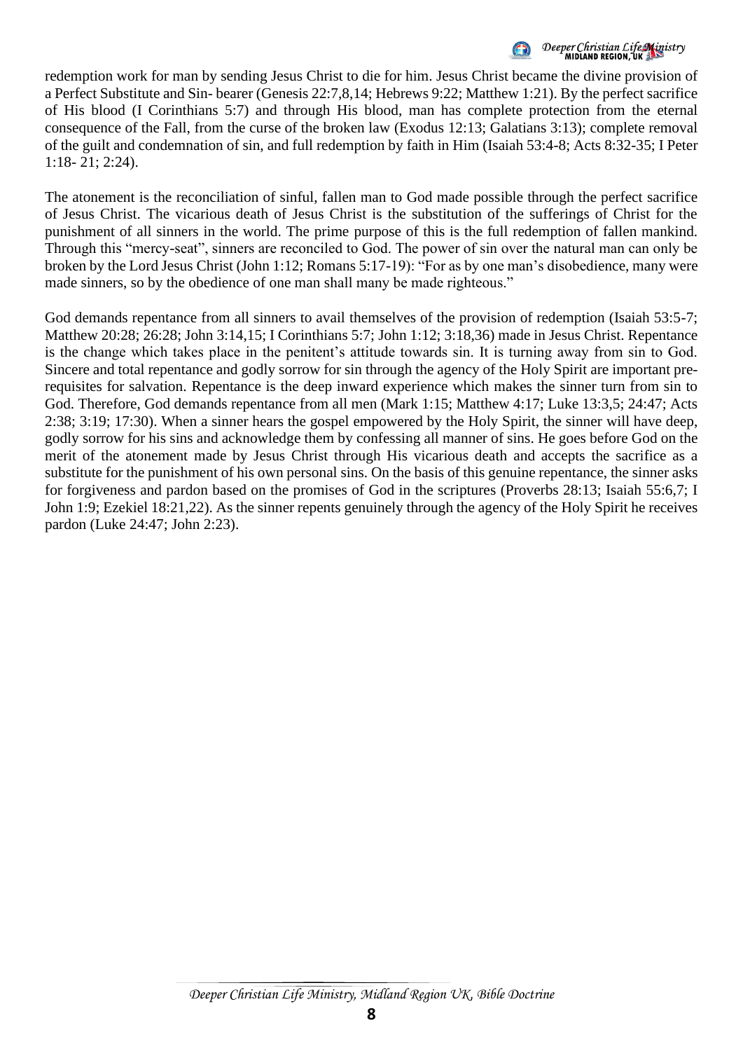redemption work for man by sending Jesus Christ to die for him. Jesus Christ became the divine provision of a Perfect Substitute and Sin- bearer (Genesis 22:7,8,14; Hebrews 9:22; Matthew 1:21). By the perfect sacrifice of His blood (I Corinthians 5:7) and through His blood, man has complete protection from the eternal consequence of the Fall, from the curse of the broken law (Exodus 12:13; Galatians 3:13); complete removal of the guilt and condemnation of sin, and full redemption by faith in Him (Isaiah 53:4-8; Acts 8:32-35; I Peter 1:18- 21; 2:24).

The atonement is the reconciliation of sinful, fallen man to God made possible through the perfect sacrifice of Jesus Christ. The vicarious death of Jesus Christ is the substitution of the sufferings of Christ for the punishment of all sinners in the world. The prime purpose of this is the full redemption of fallen mankind. Through this "mercy-seat", sinners are reconciled to God. The power of sin over the natural man can only be broken by the Lord Jesus Christ (John 1:12; Romans 5:17-19): "For as by one man's disobedience, many were made sinners, so by the obedience of one man shall many be made righteous."

God demands repentance from all sinners to avail themselves of the provision of redemption (Isaiah 53:5-7; Matthew 20:28; 26:28; John 3:14,15; I Corinthians 5:7; John 1:12; 3:18,36) made in Jesus Christ. Repentance is the change which takes place in the penitent's attitude towards sin. It is turning away from sin to God. Sincere and total repentance and godly sorrow for sin through the agency of the Holy Spirit are important pre-requisites for salvation. Repentance is the deep inward experience which makes the sinner turn from sin to God. Therefore, God demands repentance from all men (Mark 1:15; Matthew 4:17; Luke 13:3,5; 24:47; Acts 2:38; 3:19; 17:30). When a sinner hears the gospel empowered by the Holy Spirit, the sinner will have deep, godly sorrow for his sins and acknowledge them by confessing all manner of sins. He goes before God on the merit of the atonement made by Jesus Christ through His vicarious death and accepts the sacrifice as a substitute for the punishment of his own personal sins. On the basis of this genuine repentance, the sinner asks for forgiveness and pardon based on the promises of God in the scriptures (Proverbs 28:13; Isaiah 55:6,7; I John 1:9; Ezekiel 18:21,22). As the sinner repents genuinely through the agency of the Holy Spirit he receives pardon (Luke 24:47; John 2:23).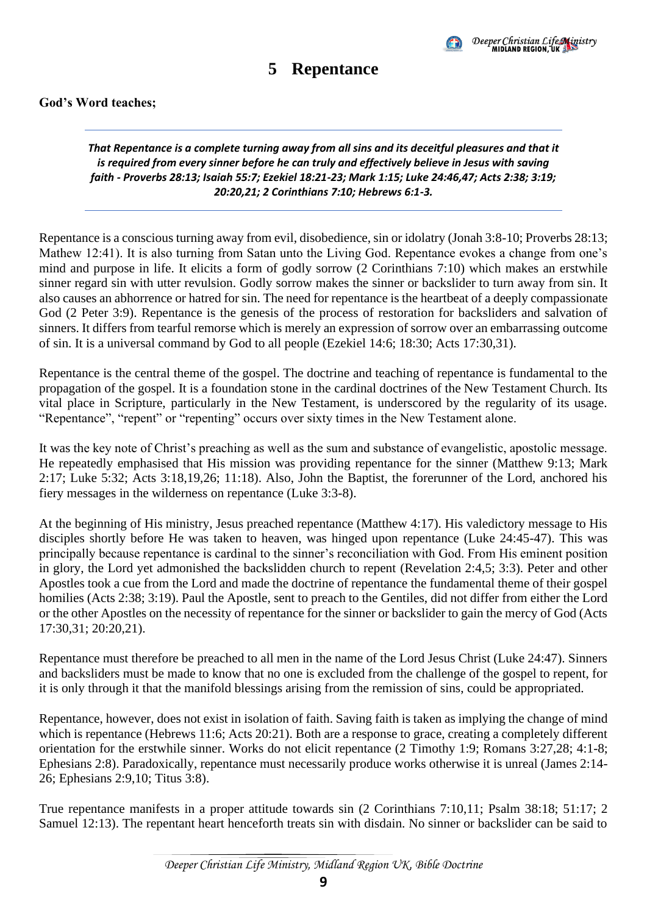# 5 Repentance

**God's Word teaches;**

---

***That Repentance is a complete turning away from all sins and its deceitful pleasures and that it is required from every sinner before he can truly and effectively believe in Jesus with saving faith - Proverbs 28:13; Isaiah 55:7; Ezekiel 18:21-23; Mark 1:15; Luke 24:46,47; Acts 2:38; 3:19; 20:20,21; 2 Corinthians 7:10; Hebrews 6:1-3.***

---

Repentance is a conscious turning away from evil, disobedience, sin or idolatry (Jonah 3:8-10; Proverbs 28:13; Mathew 12:41). It is also turning from Satan unto the Living God. Repentance evokes a change from one's mind and purpose in life. It elicits a form of godly sorrow (2 Corinthians 7:10) which makes an erstwhile sinner regard sin with utter revulsion. Godly sorrow makes the sinner or backslider to turn away from sin. It also causes an abhorrence or hatred for sin. The need for repentance is the heartbeat of a deeply compassionate God (2 Peter 3:9). Repentance is the genesis of the process of restoration for backsliders and salvation of sinners. It differs from tearful remorse which is merely an expression of sorrow over an embarrassing outcome of sin. It is a universal command by God to all people (Ezekiel 14:6; 18:30; Acts 17:30,31).

Repentance is the central theme of the gospel. The doctrine and teaching of repentance is fundamental to the propagation of the gospel. It is a foundation stone in the cardinal doctrines of the New Testament Church. Its vital place in Scripture, particularly in the New Testament, is underscored by the regularity of its usage. "Repentance", "repent" or "repenting" occurs over sixty times in the New Testament alone.

It was the key note of Christ's preaching as well as the sum and substance of evangelistic, apostolic message. He repeatedly emphasised that His mission was providing repentance for the sinner (Matthew 9:13; Mark 2:17; Luke 5:32; Acts 3:18,19,26; 11:18). Also, John the Baptist, the forerunner of the Lord, anchored his fiery messages in the wilderness on repentance (Luke 3:3-8).

At the beginning of His ministry, Jesus preached repentance (Matthew 4:17). His valedictory message to His disciples shortly before He was taken to heaven, was hinged upon repentance (Luke 24:45-47). This was principally because repentance is cardinal to the sinner's reconciliation with God. From His eminent position in glory, the Lord yet admonished the backslidden church to repent (Revelation 2:4,5; 3:3). Peter and other Apostles took a cue from the Lord and made the doctrine of repentance the fundamental theme of their gospel homilies (Acts 2:38; 3:19). Paul the Apostle, sent to preach to the Gentiles, did not differ from either the Lord or the other Apostles on the necessity of repentance for the sinner or backslider to gain the mercy of God (Acts 17:30,31; 20:20,21).

Repentance must therefore be preached to all men in the name of the Lord Jesus Christ (Luke 24:47). Sinners and backsliders must be made to know that no one is excluded from the challenge of the gospel to repent, for it is only through it that the manifold blessings arising from the remission of sins, could be appropriated.

Repentance, however, does not exist in isolation of faith. Saving faith is taken as implying the change of mind which is repentance (Hebrews 11:6; Acts 20:21). Both are a response to grace, creating a completely different orientation for the erstwhile sinner. Works do not elicit repentance (2 Timothy 1:9; Romans 3:27,28; 4:1-8; Ephesians 2:8). Paradoxically, repentance must necessarily produce works otherwise it is unreal (James 2:14-26; Ephesians 2:9,10; Titus 3:8).

True repentance manifests in a proper attitude towards sin (2 Corinthians 7:10,11; Psalm 38:18; 51:17; 2 Samuel 12:13). The repentant heart henceforth treats sin with disdain. No sinner or backslider can be said to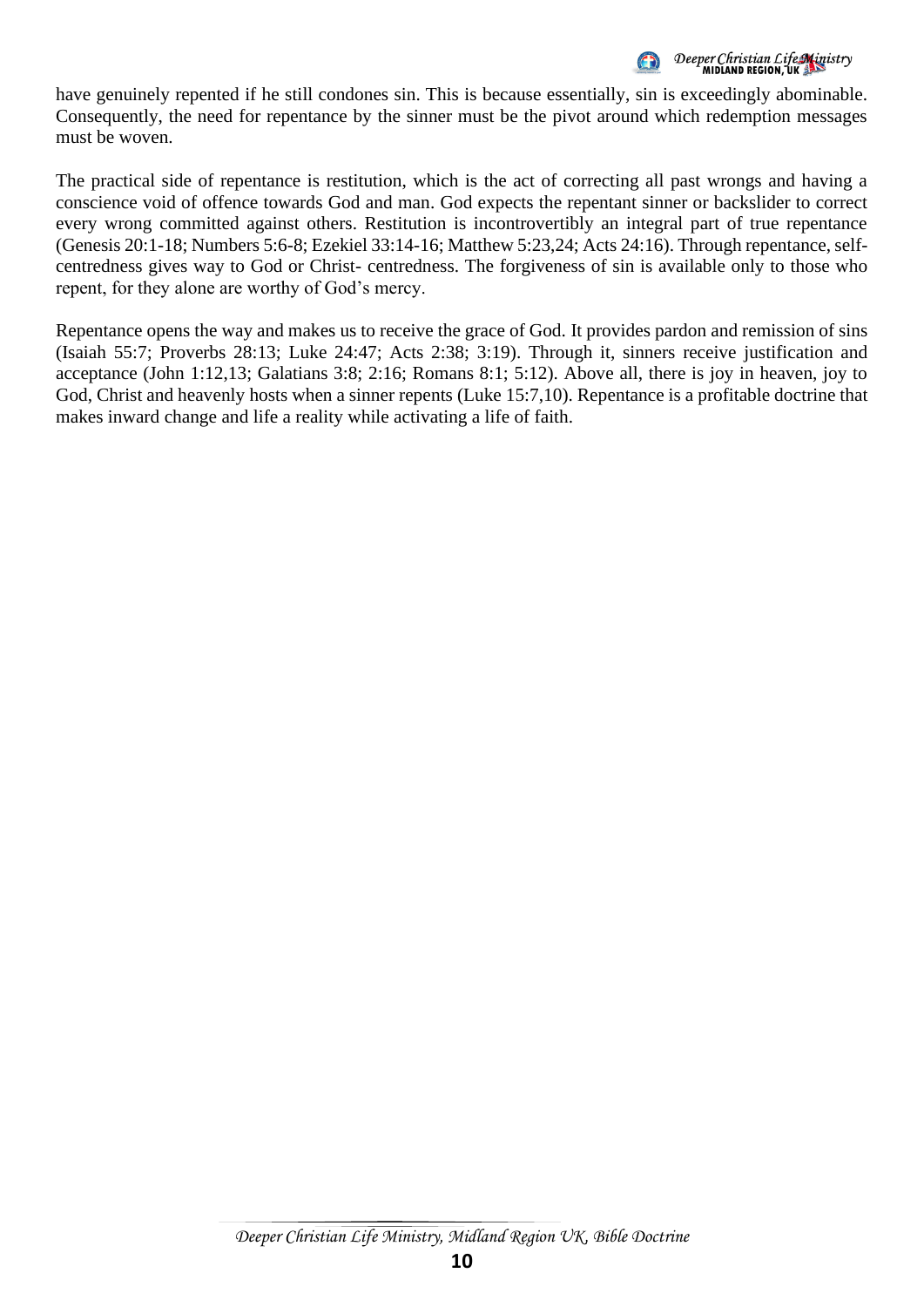have genuinely repented if he still condones sin. This is because essentially, sin is exceedingly abominable. Consequently, the need for repentance by the sinner must be the pivot around which redemption messages must be woven.

The practical side of repentance is restitution, which is the act of correcting all past wrongs and having a conscience void of offence towards God and man. God expects the repentant sinner or backslider to correct every wrong committed against others. Restitution is incontrovertibly an integral part of true repentance (Genesis 20:1-18; Numbers 5:6-8; Ezekiel 33:14-16; Matthew 5:23,24; Acts 24:16). Through repentance, self-centredness gives way to God or Christ- centredness. The forgiveness of sin is available only to those who repent, for they alone are worthy of God's mercy.

Repentance opens the way and makes us to receive the grace of God. It provides pardon and remission of sins (Isaiah 55:7; Proverbs 28:13; Luke 24:47; Acts 2:38; 3:19). Through it, sinners receive justification and acceptance (John 1:12,13; Galatians 3:8; 2:16; Romans 8:1; 5:12). Above all, there is joy in heaven, joy to God, Christ and heavenly hosts when a sinner repents (Luke 15:7,10). Repentance is a profitable doctrine that makes inward change and life a reality while activating a life of faith.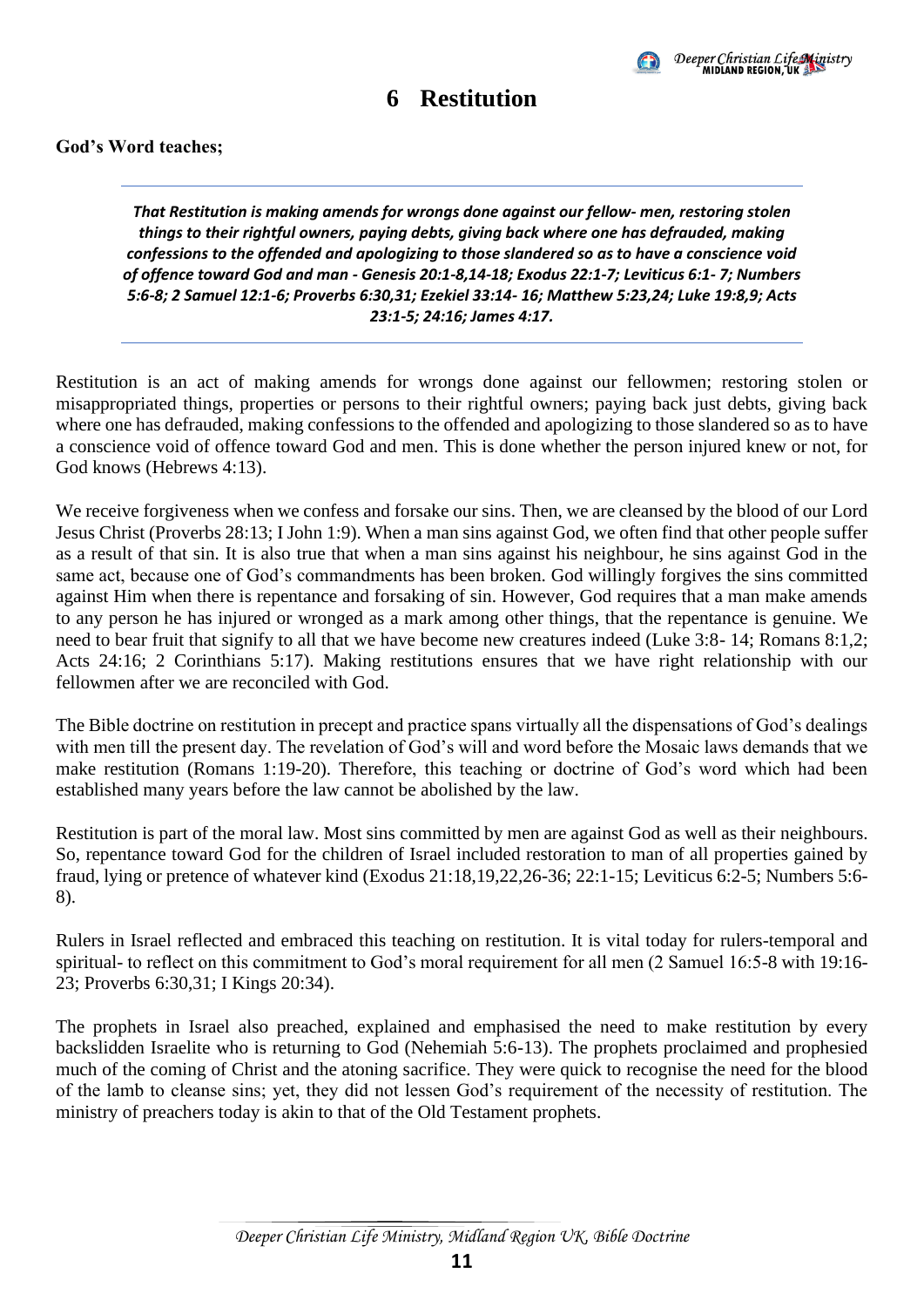# 6 Restitution

**God's Word teaches;**

***That Restitution is making amends for wrongs done against our fellow- men, restoring stolen things to their rightful owners, paying debts, giving back where one has defrauded, making confessions to the offended and apologizing to those slandered so as to have a conscience void of offence toward God and man - Genesis 20:1-8,14-18; Exodus 22:1-7; Leviticus 6:1- 7; Numbers 5:6-8; 2 Samuel 12:1-6; Proverbs 6:30,31; Ezekiel 33:14- 16; Matthew 5:23,24; Luke 19:8,9; Acts 23:1-5; 24:16; James 4:17.***

Restitution is an act of making amends for wrongs done against our fellowmen; restoring stolen or misappropriated things, properties or persons to their rightful owners; paying back just debts, giving back where one has defrauded, making confessions to the offended and apologizing to those slandered so as to have a conscience void of offence toward God and men. This is done whether the person injured knew or not, for God knows (Hebrews 4:13).

We receive forgiveness when we confess and forsake our sins. Then, we are cleansed by the blood of our Lord Jesus Christ (Proverbs 28:13; I John 1:9). When a man sins against God, we often find that other people suffer as a result of that sin. It is also true that when a man sins against his neighbour, he sins against God in the same act, because one of God's commandments has been broken. God willingly forgives the sins committed against Him when there is repentance and forsaking of sin. However, God requires that a man make amends to any person he has injured or wronged as a mark among other things, that the repentance is genuine. We need to bear fruit that signify to all that we have become new creatures indeed (Luke 3:8- 14; Romans 8:1,2; Acts 24:16; 2 Corinthians 5:17). Making restitutions ensures that we have right relationship with our fellowmen after we are reconciled with God.

The Bible doctrine on restitution in precept and practice spans virtually all the dispensations of God's dealings with men till the present day. The revelation of God's will and word before the Mosaic laws demands that we make restitution (Romans 1:19-20). Therefore, this teaching or doctrine of God's word which had been established many years before the law cannot be abolished by the law.

Restitution is part of the moral law. Most sins committed by men are against God as well as their neighbours. So, repentance toward God for the children of Israel included restoration to man of all properties gained by fraud, lying or pretence of whatever kind (Exodus 21:18,19,22,26-36; 22:1-15; Leviticus 6:2-5; Numbers 5:6-8).

Rulers in Israel reflected and embraced this teaching on restitution. It is vital today for rulers-temporal and spiritual- to reflect on this commitment to God's moral requirement for all men (2 Samuel 16:5-8 with 19:16-23; Proverbs 6:30,31; I Kings 20:34).

The prophets in Israel also preached, explained and emphasised the need to make restitution by every backslidden Israelite who is returning to God (Nehemiah 5:6-13). The prophets proclaimed and prophesied much of the coming of Christ and the atoning sacrifice. They were quick to recognise the need for the blood of the lamb to cleanse sins; yet, they did not lessen God's requirement of the necessity of restitution. The ministry of preachers today is akin to that of the Old Testament prophets.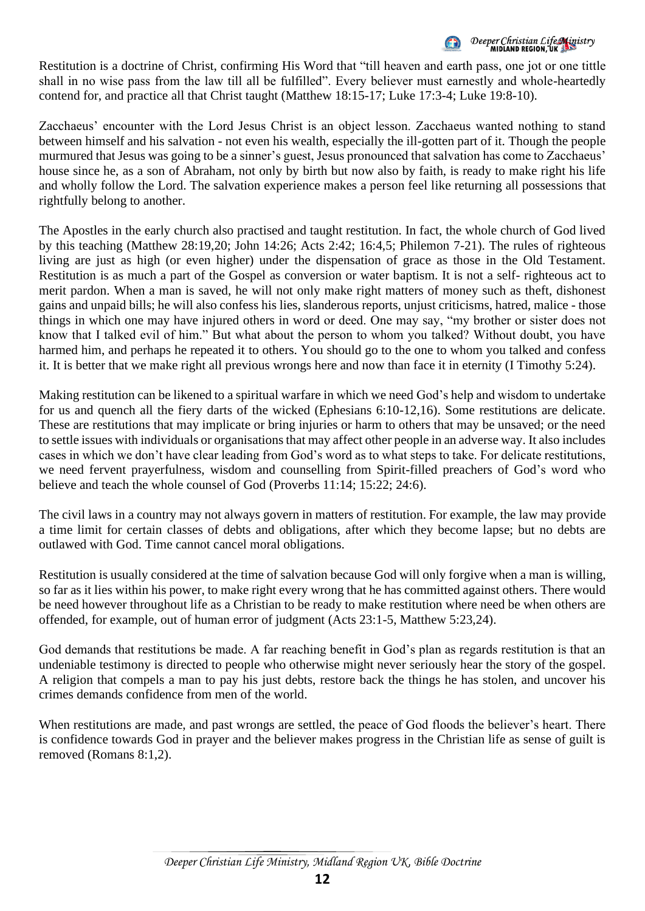Restitution is a doctrine of Christ, confirming His Word that “till heaven and earth pass, one jot or one tittle shall in no wise pass from the law till all be fulfilled”. Every believer must earnestly and whole-heartedly contend for, and practice all that Christ taught (Matthew 18:15-17; Luke 17:3-4; Luke 19:8-10).

Zacchaeus’ encounter with the Lord Jesus Christ is an object lesson. Zacchaeus wanted nothing to stand between himself and his salvation - not even his wealth, especially the ill-gotten part of it. Though the people murmured that Jesus was going to be a sinner’s guest, Jesus pronounced that salvation has come to Zacchaeus’ house since he, as a son of Abraham, not only by birth but now also by faith, is ready to make right his life and wholly follow the Lord. The salvation experience makes a person feel like returning all possessions that rightfully belong to another.

The Apostles in the early church also practised and taught restitution. In fact, the whole church of God lived by this teaching (Matthew 28:19,20; John 14:26; Acts 2:42; 16:4,5; Philemon 7-21). The rules of righteous living are just as high (or even higher) under the dispensation of grace as those in the Old Testament. Restitution is as much a part of the Gospel as conversion or water baptism. It is not a self- righteous act to merit pardon. When a man is saved, he will not only make right matters of money such as theft, dishonest gains and unpaid bills; he will also confess his lies, slanderous reports, unjust criticisms, hatred, malice - those things in which one may have injured others in word or deed. One may say, “my brother or sister does not know that I talked evil of him.” But what about the person to whom you talked? Without doubt, you have harmed him, and perhaps he repeated it to others. You should go to the one to whom you talked and confess it. It is better that we make right all previous wrongs here and now than face it in eternity (I Timothy 5:24).

Making restitution can be likened to a spiritual warfare in which we need God’s help and wisdom to undertake for us and quench all the fiery darts of the wicked (Ephesians 6:10-12,16). Some restitutions are delicate. These are restitutions that may implicate or bring injuries or harm to others that may be unsaved; or the need to settle issues with individuals or organisations that may affect other people in an adverse way. It also includes cases in which we don’t have clear leading from God’s word as to what steps to take. For delicate restitutions, we need fervent prayerfulness, wisdom and counselling from Spirit-filled preachers of God’s word who believe and teach the whole counsel of God (Proverbs 11:14; 15:22; 24:6).

The civil laws in a country may not always govern in matters of restitution. For example, the law may provide a time limit for certain classes of debts and obligations, after which they become lapse; but no debts are outlawed with God. Time cannot cancel moral obligations.

Restitution is usually considered at the time of salvation because God will only forgive when a man is willing, so far as it lies within his power, to make right every wrong that he has committed against others. There would be need however throughout life as a Christian to be ready to make restitution where need be when others are offended, for example, out of human error of judgment (Acts 23:1-5, Matthew 5:23,24).

God demands that restitutions be made. A far reaching benefit in God’s plan as regards restitution is that an undeniable testimony is directed to people who otherwise might never seriously hear the story of the gospel. A religion that compels a man to pay his just debts, restore back the things he has stolen, and uncover his crimes demands confidence from men of the world.

When restitutions are made, and past wrongs are settled, the peace of God floods the believer’s heart. There is confidence towards God in prayer and the believer makes progress in the Christian life as sense of guilt is removed (Romans 8:1,2).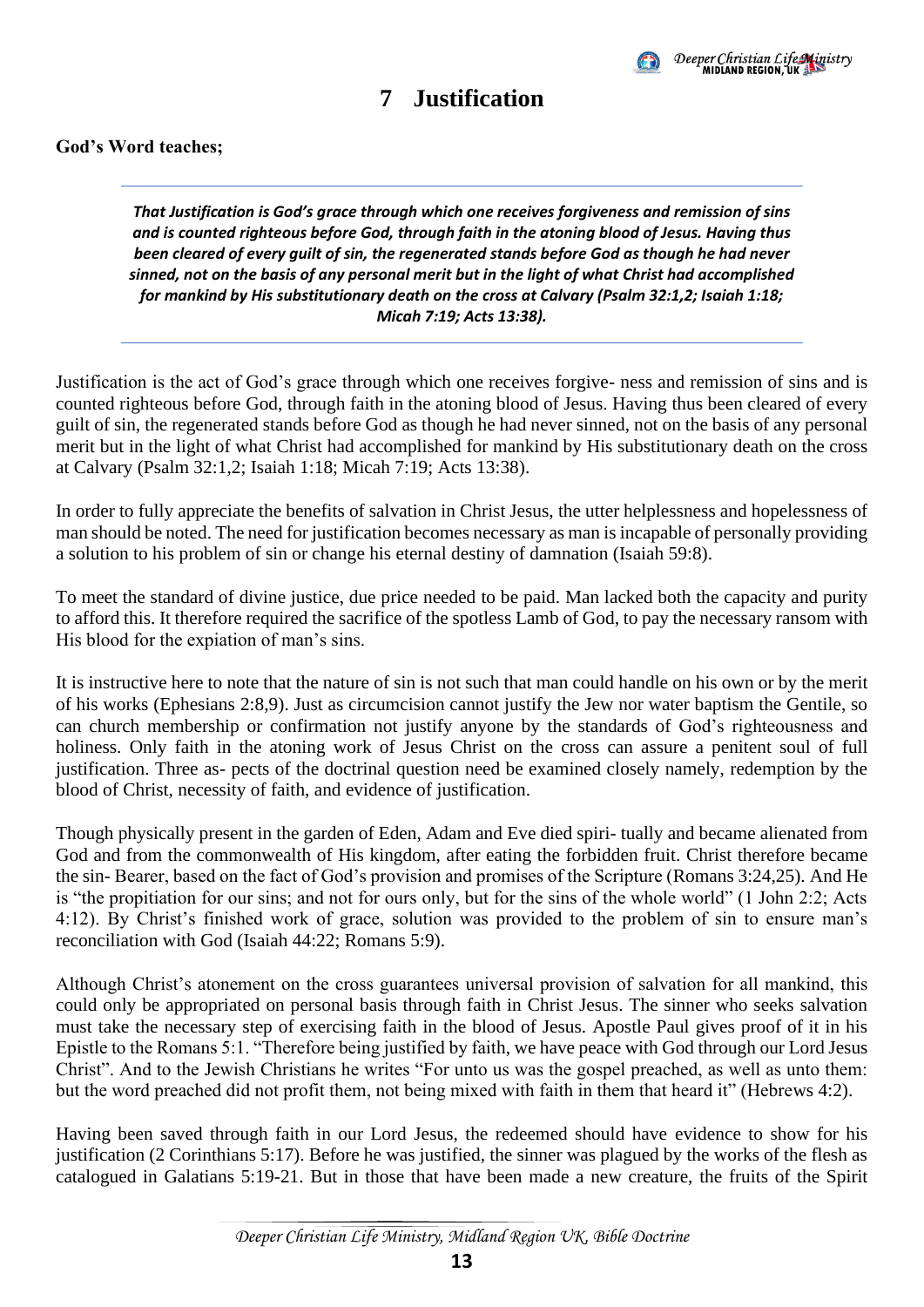# 7 Justification

**God's Word teaches;**

---

***That Justification is God's grace through which one receives forgiveness and remission of sins and is counted righteous before God, through faith in the atoning blood of Jesus. Having thus been cleared of every guilt of sin, the regenerated stands before God as though he had never sinned, not on the basis of any personal merit but in the light of what Christ had accomplished for mankind by His substitutionary death on the cross at Calvary (Psalm 32:1,2; Isaiah 1:18; Micah 7:19; Acts 13:38).***

---

Justification is the act of God's grace through which one receives forgive- ness and remission of sins and is counted righteous before God, through faith in the atoning blood of Jesus. Having thus been cleared of every guilt of sin, the regenerated stands before God as though he had never sinned, not on the basis of any personal merit but in the light of what Christ had accomplished for mankind by His substitutionary death on the cross at Calvary (Psalm 32:1,2; Isaiah 1:18; Micah 7:19; Acts 13:38).

In order to fully appreciate the benefits of salvation in Christ Jesus, the utter helplessness and hopelessness of man should be noted. The need for justification becomes necessary as man is incapable of personally providing a solution to his problem of sin or change his eternal destiny of damnation (Isaiah 59:8).

To meet the standard of divine justice, due price needed to be paid. Man lacked both the capacity and purity to afford this. It therefore required the sacrifice of the spotless Lamb of God, to pay the necessary ransom with His blood for the expiation of man's sins.

It is instructive here to note that the nature of sin is not such that man could handle on his own or by the merit of his works (Ephesians 2:8,9). Just as circumcision cannot justify the Jew nor water baptism the Gentile, so can church membership or confirmation not justify anyone by the standards of God's righteousness and holiness. Only faith in the atoning work of Jesus Christ on the cross can assure a penitent soul of full justification. Three as- pects of the doctrinal question need be examined closely namely, redemption by the blood of Christ, necessity of faith, and evidence of justification.

Though physically present in the garden of Eden, Adam and Eve died spiri- tually and became alienated from God and from the commonwealth of His kingdom, after eating the forbidden fruit. Christ therefore became the sin- Bearer, based on the fact of God's provision and promises of the Scripture (Romans 3:24,25). And He is "the propitiation for our sins; and not for ours only, but for the sins of the whole world" (1 John 2:2; Acts 4:12). By Christ's finished work of grace, solution was provided to the problem of sin to ensure man's reconciliation with God (Isaiah 44:22; Romans 5:9).

Although Christ's atonement on the cross guarantees universal provision of salvation for all mankind, this could only be appropriated on personal basis through faith in Christ Jesus. The sinner who seeks salvation must take the necessary step of exercising faith in the blood of Jesus. Apostle Paul gives proof of it in his Epistle to the Romans 5:1. "Therefore being justified by faith, we have peace with God through our Lord Jesus Christ". And to the Jewish Christians he writes "For unto us was the gospel preached, as well as unto them: but the word preached did not profit them, not being mixed with faith in them that heard it" (Hebrews 4:2).

Having been saved through faith in our Lord Jesus, the redeemed should have evidence to show for his justification (2 Corinthians 5:17). Before he was justified, the sinner was plagued by the works of the flesh as catalogued in Galatians 5:19-21. But in those that have been made a new creature, the fruits of the Spirit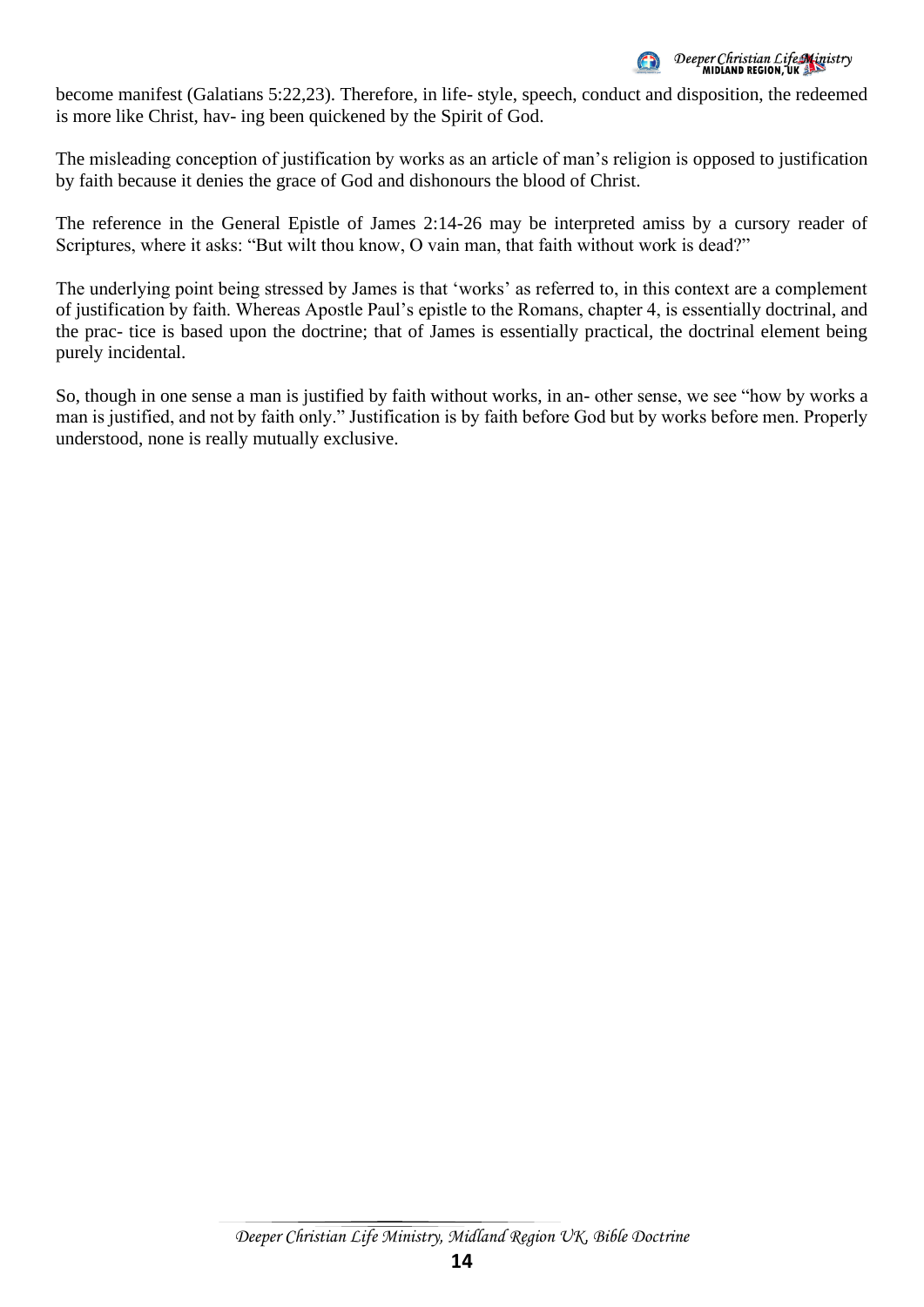become manifest (Galatians 5:22,23). Therefore, in life- style, speech, conduct and disposition, the redeemed is more like Christ, hav- ing been quickened by the Spirit of God.

The misleading conception of justification by works as an article of man's religion is opposed to justification by faith because it denies the grace of God and dishonours the blood of Christ.

The reference in the General Epistle of James 2:14-26 may be interpreted amiss by a cursory reader of Scriptures, where it asks: "But wilt thou know, O vain man, that faith without work is dead?"

The underlying point being stressed by James is that 'works' as referred to, in this context are a complement of justification by faith. Whereas Apostle Paul's epistle to the Romans, chapter 4, is essentially doctrinal, and the prac- tice is based upon the doctrine; that of James is essentially practical, the doctrinal element being purely incidental.

So, though in one sense a man is justified by faith without works, in an- other sense, we see "how by works a man is justified, and not by faith only." Justification is by faith before God but by works before men. Properly understood, none is really mutually exclusive.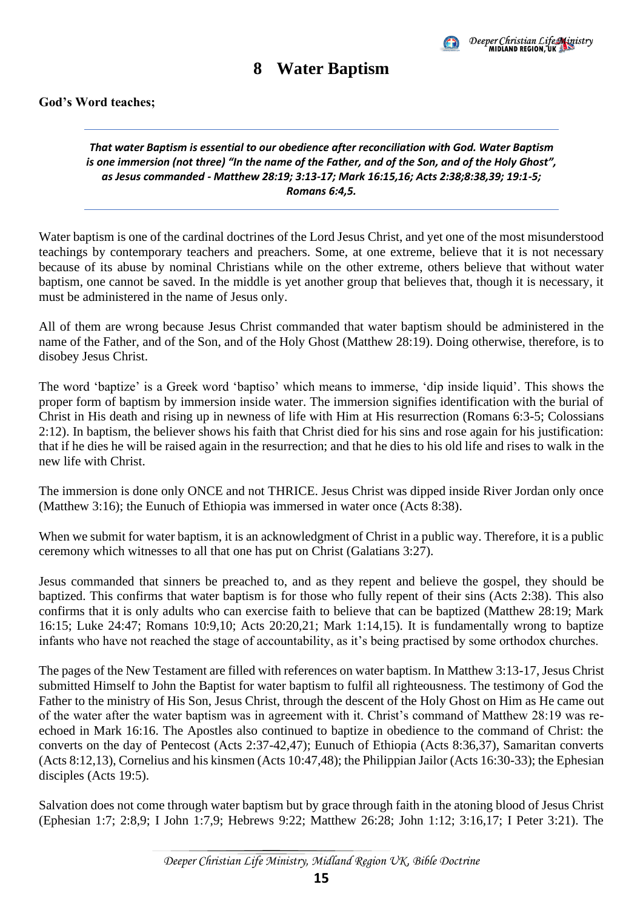# 8 Water Baptism

**God's Word teaches;**

***That water Baptism is essential to our obedience after reconciliation with God. Water Baptism is one immersion (not three) "In the name of the Father, and of the Son, and of the Holy Ghost", as Jesus commanded - Matthew 28:19; 3:13-17; Mark 16:15,16; Acts 2:38;8:38,39; 19:1-5; Romans 6:4,5.***

Water baptism is one of the cardinal doctrines of the Lord Jesus Christ, and yet one of the most misunderstood teachings by contemporary teachers and preachers. Some, at one extreme, believe that it is not necessary because of its abuse by nominal Christians while on the other extreme, others believe that without water baptism, one cannot be saved. In the middle is yet another group that believes that, though it is necessary, it must be administered in the name of Jesus only.

All of them are wrong because Jesus Christ commanded that water baptism should be administered in the name of the Father, and of the Son, and of the Holy Ghost (Matthew 28:19). Doing otherwise, therefore, is to disobey Jesus Christ.

The word 'baptize' is a Greek word 'baptiso' which means to immerse, 'dip inside liquid'. This shows the proper form of baptism by immersion inside water. The immersion signifies identification with the burial of Christ in His death and rising up in newness of life with Him at His resurrection (Romans 6:3-5; Colossians 2:12). In baptism, the believer shows his faith that Christ died for his sins and rose again for his justification: that if he dies he will be raised again in the resurrection; and that he dies to his old life and rises to walk in the new life with Christ.

The immersion is done only ONCE and not THRICE. Jesus Christ was dipped inside River Jordan only once (Matthew 3:16); the Eunuch of Ethiopia was immersed in water once (Acts 8:38).

When we submit for water baptism, it is an acknowledgment of Christ in a public way. Therefore, it is a public ceremony which witnesses to all that one has put on Christ (Galatians 3:27).

Jesus commanded that sinners be preached to, and as they repent and believe the gospel, they should be baptized. This confirms that water baptism is for those who fully repent of their sins (Acts 2:38). This also confirms that it is only adults who can exercise faith to believe that can be baptized (Matthew 28:19; Mark 16:15; Luke 24:47; Romans 10:9,10; Acts 20:20,21; Mark 1:14,15). It is fundamentally wrong to baptize infants who have not reached the stage of accountability, as it's being practised by some orthodox churches.

The pages of the New Testament are filled with references on water baptism. In Matthew 3:13-17, Jesus Christ submitted Himself to John the Baptist for water baptism to fulfil all righteousness. The testimony of God the Father to the ministry of His Son, Jesus Christ, through the descent of the Holy Ghost on Him as He came out of the water after the water baptism was in agreement with it. Christ's command of Matthew 28:19 was re-echoed in Mark 16:16. The Apostles also continued to baptize in obedience to the command of Christ: the converts on the day of Pentecost (Acts 2:37-42,47); Eunuch of Ethiopia (Acts 8:36,37), Samaritan converts (Acts 8:12,13), Cornelius and his kinsmen (Acts 10:47,48); the Philippian Jailor (Acts 16:30-33); the Ephesian disciples (Acts 19:5).

Salvation does not come through water baptism but by grace through faith in the atoning blood of Jesus Christ (Ephesian 1:7; 2:8,9; I John 1:7,9; Hebrews 9:22; Matthew 26:28; John 1:12; 3:16,17; I Peter 3:21). The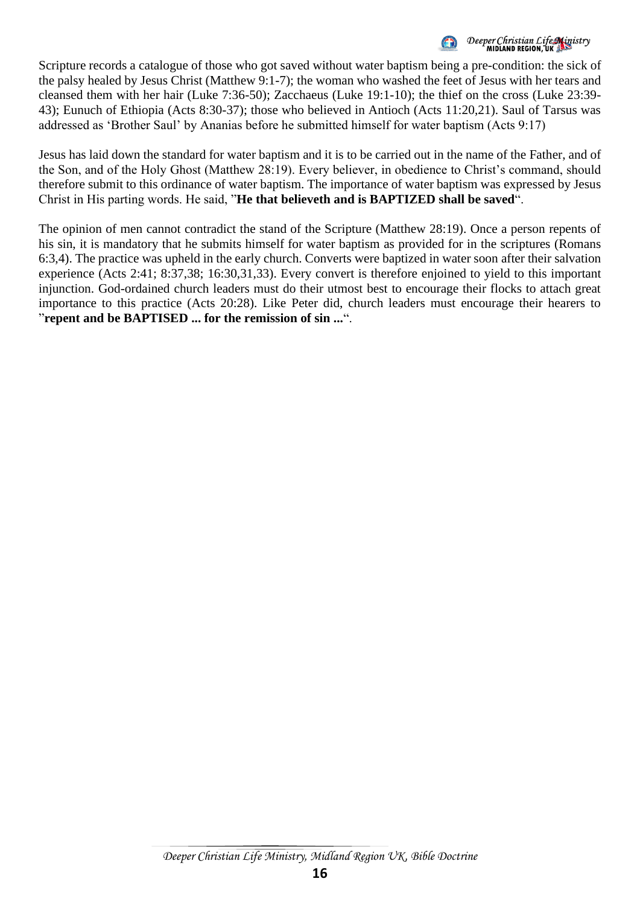Scripture records a catalogue of those who got saved without water baptism being a pre-condition: the sick of the palsy healed by Jesus Christ (Matthew 9:1-7); the woman who washed the feet of Jesus with her tears and cleansed them with her hair (Luke 7:36-50); Zacchaeus (Luke 19:1-10); the thief on the cross (Luke 23:39-43); Eunuch of Ethiopia (Acts 8:30-37); those who believed in Antioch (Acts 11:20,21). Saul of Tarsus was addressed as 'Brother Saul' by Ananias before he submitted himself for water baptism (Acts 9:17)

Jesus has laid down the standard for water baptism and it is to be carried out in the name of the Father, and of the Son, and of the Holy Ghost (Matthew 28:19). Every believer, in obedience to Christ's command, should therefore submit to this ordinance of water baptism. The importance of water baptism was expressed by Jesus Christ in His parting words. He said, "**He that believeth and is BAPTIZED shall be saved**".

The opinion of men cannot contradict the stand of the Scripture (Matthew 28:19). Once a person repents of his sin, it is mandatory that he submits himself for water baptism as provided for in the scriptures (Romans 6:3,4). The practice was upheld in the early church. Converts were baptized in water soon after their salvation experience (Acts 2:41; 8:37,38; 16:30,31,33). Every convert is therefore enjoined to yield to this important injunction. God-ordained church leaders must do their utmost best to encourage their flocks to attach great importance to this practice (Acts 20:28). Like Peter did, church leaders must encourage their hearers to "**repent and be BAPTISED ... for the remission of sin ...**".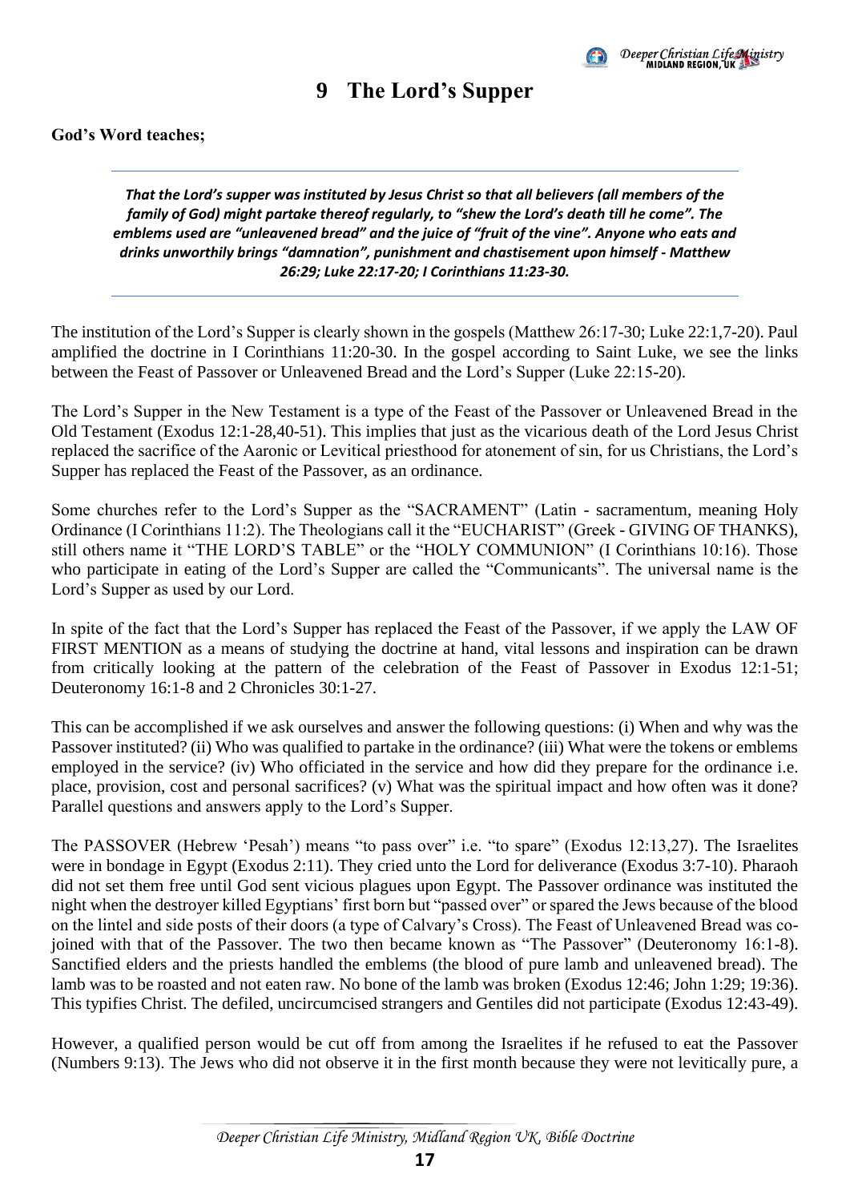# 9 The Lord's Supper

**God's Word teaches;**

---

***That the Lord's supper was instituted by Jesus Christ so that all believers (all members of the family of God) might partake thereof regularly, to "shew the Lord's death till he come". The emblems used are "unleavened bread" and the juice of "fruit of the vine". Anyone who eats and drinks unworthily brings "damnation", punishment and chastisement upon himself - Matthew 26:29; Luke 22:17-20; I Corinthians 11:23-30.***

---

The institution of the Lord's Supper is clearly shown in the gospels (Matthew 26:17-30; Luke 22:1,7-20). Paul amplified the doctrine in I Corinthians 11:20-30. In the gospel according to Saint Luke, we see the links between the Feast of Passover or Unleavened Bread and the Lord's Supper (Luke 22:15-20).

The Lord's Supper in the New Testament is a type of the Feast of the Passover or Unleavened Bread in the Old Testament (Exodus 12:1-28,40-51). This implies that just as the vicarious death of the Lord Jesus Christ replaced the sacrifice of the Aaronic or Levitical priesthood for atonement of sin, for us Christians, the Lord's Supper has replaced the Feast of the Passover, as an ordinance.

Some churches refer to the Lord's Supper as the "SACRAMENT" (Latin - sacramentum, meaning Holy Ordinance (I Corinthians 11:2). The Theologians call it the "EUCHARIST" (Greek - GIVING OF THANKS), still others name it "THE LORD'S TABLE" or the "HOLY COMMUNION" (I Corinthians 10:16). Those who participate in eating of the Lord's Supper are called the "Communicants". The universal name is the Lord's Supper as used by our Lord.

In spite of the fact that the Lord's Supper has replaced the Feast of the Passover, if we apply the LAW OF FIRST MENTION as a means of studying the doctrine at hand, vital lessons and inspiration can be drawn from critically looking at the pattern of the celebration of the Feast of Passover in Exodus 12:1-51; Deuteronomy 16:1-8 and 2 Chronicles 30:1-27.

This can be accomplished if we ask ourselves and answer the following questions: (i) When and why was the Passover instituted? (ii) Who was qualified to partake in the ordinance? (iii) What were the tokens or emblems employed in the service? (iv) Who officiated in the service and how did they prepare for the ordinance i.e. place, provision, cost and personal sacrifices? (v) What was the spiritual impact and how often was it done? Parallel questions and answers apply to the Lord's Supper.

The PASSOVER (Hebrew 'Pesah') means "to pass over" i.e. "to spare" (Exodus 12:13,27). The Israelites were in bondage in Egypt (Exodus 2:11). They cried unto the Lord for deliverance (Exodus 3:7-10). Pharaoh did not set them free until God sent vicious plagues upon Egypt. The Passover ordinance was instituted the night when the destroyer killed Egyptians' first born but "passed over" or spared the Jews because of the blood on the lintel and side posts of their doors (a type of Calvary's Cross). The Feast of Unleavened Bread was co-joined with that of the Passover. The two then became known as "The Passover" (Deuteronomy 16:1-8). Sanctified elders and the priests handled the emblems (the blood of pure lamb and unleavened bread). The lamb was to be roasted and not eaten raw. No bone of the lamb was broken (Exodus 12:46; John 1:29; 19:36). This typifies Christ. The defiled, uncircumcised strangers and Gentiles did not participate (Exodus 12:43-49).

However, a qualified person would be cut off from among the Israelites if he refused to eat the Passover (Numbers 9:13). The Jews who did not observe it in the first month because they were not levitically pure, a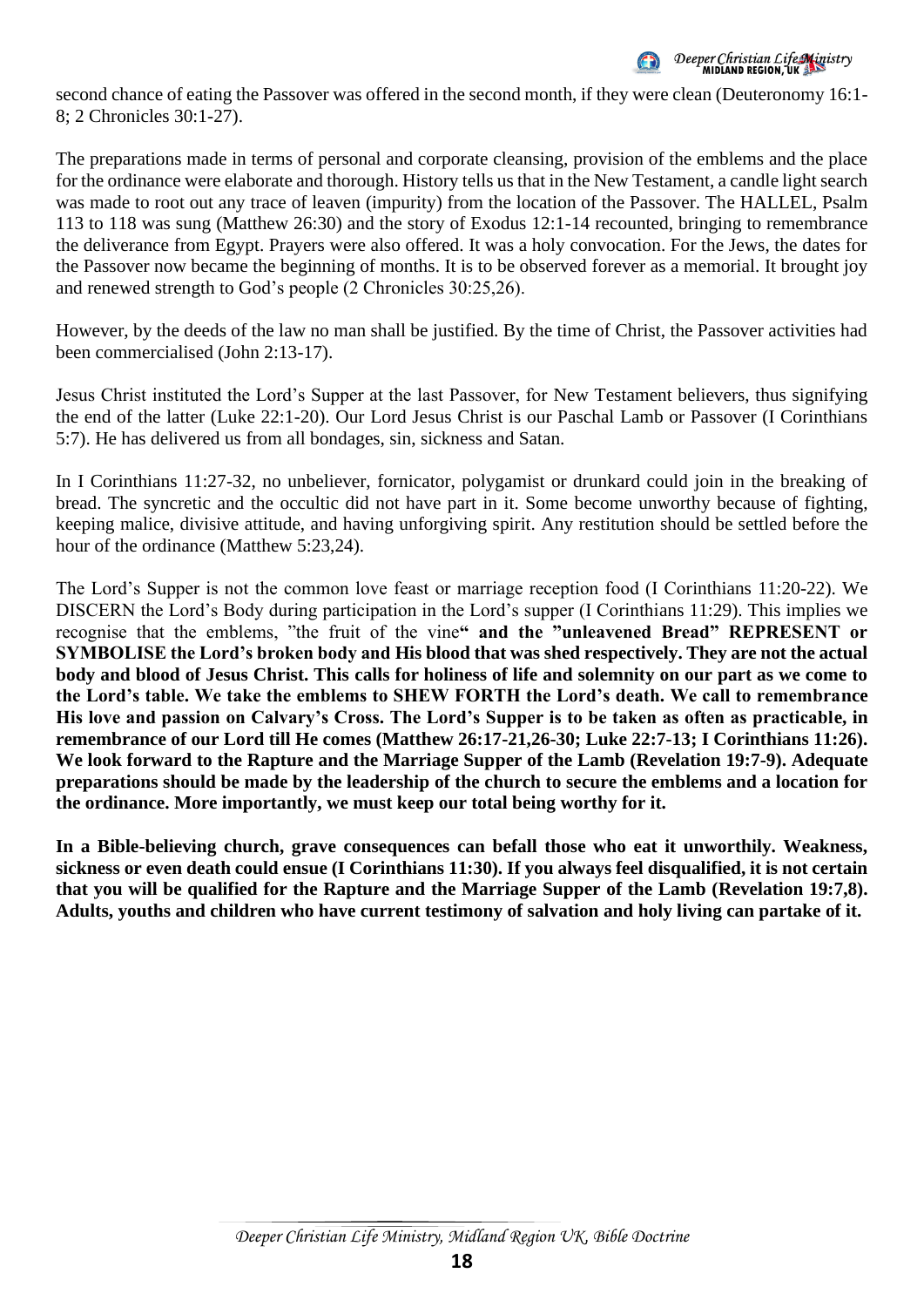second chance of eating the Passover was offered in the second month, if they were clean (Deuteronomy 16:1-8; 2 Chronicles 30:1-27).

The preparations made in terms of personal and corporate cleansing, provision of the emblems and the place for the ordinance were elaborate and thorough. History tells us that in the New Testament, a candle light search was made to root out any trace of leaven (impurity) from the location of the Passover. The HALLEL, Psalm 113 to 118 was sung (Matthew 26:30) and the story of Exodus 12:1-14 recounted, bringing to remembrance the deliverance from Egypt. Prayers were also offered. It was a holy convocation. For the Jews, the dates for the Passover now became the beginning of months. It is to be observed forever as a memorial. It brought joy and renewed strength to God's people (2 Chronicles 30:25,26).

However, by the deeds of the law no man shall be justified. By the time of Christ, the Passover activities had been commercialised (John 2:13-17).

Jesus Christ instituted the Lord's Supper at the last Passover, for New Testament believers, thus signifying the end of the latter (Luke 22:1-20). Our Lord Jesus Christ is our Paschal Lamb or Passover (I Corinthians 5:7). He has delivered us from all bondages, sin, sickness and Satan.

In I Corinthians 11:27-32, no unbeliever, fornicator, polygamist or drunkard could join in the breaking of bread. The syncretic and the occultic did not have part in it. Some become unworthy because of fighting, keeping malice, divisive attitude, and having unforgiving spirit. Any restitution should be settled before the hour of the ordinance (Matthew 5:23,24).

The Lord's Supper is not the common love feast or marriage reception food (I Corinthians 11:20-22). We DISCERN the Lord's Body during participation in the Lord's supper (I Corinthians 11:29). This implies we recognise that the emblems, "the fruit of the vine**" and the "unleavened Bread" REPRESENT or SYMBOLISE the Lord's broken body and His blood that was shed respectively. They are not the actual body and blood of Jesus Christ. This calls for holiness of life and solemnity on our part as we come to the Lord's table. We take the emblems to SHEW FORTH the Lord's death. We call to remembrance His love and passion on Calvary's Cross. The Lord's Supper is to be taken as often as practicable, in remembrance of our Lord till He comes (Matthew 26:17-21,26-30; Luke 22:7-13; I Corinthians 11:26). We look forward to the Rapture and the Marriage Supper of the Lamb (Revelation 19:7-9). Adequate preparations should be made by the leadership of the church to secure the emblems and a location for the ordinance. More importantly, we must keep our total being worthy for it.**

**In a Bible-believing church, grave consequences can befall those who eat it unworthily. Weakness, sickness or even death could ensue (I Corinthians 11:30). If you always feel disqualified, it is not certain that you will be qualified for the Rapture and the Marriage Supper of the Lamb (Revelation 19:7,8). Adults, youths and children who have current testimony of salvation and holy living can partake of it.**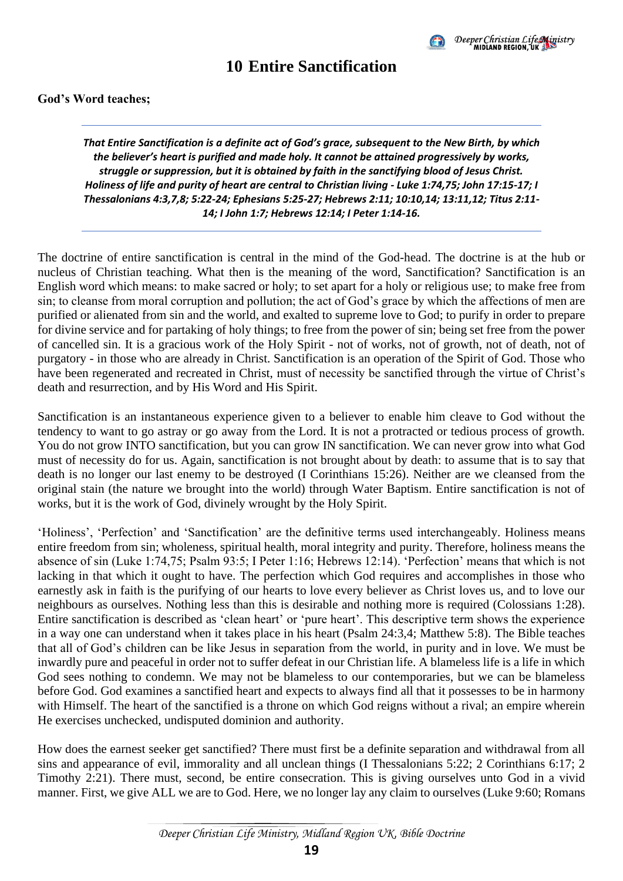# 10 Entire Sanctification

**God's Word teaches;**

***That Entire Sanctification is a definite act of God's grace, subsequent to the New Birth, by which the believer's heart is purified and made holy. It cannot be attained progressively by works, struggle or suppression, but it is obtained by faith in the sanctifying blood of Jesus Christ. Holiness of life and purity of heart are central to Christian living - Luke 1:74,75; John 17:15-17; I Thessalonians 4:3,7,8; 5:22-24; Ephesians 5:25-27; Hebrews 2:11; 10:10,14; 13:11,12; Titus 2:11-14; I John 1:7; Hebrews 12:14; I Peter 1:14-16.***

The doctrine of entire sanctification is central in the mind of the God-head. The doctrine is at the hub or nucleus of Christian teaching. What then is the meaning of the word, Sanctification? Sanctification is an English word which means: to make sacred or holy; to set apart for a holy or religious use; to make free from sin; to cleanse from moral corruption and pollution; the act of God's grace by which the affections of men are purified or alienated from sin and the world, and exalted to supreme love to God; to purify in order to prepare for divine service and for partaking of holy things; to free from the power of sin; being set free from the power of cancelled sin. It is a gracious work of the Holy Spirit - not of works, not of growth, not of death, not of purgatory - in those who are already in Christ. Sanctification is an operation of the Spirit of God. Those who have been regenerated and recreated in Christ, must of necessity be sanctified through the virtue of Christ's death and resurrection, and by His Word and His Spirit.

Sanctification is an instantaneous experience given to a believer to enable him cleave to God without the tendency to want to go astray or go away from the Lord. It is not a protracted or tedious process of growth. You do not grow INTO sanctification, but you can grow IN sanctification. We can never grow into what God must of necessity do for us. Again, sanctification is not brought about by death: to assume that is to say that death is no longer our last enemy to be destroyed (I Corinthians 15:26). Neither are we cleansed from the original stain (the nature we brought into the world) through Water Baptism. Entire sanctification is not of works, but it is the work of God, divinely wrought by the Holy Spirit.

'Holiness', 'Perfection' and 'Sanctification' are the definitive terms used interchangeably. Holiness means entire freedom from sin; wholeness, spiritual health, moral integrity and purity. Therefore, holiness means the absence of sin (Luke 1:74,75; Psalm 93:5; I Peter 1:16; Hebrews 12:14). 'Perfection' means that which is not lacking in that which it ought to have. The perfection which God requires and accomplishes in those who earnestly ask in faith is the purifying of our hearts to love every believer as Christ loves us, and to love our neighbours as ourselves. Nothing less than this is desirable and nothing more is required (Colossians 1:28). Entire sanctification is described as 'clean heart' or 'pure heart'. This descriptive term shows the experience in a way one can understand when it takes place in his heart (Psalm 24:3,4; Matthew 5:8). The Bible teaches that all of God's children can be like Jesus in separation from the world, in purity and in love. We must be inwardly pure and peaceful in order not to suffer defeat in our Christian life. A blameless life is a life in which God sees nothing to condemn. We may not be blameless to our contemporaries, but we can be blameless before God. God examines a sanctified heart and expects to always find all that it possesses to be in harmony with Himself. The heart of the sanctified is a throne on which God reigns without a rival; an empire wherein He exercises unchecked, undisputed dominion and authority.

How does the earnest seeker get sanctified? There must first be a definite separation and withdrawal from all sins and appearance of evil, immorality and all unclean things (I Thessalonians 5:22; 2 Corinthians 6:17; 2 Timothy 2:21). There must, second, be entire consecration. This is giving ourselves unto God in a vivid manner. First, we give ALL we are to God. Here, we no longer lay any claim to ourselves (Luke 9:60; Romans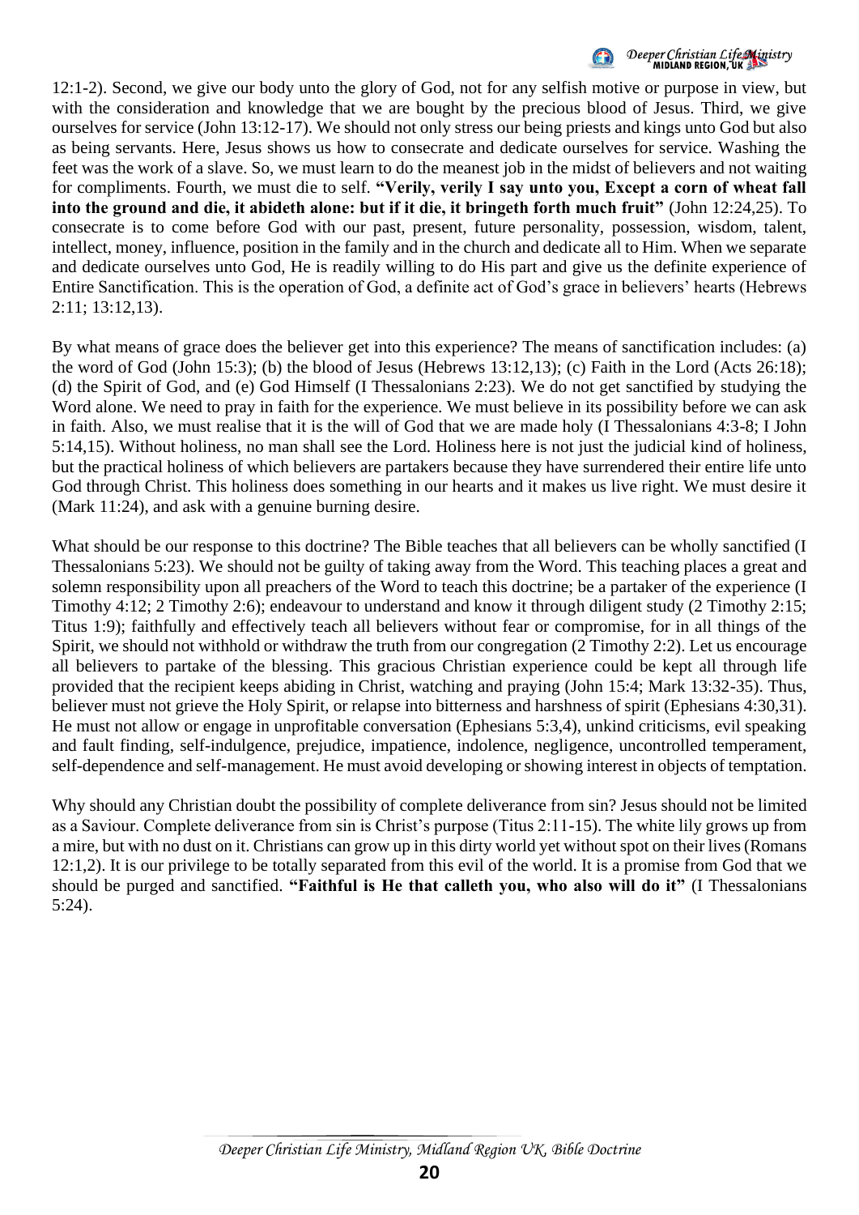12:1-2). Second, we give our body unto the glory of God, not for any selfish motive or purpose in view, but with the consideration and knowledge that we are bought by the precious blood of Jesus. Third, we give ourselves for service (John 13:12-17). We should not only stress our being priests and kings unto God but also as being servants. Here, Jesus shows us how to consecrate and dedicate ourselves for service. Washing the feet was the work of a slave. So, we must learn to do the meanest job in the midst of believers and not waiting for compliments. Fourth, we must die to self. **"Verily, verily I say unto you, Except a corn of wheat fall into the ground and die, it abideth alone: but if it die, it bringeth forth much fruit"** (John 12:24,25). To consecrate is to come before God with our past, present, future personality, possession, wisdom, talent, intellect, money, influence, position in the family and in the church and dedicate all to Him. When we separate and dedicate ourselves unto God, He is readily willing to do His part and give us the definite experience of Entire Sanctification. This is the operation of God, a definite act of God's grace in believers' hearts (Hebrews 2:11; 13:12,13).

By what means of grace does the believer get into this experience? The means of sanctification includes: (a) the word of God (John 15:3); (b) the blood of Jesus (Hebrews 13:12,13); (c) Faith in the Lord (Acts 26:18); (d) the Spirit of God, and (e) God Himself (I Thessalonians 2:23). We do not get sanctified by studying the Word alone. We need to pray in faith for the experience. We must believe in its possibility before we can ask in faith. Also, we must realise that it is the will of God that we are made holy (I Thessalonians 4:3-8; I John 5:14,15). Without holiness, no man shall see the Lord. Holiness here is not just the judicial kind of holiness, but the practical holiness of which believers are partakers because they have surrendered their entire life unto God through Christ. This holiness does something in our hearts and it makes us live right. We must desire it (Mark 11:24), and ask with a genuine burning desire.

What should be our response to this doctrine? The Bible teaches that all believers can be wholly sanctified (I Thessalonians 5:23). We should not be guilty of taking away from the Word. This teaching places a great and solemn responsibility upon all preachers of the Word to teach this doctrine; be a partaker of the experience (I Timothy 4:12; 2 Timothy 2:6); endeavour to understand and know it through diligent study (2 Timothy 2:15; Titus 1:9); faithfully and effectively teach all believers without fear or compromise, for in all things of the Spirit, we should not withhold or withdraw the truth from our congregation (2 Timothy 2:2). Let us encourage all believers to partake of the blessing. This gracious Christian experience could be kept all through life provided that the recipient keeps abiding in Christ, watching and praying (John 15:4; Mark 13:32-35). Thus, believer must not grieve the Holy Spirit, or relapse into bitterness and harshness of spirit (Ephesians 4:30,31). He must not allow or engage in unprofitable conversation (Ephesians 5:3,4), unkind criticisms, evil speaking and fault finding, self-indulgence, prejudice, impatience, indolence, negligence, uncontrolled temperament, self-dependence and self-management. He must avoid developing or showing interest in objects of temptation.

Why should any Christian doubt the possibility of complete deliverance from sin? Jesus should not be limited as a Saviour. Complete deliverance from sin is Christ's purpose (Titus 2:11-15). The white lily grows up from a mire, but with no dust on it. Christians can grow up in this dirty world yet without spot on their lives (Romans 12:1,2). It is our privilege to be totally separated from this evil of the world. It is a promise from God that we should be purged and sanctified. **"Faithful is He that calleth you, who also will do it"** (I Thessalonians 5:24).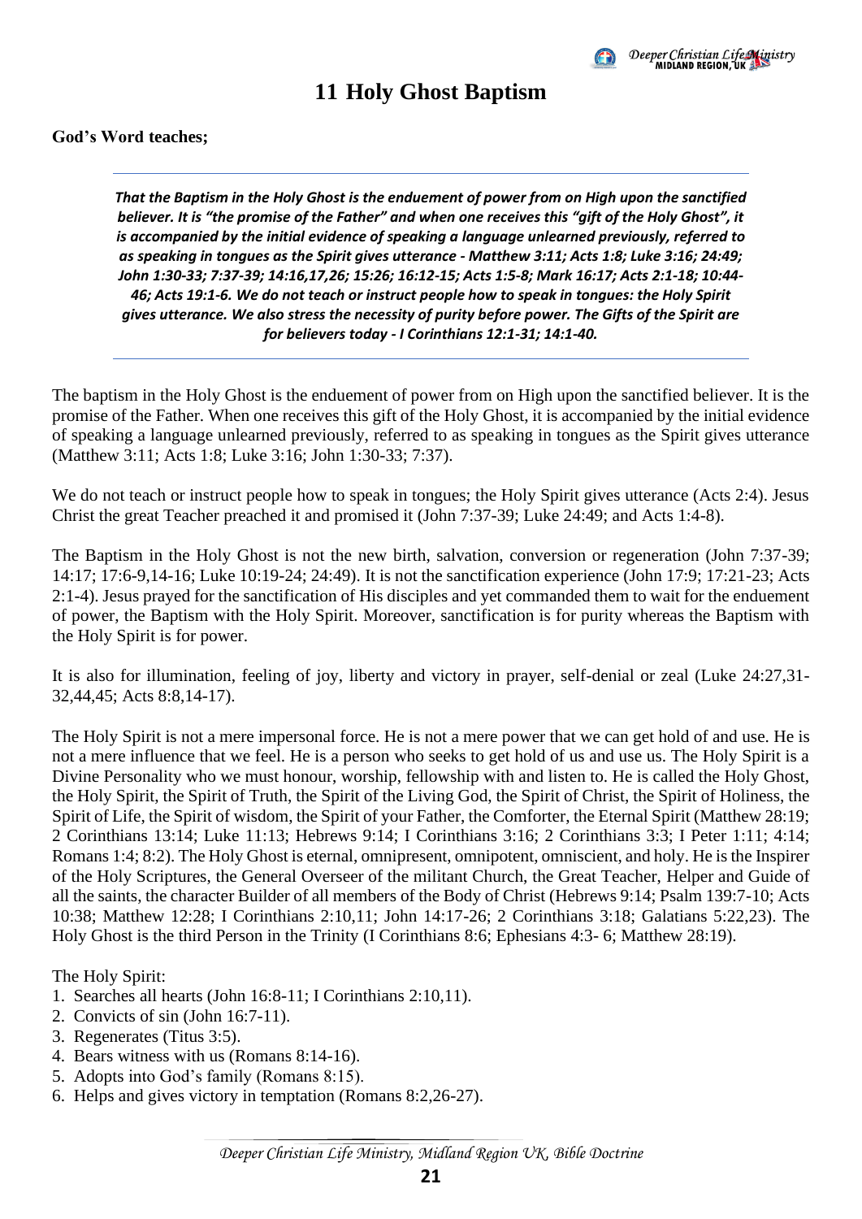# 11 Holy Ghost Baptism

**God's Word teaches;**

---

***That the Baptism in the Holy Ghost is the enduement of power from on High upon the sanctified believer. It is "the promise of the Father" and when one receives this "gift of the Holy Ghost", it is accompanied by the initial evidence of speaking a language unlearned previously, referred to as speaking in tongues as the Spirit gives utterance - Matthew 3:11; Acts 1:8; Luke 3:16; 24:49; John 1:30-33; 7:37-39; 14:16,17,26; 15:26; 16:12-15; Acts 1:5-8; Mark 16:17; Acts 2:1-18; 10:44-46; Acts 19:1-6. We do not teach or instruct people how to speak in tongues: the Holy Spirit gives utterance. We also stress the necessity of purity before power. The Gifts of the Spirit are for believers today - I Corinthians 12:1-31; 14:1-40.***

---

The baptism in the Holy Ghost is the enduement of power from on High upon the sanctified believer. It is the promise of the Father. When one receives this gift of the Holy Ghost, it is accompanied by the initial evidence of speaking a language unlearned previously, referred to as speaking in tongues as the Spirit gives utterance (Matthew 3:11; Acts 1:8; Luke 3:16; John 1:30-33; 7:37).

We do not teach or instruct people how to speak in tongues; the Holy Spirit gives utterance (Acts 2:4). Jesus Christ the great Teacher preached it and promised it (John 7:37-39; Luke 24:49; and Acts 1:4-8).

The Baptism in the Holy Ghost is not the new birth, salvation, conversion or regeneration (John 7:37-39; 14:17; 17:6-9,14-16; Luke 10:19-24; 24:49). It is not the sanctification experience (John 17:9; 17:21-23; Acts 2:1-4). Jesus prayed for the sanctification of His disciples and yet commanded them to wait for the enduement of power, the Baptism with the Holy Spirit. Moreover, sanctification is for purity whereas the Baptism with the Holy Spirit is for power.

It is also for illumination, feeling of joy, liberty and victory in prayer, self-denial or zeal (Luke 24:27,31-32,44,45; Acts 8:8,14-17).

The Holy Spirit is not a mere impersonal force. He is not a mere power that we can get hold of and use. He is not a mere influence that we feel. He is a person who seeks to get hold of us and use us. The Holy Spirit is a Divine Personality who we must honour, worship, fellowship with and listen to. He is called the Holy Ghost, the Holy Spirit, the Spirit of Truth, the Spirit of the Living God, the Spirit of Christ, the Spirit of Holiness, the Spirit of Life, the Spirit of wisdom, the Spirit of your Father, the Comforter, the Eternal Spirit (Matthew 28:19; 2 Corinthians 13:14; Luke 11:13; Hebrews 9:14; I Corinthians 3:16; 2 Corinthians 3:3; I Peter 1:11; 4:14; Romans 1:4; 8:2). The Holy Ghost is eternal, omnipresent, omnipotent, omniscient, and holy. He is the Inspirer of the Holy Scriptures, the General Overseer of the militant Church, the Great Teacher, Helper and Guide of all the saints, the character Builder of all members of the Body of Christ (Hebrews 9:14; Psalm 139:7-10; Acts 10:38; Matthew 12:28; I Corinthians 2:10,11; John 14:17-26; 2 Corinthians 3:18; Galatians 5:22,23). The Holy Ghost is the third Person in the Trinity (I Corinthians 8:6; Ephesians 4:3- 6; Matthew 28:19).

The Holy Spirit:

1. Searches all hearts (John 16:8-11; I Corinthians 2:10,11).
2. Convicts of sin (John 16:7-11).
3. Regenerates (Titus 3:5).
4. Bears witness with us (Romans 8:14-16).
5. Adopts into God's family (Romans 8:15).
6. Helps and gives victory in temptation (Romans 8:2,26-27).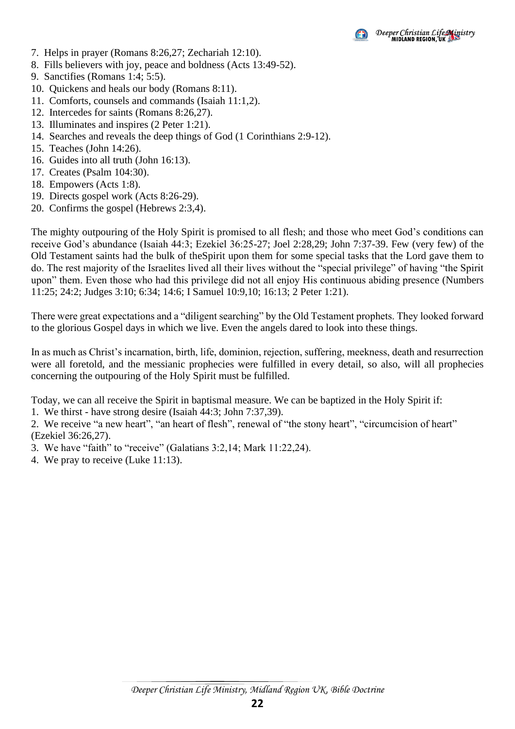7. Helps in prayer (Romans 8:26,27; Zechariah 12:10).
8. Fills believers with joy, peace and boldness (Acts 13:49-52).
9. Sanctifies (Romans 1:4; 5:5).
10. Quickens and heals our body (Romans 8:11).
11. Comforts, counsels and commands (Isaiah 11:1,2).
12. Intercedes for saints (Romans 8:26,27).
13. Illuminates and inspires (2 Peter 1:21).
14. Searches and reveals the deep things of God (1 Corinthians 2:9-12).
15. Teaches (John 14:26).
16. Guides into all truth (John 16:13).
17. Creates (Psalm 104:30).
18. Empowers (Acts 1:8).
19. Directs gospel work (Acts 8:26-29).
20. Confirms the gospel (Hebrews 2:3,4).

The mighty outpouring of the Holy Spirit is promised to all flesh; and those who meet God's conditions can receive God's abundance (Isaiah 44:3; Ezekiel 36:25-27; Joel 2:28,29; John 7:37-39. Few (very few) of the Old Testament saints had the bulk of theSpirit upon them for some special tasks that the Lord gave them to do. The rest majority of the Israelites lived all their lives without the "special privilege" of having "the Spirit upon" them. Even those who had this privilege did not all enjoy His continuous abiding presence (Numbers 11:25; 24:2; Judges 3:10; 6:34; 14:6; I Samuel 10:9,10; 16:13; 2 Peter 1:21).

There were great expectations and a "diligent searching" by the Old Testament prophets. They looked forward to the glorious Gospel days in which we live. Even the angels dared to look into these things.

In as much as Christ's incarnation, birth, life, dominion, rejection, suffering, meekness, death and resurrection were all foretold, and the messianic prophecies were fulfilled in every detail, so also, will all prophecies concerning the outpouring of the Holy Spirit must be fulfilled.

Today, we can all receive the Spirit in baptismal measure. We can be baptized in the Holy Spirit if:

1. We thirst - have strong desire (Isaiah 44:3; John 7:37,39).
2. We receive "a new heart", "an heart of flesh", renewal of "the stony heart", "circumcision of heart" (Ezekiel 36:26,27).
3. We have "faith" to "receive" (Galatians 3:2,14; Mark 11:22,24).
4. We pray to receive (Luke 11:13).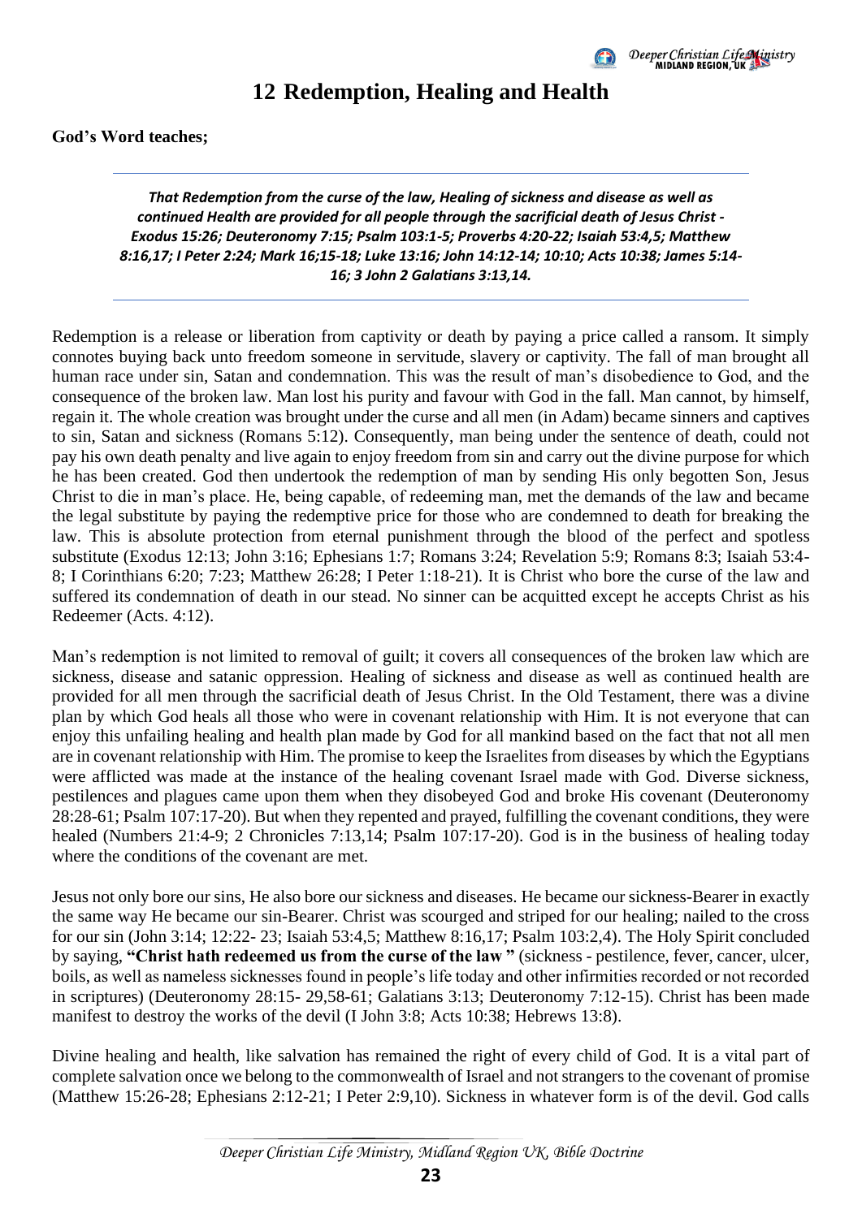# 12 Redemption, Healing and Health

**God's Word teaches;**

---

***That Redemption from the curse of the law, Healing of sickness and disease as well as continued Health are provided for all people through the sacrificial death of Jesus Christ - Exodus 15:26; Deuteronomy 7:15; Psalm 103:1-5; Proverbs 4:20-22; Isaiah 53:4,5; Matthew 8:16,17; I Peter 2:24; Mark 16;15-18; Luke 13:16; John 14:12-14; 10:10; Acts 10:38; James 5:14-16; 3 John 2 Galatians 3:13,14.***

---

Redemption is a release or liberation from captivity or death by paying a price called a ransom. It simply connotes buying back unto freedom someone in servitude, slavery or captivity. The fall of man brought all human race under sin, Satan and condemnation. This was the result of man's disobedience to God, and the consequence of the broken law. Man lost his purity and favour with God in the fall. Man cannot, by himself, regain it. The whole creation was brought under the curse and all men (in Adam) became sinners and captives to sin, Satan and sickness (Romans 5:12). Consequently, man being under the sentence of death, could not pay his own death penalty and live again to enjoy freedom from sin and carry out the divine purpose for which he has been created. God then undertook the redemption of man by sending His only begotten Son, Jesus Christ to die in man's place. He, being capable, of redeeming man, met the demands of the law and became the legal substitute by paying the redemptive price for those who are condemned to death for breaking the law. This is absolute protection from eternal punishment through the blood of the perfect and spotless substitute (Exodus 12:13; John 3:16; Ephesians 1:7; Romans 3:24; Revelation 5:9; Romans 8:3; Isaiah 53:4-8; I Corinthians 6:20; 7:23; Matthew 26:28; I Peter 1:18-21). It is Christ who bore the curse of the law and suffered its condemnation of death in our stead. No sinner can be acquitted except he accepts Christ as his Redeemer (Acts. 4:12).

Man's redemption is not limited to removal of guilt; it covers all consequences of the broken law which are sickness, disease and satanic oppression. Healing of sickness and disease as well as continued health are provided for all men through the sacrificial death of Jesus Christ. In the Old Testament, there was a divine plan by which God heals all those who were in covenant relationship with Him. It is not everyone that can enjoy this unfailing healing and health plan made by God for all mankind based on the fact that not all men are in covenant relationship with Him. The promise to keep the Israelites from diseases by which the Egyptians were afflicted was made at the instance of the healing covenant Israel made with God. Diverse sickness, pestilences and plagues came upon them when they disobeyed God and broke His covenant (Deuteronomy 28:28-61; Psalm 107:17-20). But when they repented and prayed, fulfilling the covenant conditions, they were healed (Numbers 21:4-9; 2 Chronicles 7:13,14; Psalm 107:17-20). God is in the business of healing today where the conditions of the covenant are met.

Jesus not only bore our sins, He also bore our sickness and diseases. He became our sickness-Bearer in exactly the same way He became our sin-Bearer. Christ was scourged and striped for our healing; nailed to the cross for our sin (John 3:14; 12:22- 23; Isaiah 53:4,5; Matthew 8:16,17; Psalm 103:2,4). The Holy Spirit concluded by saying, **"Christ hath redeemed us from the curse of the law "** (sickness - pestilence, fever, cancer, ulcer, boils, as well as nameless sicknesses found in people's life today and other infirmities recorded or not recorded in scriptures) (Deuteronomy 28:15- 29,58-61; Galatians 3:13; Deuteronomy 7:12-15). Christ has been made manifest to destroy the works of the devil (I John 3:8; Acts 10:38; Hebrews 13:8).

Divine healing and health, like salvation has remained the right of every child of God. It is a vital part of complete salvation once we belong to the commonwealth of Israel and not strangers to the covenant of promise (Matthew 15:26-28; Ephesians 2:12-21; I Peter 2:9,10). Sickness in whatever form is of the devil. God calls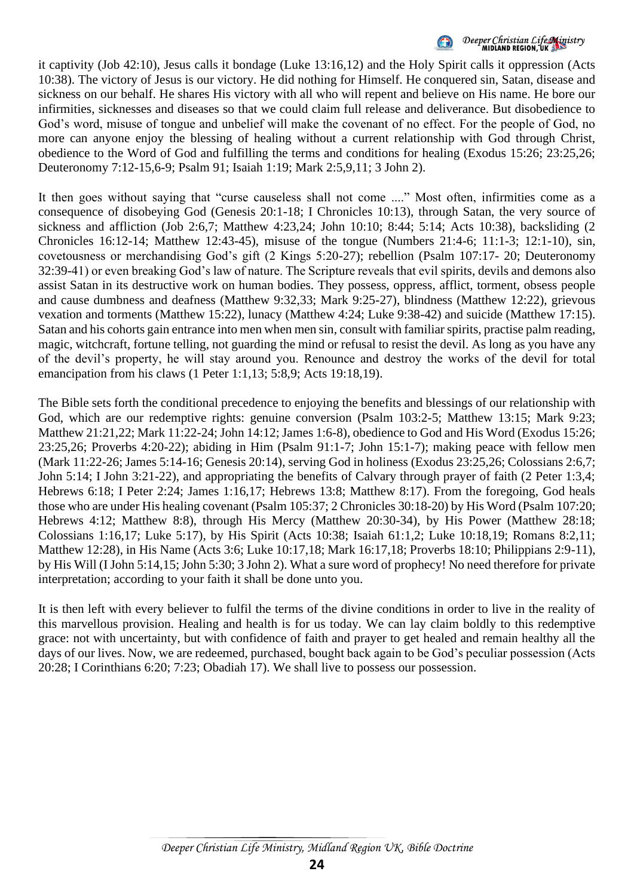it captivity (Job 42:10), Jesus calls it bondage (Luke 13:16,12) and the Holy Spirit calls it oppression (Acts 10:38). The victory of Jesus is our victory. He did nothing for Himself. He conquered sin, Satan, disease and sickness on our behalf. He shares His victory with all who will repent and believe on His name. He bore our infirmities, sicknesses and diseases so that we could claim full release and deliverance. But disobedience to God's word, misuse of tongue and unbelief will make the covenant of no effect. For the people of God, no more can anyone enjoy the blessing of healing without a current relationship with God through Christ, obedience to the Word of God and fulfilling the terms and conditions for healing (Exodus 15:26; 23:25,26; Deuteronomy 7:12-15,6-9; Psalm 91; Isaiah 1:19; Mark 2:5,9,11; 3 John 2).

It then goes without saying that "curse causeless shall not come ...." Most often, infirmities come as a consequence of disobeying God (Genesis 20:1-18; I Chronicles 10:13), through Satan, the very source of sickness and affliction (Job 2:6,7; Matthew 4:23,24; John 10:10; 8:44; 5:14; Acts 10:38), backsliding (2 Chronicles 16:12-14; Matthew 12:43-45), misuse of the tongue (Numbers 21:4-6; 11:1-3; 12:1-10), sin, covetousness or merchandising God's gift (2 Kings 5:20-27); rebellion (Psalm 107:17- 20; Deuteronomy 32:39-41) or even breaking God's law of nature. The Scripture reveals that evil spirits, devils and demons also assist Satan in its destructive work on human bodies. They possess, oppress, afflict, torment, obsess people and cause dumbness and deafness (Matthew 9:32,33; Mark 9:25-27), blindness (Matthew 12:22), grievous vexation and torments (Matthew 15:22), lunacy (Matthew 4:24; Luke 9:38-42) and suicide (Matthew 17:15). Satan and his cohorts gain entrance into men when men sin, consult with familiar spirits, practise palm reading, magic, witchcraft, fortune telling, not guarding the mind or refusal to resist the devil. As long as you have any of the devil's property, he will stay around you. Renounce and destroy the works of the devil for total emancipation from his claws (1 Peter 1:1,13; 5:8,9; Acts 19:18,19).

The Bible sets forth the conditional precedence to enjoying the benefits and blessings of our relationship with God, which are our redemptive rights: genuine conversion (Psalm 103:2-5; Matthew 13:15; Mark 9:23; Matthew 21:21,22; Mark 11:22-24; John 14:12; James 1:6-8), obedience to God and His Word (Exodus 15:26; 23:25,26; Proverbs 4:20-22); abiding in Him (Psalm 91:1-7; John 15:1-7); making peace with fellow men (Mark 11:22-26; James 5:14-16; Genesis 20:14), serving God in holiness (Exodus 23:25,26; Colossians 2:6,7; John 5:14; I John 3:21-22), and appropriating the benefits of Calvary through prayer of faith (2 Peter 1:3,4; Hebrews 6:18; I Peter 2:24; James 1:16,17; Hebrews 13:8; Matthew 8:17). From the foregoing, God heals those who are under His healing covenant (Psalm 105:37; 2 Chronicles 30:18-20) by His Word (Psalm 107:20; Hebrews 4:12; Matthew 8:8), through His Mercy (Matthew 20:30-34), by His Power (Matthew 28:18; Colossians 1:16,17; Luke 5:17), by His Spirit (Acts 10:38; Isaiah 61:1,2; Luke 10:18,19; Romans 8:2,11; Matthew 12:28), in His Name (Acts 3:6; Luke 10:17,18; Mark 16:17,18; Proverbs 18:10; Philippians 2:9-11), by His Will (I John 5:14,15; John 5:30; 3 John 2). What a sure word of prophecy! No need therefore for private interpretation; according to your faith it shall be done unto you.

It is then left with every believer to fulfil the terms of the divine conditions in order to live in the reality of this marvellous provision. Healing and health is for us today. We can lay claim boldly to this redemptive grace: not with uncertainty, but with confidence of faith and prayer to get healed and remain healthy all the days of our lives. Now, we are redeemed, purchased, bought back again to be God's peculiar possession (Acts 20:28; I Corinthians 6:20; 7:23; Obadiah 17). We shall live to possess our possession.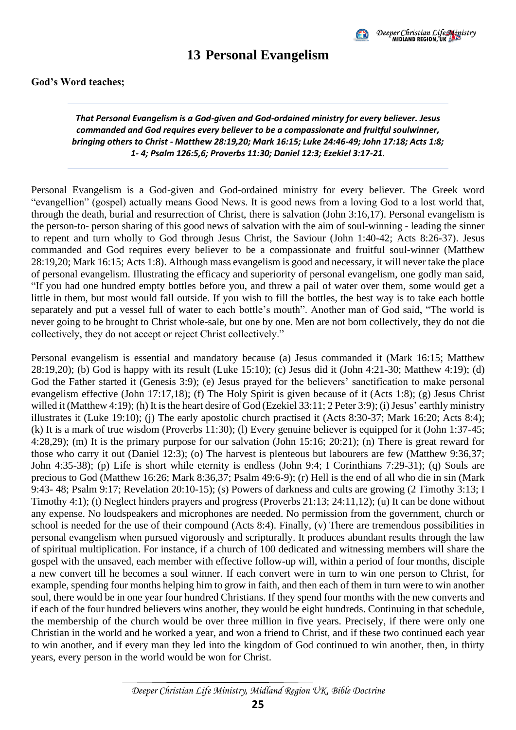# 13 Personal Evangelism

**God's Word teaches;**

---

***That Personal Evangelism is a God-given and God-ordained ministry for every believer. Jesus commanded and God requires every believer to be a compassionate and fruitful soulwinner, bringing others to Christ - Matthew 28:19,20; Mark 16:15; Luke 24:46-49; John 17:18; Acts 1:8; 1- 4; Psalm 126:5,6; Proverbs 11:30; Daniel 12:3; Ezekiel 3:17-21.***

---

Personal Evangelism is a God-given and God-ordained ministry for every believer. The Greek word "evangellion" (gospel) actually means Good News. It is good news from a loving God to a lost world that, through the death, burial and resurrection of Christ, there is salvation (John 3:16,17). Personal evangelism is the person-to- person sharing of this good news of salvation with the aim of soul-winning - leading the sinner to repent and turn wholly to God through Jesus Christ, the Saviour (John 1:40-42; Acts 8:26-37). Jesus commanded and God requires every believer to be a compassionate and fruitful soul-winner (Matthew 28:19,20; Mark 16:15; Acts 1:8). Although mass evangelism is good and necessary, it will never take the place of personal evangelism. Illustrating the efficacy and superiority of personal evangelism, one godly man said, "If you had one hundred empty bottles before you, and threw a pail of water over them, some would get a little in them, but most would fall outside. If you wish to fill the bottles, the best way is to take each bottle separately and put a vessel full of water to each bottle's mouth". Another man of God said, "The world is never going to be brought to Christ whole-sale, but one by one. Men are not born collectively, they do not die collectively, they do not accept or reject Christ collectively."

Personal evangelism is essential and mandatory because (a) Jesus commanded it (Mark 16:15; Matthew 28:19,20); (b) God is happy with its result (Luke 15:10); (c) Jesus did it (John 4:21-30; Matthew 4:19); (d) God the Father started it (Genesis 3:9); (e) Jesus prayed for the believers' sanctification to make personal evangelism effective (John 17:17,18); (f) The Holy Spirit is given because of it (Acts 1:8); (g) Jesus Christ willed it (Matthew 4:19); (h) It is the heart desire of God (Ezekiel 33:11; 2 Peter 3:9); (i) Jesus' earthly ministry illustrates it (Luke 19:10); (j) The early apostolic church practised it (Acts 8:30-37; Mark 16:20; Acts 8:4); (k) It is a mark of true wisdom (Proverbs 11:30); (l) Every genuine believer is equipped for it (John 1:37-45; 4:28,29); (m) It is the primary purpose for our salvation (John 15:16; 20:21); (n) There is great reward for those who carry it out (Daniel 12:3); (o) The harvest is plenteous but labourers are few (Matthew 9:36,37; John 4:35-38); (p) Life is short while eternity is endless (John 9:4; I Corinthians 7:29-31); (q) Souls are precious to God (Matthew 16:26; Mark 8:36,37; Psalm 49:6-9); (r) Hell is the end of all who die in sin (Mark 9:43- 48; Psalm 9:17; Revelation 20:10-15); (s) Powers of darkness and cults are growing (2 Timothy 3:13; I Timothy 4:1); (t) Neglect hinders prayers and progress (Proverbs 21:13; 24:11,12); (u) It can be done without any expense. No loudspeakers and microphones are needed. No permission from the government, church or school is needed for the use of their compound (Acts 8:4). Finally, (v) There are tremendous possibilities in personal evangelism when pursued vigorously and scripturally. It produces abundant results through the law of spiritual multiplication. For instance, if a church of 100 dedicated and witnessing members will share the gospel with the unsaved, each member with effective follow-up will, within a period of four months, disciple a new convert till he becomes a soul winner. If each convert were in turn to win one person to Christ, for example, spending four months helping him to grow in faith, and then each of them in turn were to win another soul, there would be in one year four hundred Christians. If they spend four months with the new converts and if each of the four hundred believers wins another, they would be eight hundreds. Continuing in that schedule, the membership of the church would be over three million in five years. Precisely, if there were only one Christian in the world and he worked a year, and won a friend to Christ, and if these two continued each year to win another, and if every man they led into the kingdom of God continued to win another, then, in thirty years, every person in the world would be won for Christ.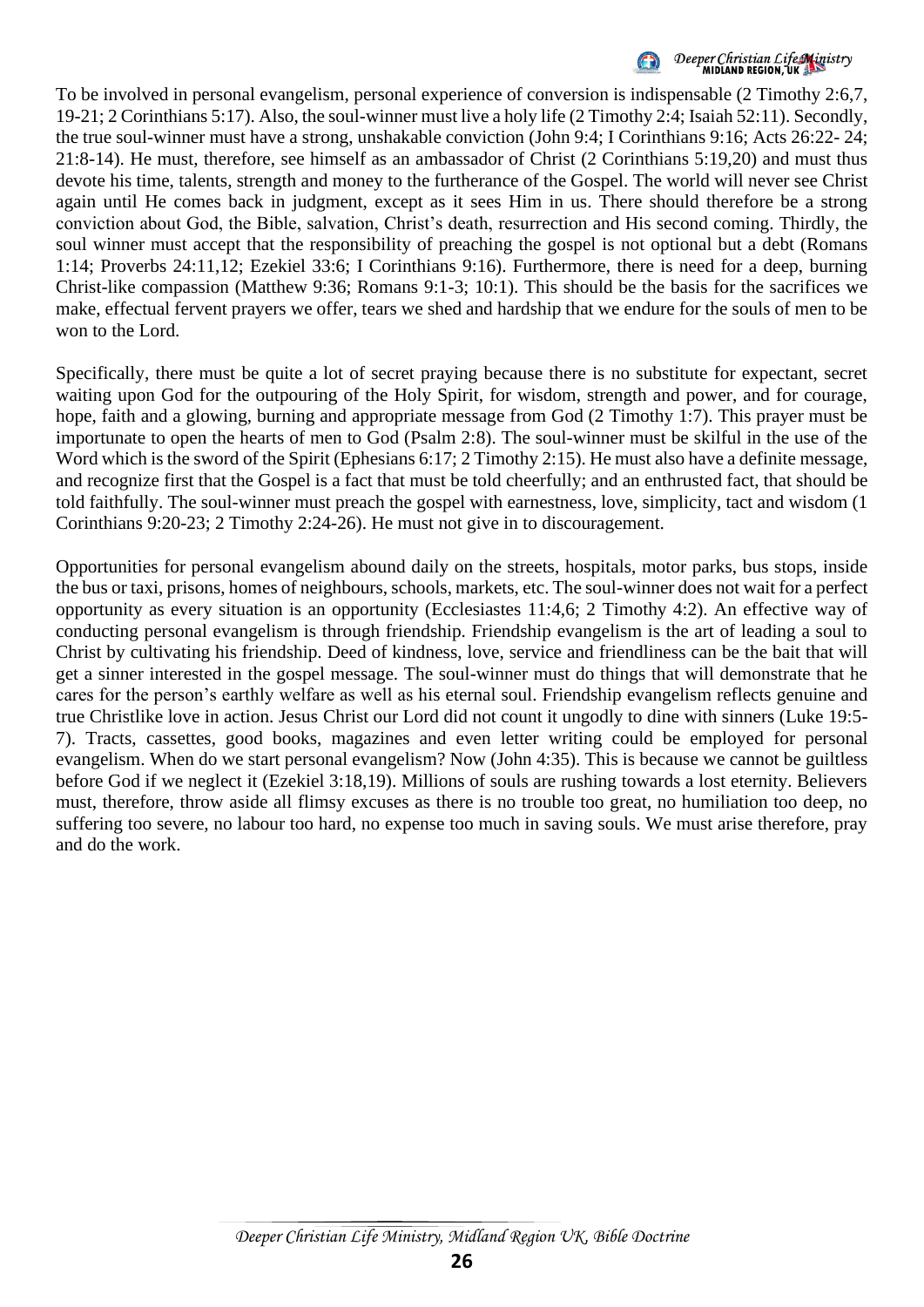To be involved in personal evangelism, personal experience of conversion is indispensable (2 Timothy 2:6,7, 19-21; 2 Corinthians 5:17). Also, the soul-winner must live a holy life (2 Timothy 2:4; Isaiah 52:11). Secondly, the true soul-winner must have a strong, unshakable conviction (John 9:4; I Corinthians 9:16; Acts 26:22- 24; 21:8-14). He must, therefore, see himself as an ambassador of Christ (2 Corinthians 5:19,20) and must thus devote his time, talents, strength and money to the furtherance of the Gospel. The world will never see Christ again until He comes back in judgment, except as it sees Him in us. There should therefore be a strong conviction about God, the Bible, salvation, Christ's death, resurrection and His second coming. Thirdly, the soul winner must accept that the responsibility of preaching the gospel is not optional but a debt (Romans 1:14; Proverbs 24:11,12; Ezekiel 33:6; I Corinthians 9:16). Furthermore, there is need for a deep, burning Christ-like compassion (Matthew 9:36; Romans 9:1-3; 10:1). This should be the basis for the sacrifices we make, effectual fervent prayers we offer, tears we shed and hardship that we endure for the souls of men to be won to the Lord.

Specifically, there must be quite a lot of secret praying because there is no substitute for expectant, secret waiting upon God for the outpouring of the Holy Spirit, for wisdom, strength and power, and for courage, hope, faith and a glowing, burning and appropriate message from God (2 Timothy 1:7). This prayer must be importunate to open the hearts of men to God (Psalm 2:8). The soul-winner must be skilful in the use of the Word which is the sword of the Spirit (Ephesians 6:17; 2 Timothy 2:15). He must also have a definite message, and recognize first that the Gospel is a fact that must be told cheerfully; and an enthrusted fact, that should be told faithfully. The soul-winner must preach the gospel with earnestness, love, simplicity, tact and wisdom (1 Corinthians 9:20-23; 2 Timothy 2:24-26). He must not give in to discouragement.

Opportunities for personal evangelism abound daily on the streets, hospitals, motor parks, bus stops, inside the bus or taxi, prisons, homes of neighbours, schools, markets, etc. The soul-winner does not wait for a perfect opportunity as every situation is an opportunity (Ecclesiastes 11:4,6; 2 Timothy 4:2). An effective way of conducting personal evangelism is through friendship. Friendship evangelism is the art of leading a soul to Christ by cultivating his friendship. Deed of kindness, love, service and friendliness can be the bait that will get a sinner interested in the gospel message. The soul-winner must do things that will demonstrate that he cares for the person's earthly welfare as well as his eternal soul. Friendship evangelism reflects genuine and true Christlike love in action. Jesus Christ our Lord did not count it ungodly to dine with sinners (Luke 19:5-7). Tracts, cassettes, good books, magazines and even letter writing could be employed for personal evangelism. When do we start personal evangelism? Now (John 4:35). This is because we cannot be guiltless before God if we neglect it (Ezekiel 3:18,19). Millions of souls are rushing towards a lost eternity. Believers must, therefore, throw aside all flimsy excuses as there is no trouble too great, no humiliation too deep, no suffering too severe, no labour too hard, no expense too much in saving souls. We must arise therefore, pray and do the work.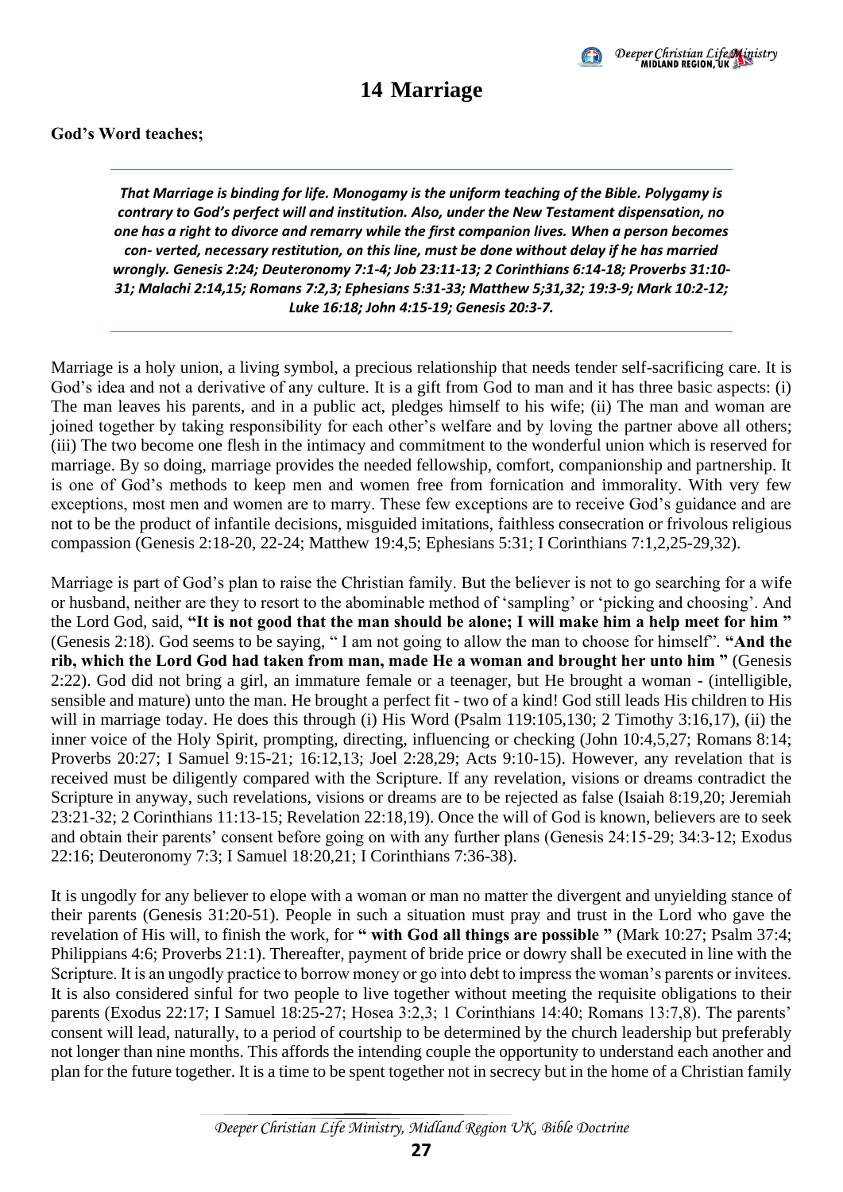# 14 Marriage

**God's Word teaches;**

---

***That Marriage is binding for life. Monogamy is the uniform teaching of the Bible. Polygamy is contrary to God's perfect will and institution. Also, under the New Testament dispensation, no one has a right to divorce and remarry while the first companion lives. When a person becomes con- verted, necessary restitution, on this line, must be done without delay if he has married wrongly. Genesis 2:24; Deuteronomy 7:1-4; Job 23:11-13; 2 Corinthians 6:14-18; Proverbs 31:10-31; Malachi 2:14,15; Romans 7:2,3; Ephesians 5:31-33; Matthew 5;31,32; 19:3-9; Mark 10:2-12; Luke 16:18; John 4:15-19; Genesis 20:3-7.***

---

Marriage is a holy union, a living symbol, a precious relationship that needs tender self-sacrificing care. It is God's idea and not a derivative of any culture. It is a gift from God to man and it has three basic aspects: (i) The man leaves his parents, and in a public act, pledges himself to his wife; (ii) The man and woman are joined together by taking responsibility for each other's welfare and by loving the partner above all others; (iii) The two become one flesh in the intimacy and commitment to the wonderful union which is reserved for marriage. By so doing, marriage provides the needed fellowship, comfort, companionship and partnership. It is one of God's methods to keep men and women free from fornication and immorality. With very few exceptions, most men and women are to marry. These few exceptions are to receive God's guidance and are not to be the product of infantile decisions, misguided imitations, faithless consecration or frivolous religious compassion (Genesis 2:18-20, 22-24; Matthew 19:4,5; Ephesians 5:31; I Corinthians 7:1,2,25-29,32).

Marriage is part of God's plan to raise the Christian family. But the believer is not to go searching for a wife or husband, neither are they to resort to the abominable method of 'sampling' or 'picking and choosing'. And the Lord God, said, **"It is not good that the man should be alone; I will make him a help meet for him "** (Genesis 2:18). God seems to be saying, " I am not going to allow the man to choose for himself". **"And the rib, which the Lord God had taken from man, made He a woman and brought her unto him "** (Genesis 2:22). God did not bring a girl, an immature female or a teenager, but He brought a woman - (intelligible, sensible and mature) unto the man. He brought a perfect fit - two of a kind! God still leads His children to His will in marriage today. He does this through (i) His Word (Psalm 119:105,130; 2 Timothy 3:16,17), (ii) the inner voice of the Holy Spirit, prompting, directing, influencing or checking (John 10:4,5,27; Romans 8:14; Proverbs 20:27; I Samuel 9:15-21; 16:12,13; Joel 2:28,29; Acts 9:10-15). However, any revelation that is received must be diligently compared with the Scripture. If any revelation, visions or dreams contradict the Scripture in anyway, such revelations, visions or dreams are to be rejected as false (Isaiah 8:19,20; Jeremiah 23:21-32; 2 Corinthians 11:13-15; Revelation 22:18,19). Once the will of God is known, believers are to seek and obtain their parents' consent before going on with any further plans (Genesis 24:15-29; 34:3-12; Exodus 22:16; Deuteronomy 7:3; I Samuel 18:20,21; I Corinthians 7:36-38).

It is ungodly for any believer to elope with a woman or man no matter the divergent and unyielding stance of their parents (Genesis 31:20-51). People in such a situation must pray and trust in the Lord who gave the revelation of His will, to finish the work, for **" with God all things are possible "** (Mark 10:27; Psalm 37:4; Philippians 4:6; Proverbs 21:1). Thereafter, payment of bride price or dowry shall be executed in line with the Scripture. It is an ungodly practice to borrow money or go into debt to impress the woman's parents or invitees. It is also considered sinful for two people to live together without meeting the requisite obligations to their parents (Exodus 22:17; I Samuel 18:25-27; Hosea 3:2,3; 1 Corinthians 14:40; Romans 13:7,8). The parents' consent will lead, naturally, to a period of courtship to be determined by the church leadership but preferably not longer than nine months. This affords the intending couple the opportunity to understand each another and plan for the future together. It is a time to be spent together not in secrecy but in the home of a Christian family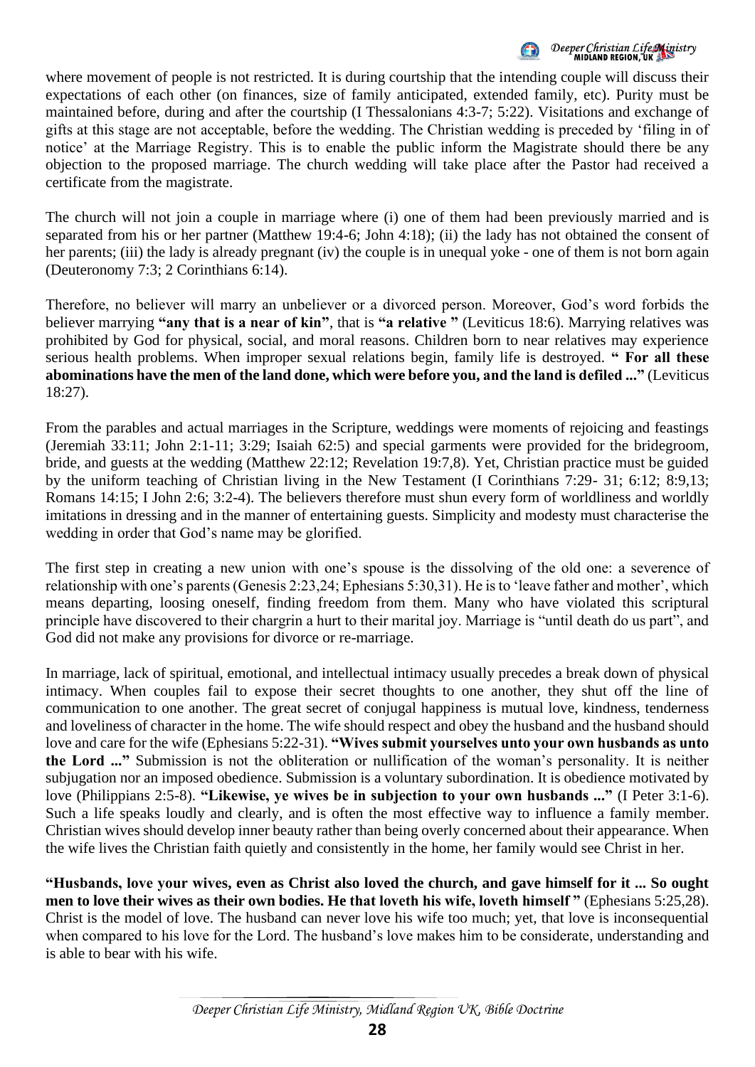where movement of people is not restricted. It is during courtship that the intending couple will discuss their expectations of each other (on finances, size of family anticipated, extended family, etc). Purity must be maintained before, during and after the courtship (I Thessalonians 4:3-7; 5:22). Visitations and exchange of gifts at this stage are not acceptable, before the wedding. The Christian wedding is preceded by 'filing in of notice' at the Marriage Registry. This is to enable the public inform the Magistrate should there be any objection to the proposed marriage. The church wedding will take place after the Pastor had received a certificate from the magistrate.

The church will not join a couple in marriage where (i) one of them had been previously married and is separated from his or her partner (Matthew 19:4-6; John 4:18); (ii) the lady has not obtained the consent of her parents; (iii) the lady is already pregnant (iv) the couple is in unequal yoke - one of them is not born again (Deuteronomy 7:3; 2 Corinthians 6:14).

Therefore, no believer will marry an unbeliever or a divorced person. Moreover, God's word forbids the believer marrying **"any that is a near of kin"**, that is **"a relative "** (Leviticus 18:6). Marrying relatives was prohibited by God for physical, social, and moral reasons. Children born to near relatives may experience serious health problems. When improper sexual relations begin, family life is destroyed. **" For all these abominations have the men of the land done, which were before you, and the land is defiled ..."** (Leviticus 18:27).

From the parables and actual marriages in the Scripture, weddings were moments of rejoicing and feastings (Jeremiah 33:11; John 2:1-11; 3:29; Isaiah 62:5) and special garments were provided for the bridegroom, bride, and guests at the wedding (Matthew 22:12; Revelation 19:7,8). Yet, Christian practice must be guided by the uniform teaching of Christian living in the New Testament (I Corinthians 7:29- 31; 6:12; 8:9,13; Romans 14:15; I John 2:6; 3:2-4). The believers therefore must shun every form of worldliness and worldly imitations in dressing and in the manner of entertaining guests. Simplicity and modesty must characterise the wedding in order that God's name may be glorified.

The first step in creating a new union with one's spouse is the dissolving of the old one: a severence of relationship with one's parents (Genesis 2:23,24; Ephesians 5:30,31). He is to 'leave father and mother', which means departing, loosing oneself, finding freedom from them. Many who have violated this scriptural principle have discovered to their chargrin a hurt to their marital joy. Marriage is "until death do us part", and God did not make any provisions for divorce or re-marriage.

In marriage, lack of spiritual, emotional, and intellectual intimacy usually precedes a break down of physical intimacy. When couples fail to expose their secret thoughts to one another, they shut off the line of communication to one another. The great secret of conjugal happiness is mutual love, kindness, tenderness and loveliness of character in the home. The wife should respect and obey the husband and the husband should love and care for the wife (Ephesians 5:22-31). **"Wives submit yourselves unto your own husbands as unto the Lord ..."** Submission is not the obliteration or nullification of the woman's personality. It is neither subjugation nor an imposed obedience. Submission is a voluntary subordination. It is obedience motivated by love (Philippians 2:5-8). **"Likewise, ye wives be in subjection to your own husbands ..."** (I Peter 3:1-6). Such a life speaks loudly and clearly, and is often the most effective way to influence a family member. Christian wives should develop inner beauty rather than being overly concerned about their appearance. When the wife lives the Christian faith quietly and consistently in the home, her family would see Christ in her.

**"Husbands, love your wives, even as Christ also loved the church, and gave himself for it ... So ought men to love their wives as their own bodies. He that loveth his wife, loveth himself "** (Ephesians 5:25,28). Christ is the model of love. The husband can never love his wife too much; yet, that love is inconsequential when compared to his love for the Lord. The husband's love makes him to be considerate, understanding and is able to bear with his wife.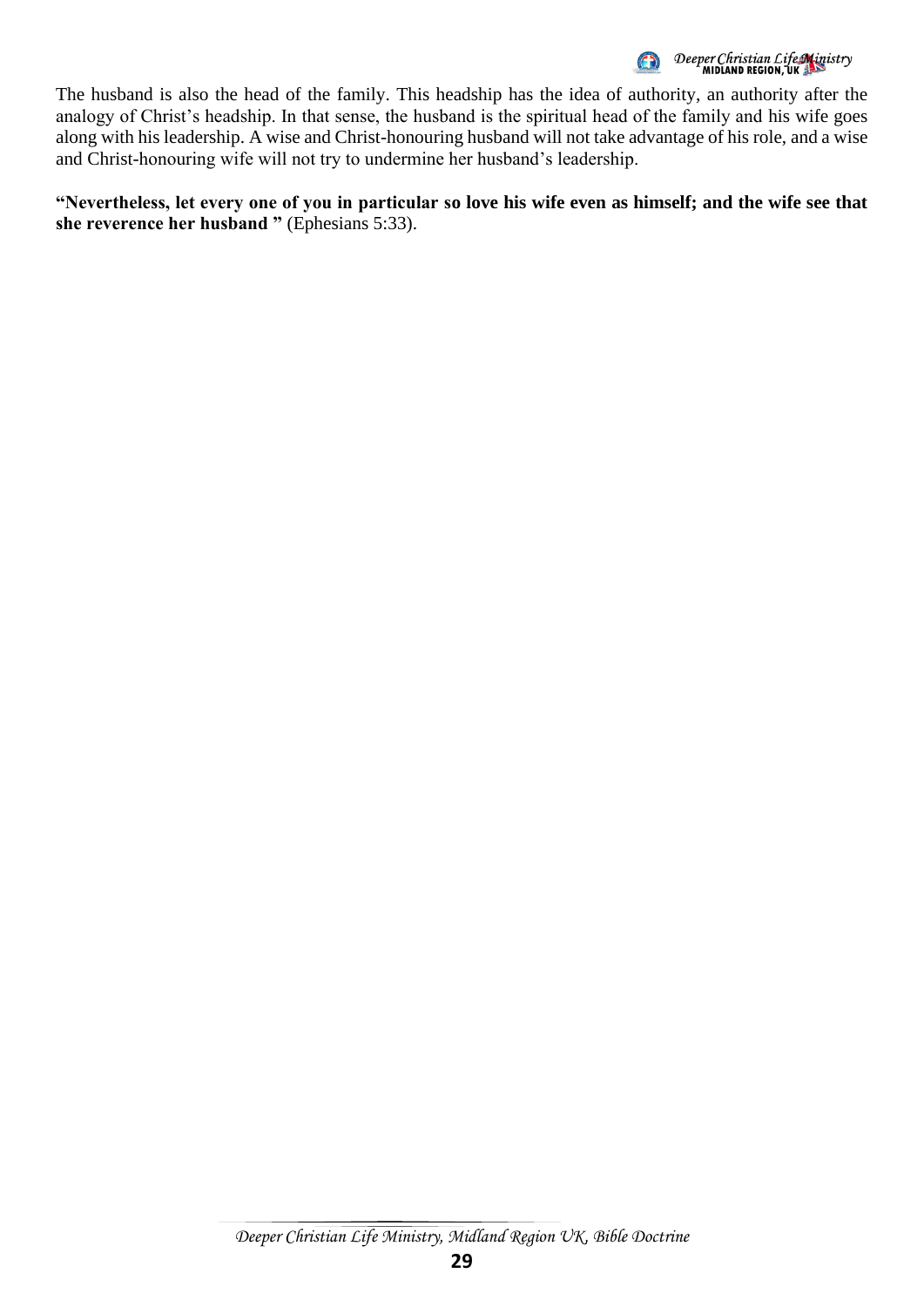The husband is also the head of the family. This headship has the idea of authority, an authority after the analogy of Christ's headship. In that sense, the husband is the spiritual head of the family and his wife goes along with his leadership. A wise and Christ-honouring husband will not take advantage of his role, and a wise and Christ-honouring wife will not try to undermine her husband's leadership.

**"Nevertheless, let every one of you in particular so love his wife even as himself; and the wife see that she reverence her husband "** (Ephesians 5:33).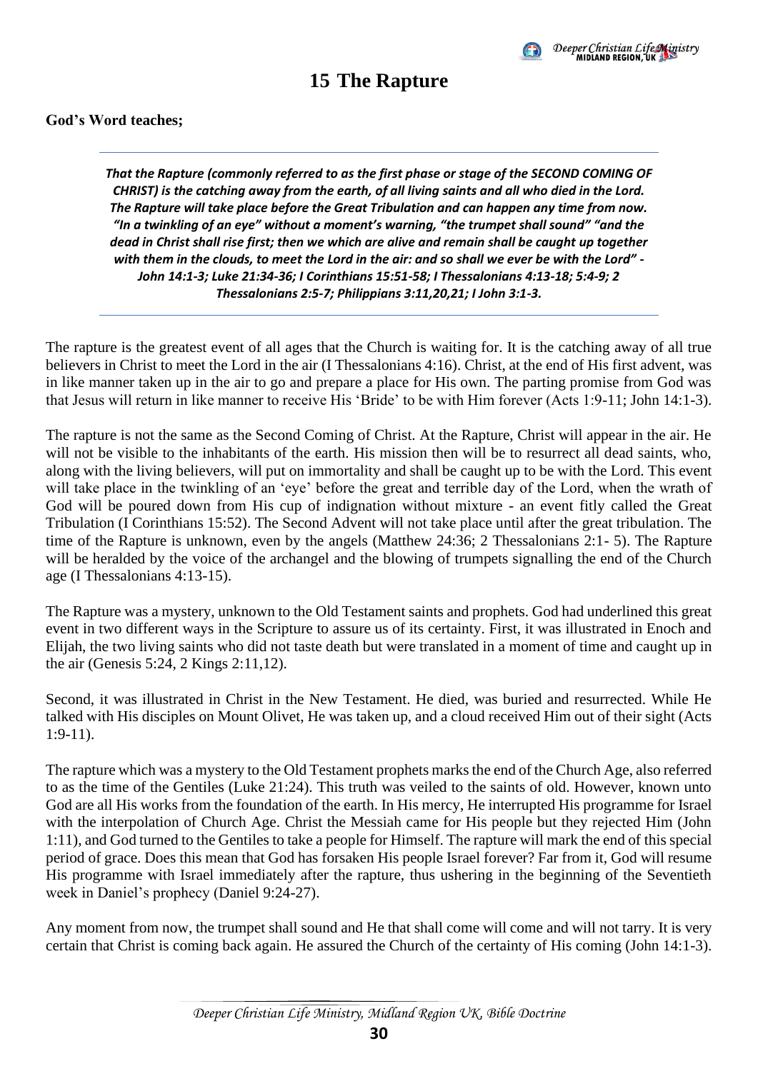# 15 The Rapture

**God's Word teaches;**

---

***That the Rapture (commonly referred to as the first phase or stage of the SECOND COMING OF CHRIST) is the catching away from the earth, of all living saints and all who died in the Lord. The Rapture will take place before the Great Tribulation and can happen any time from now. "In a twinkling of an eye" without a moment's warning, "the trumpet shall sound" "and the dead in Christ shall rise first; then we which are alive and remain shall be caught up together with them in the clouds, to meet the Lord in the air: and so shall we ever be with the Lord" - John 14:1-3; Luke 21:34-36; I Corinthians 15:51-58; I Thessalonians 4:13-18; 5:4-9; 2 Thessalonians 2:5-7; Philippians 3:11,20,21; I John 3:1-3.***

---

The rapture is the greatest event of all ages that the Church is waiting for. It is the catching away of all true believers in Christ to meet the Lord in the air (I Thessalonians 4:16). Christ, at the end of His first advent, was in like manner taken up in the air to go and prepare a place for His own. The parting promise from God was that Jesus will return in like manner to receive His 'Bride' to be with Him forever (Acts 1:9-11; John 14:1-3).

The rapture is not the same as the Second Coming of Christ. At the Rapture, Christ will appear in the air. He will not be visible to the inhabitants of the earth. His mission then will be to resurrect all dead saints, who, along with the living believers, will put on immortality and shall be caught up to be with the Lord. This event will take place in the twinkling of an 'eye' before the great and terrible day of the Lord, when the wrath of God will be poured down from His cup of indignation without mixture - an event fitly called the Great Tribulation (I Corinthians 15:52). The Second Advent will not take place until after the great tribulation. The time of the Rapture is unknown, even by the angels (Matthew 24:36; 2 Thessalonians 2:1- 5). The Rapture will be heralded by the voice of the archangel and the blowing of trumpets signalling the end of the Church age (I Thessalonians 4:13-15).

The Rapture was a mystery, unknown to the Old Testament saints and prophets. God had underlined this great event in two different ways in the Scripture to assure us of its certainty. First, it was illustrated in Enoch and Elijah, the two living saints who did not taste death but were translated in a moment of time and caught up in the air (Genesis 5:24, 2 Kings 2:11,12).

Second, it was illustrated in Christ in the New Testament. He died, was buried and resurrected. While He talked with His disciples on Mount Olivet, He was taken up, and a cloud received Him out of their sight (Acts 1:9-11).

The rapture which was a mystery to the Old Testament prophets marks the end of the Church Age, also referred to as the time of the Gentiles (Luke 21:24). This truth was veiled to the saints of old. However, known unto God are all His works from the foundation of the earth. In His mercy, He interrupted His programme for Israel with the interpolation of Church Age. Christ the Messiah came for His people but they rejected Him (John 1:11), and God turned to the Gentiles to take a people for Himself. The rapture will mark the end of this special period of grace. Does this mean that God has forsaken His people Israel forever? Far from it, God will resume His programme with Israel immediately after the rapture, thus ushering in the beginning of the Seventieth week in Daniel's prophecy (Daniel 9:24-27).

Any moment from now, the trumpet shall sound and He that shall come will come and will not tarry. It is very certain that Christ is coming back again. He assured the Church of the certainty of His coming (John 14:1-3).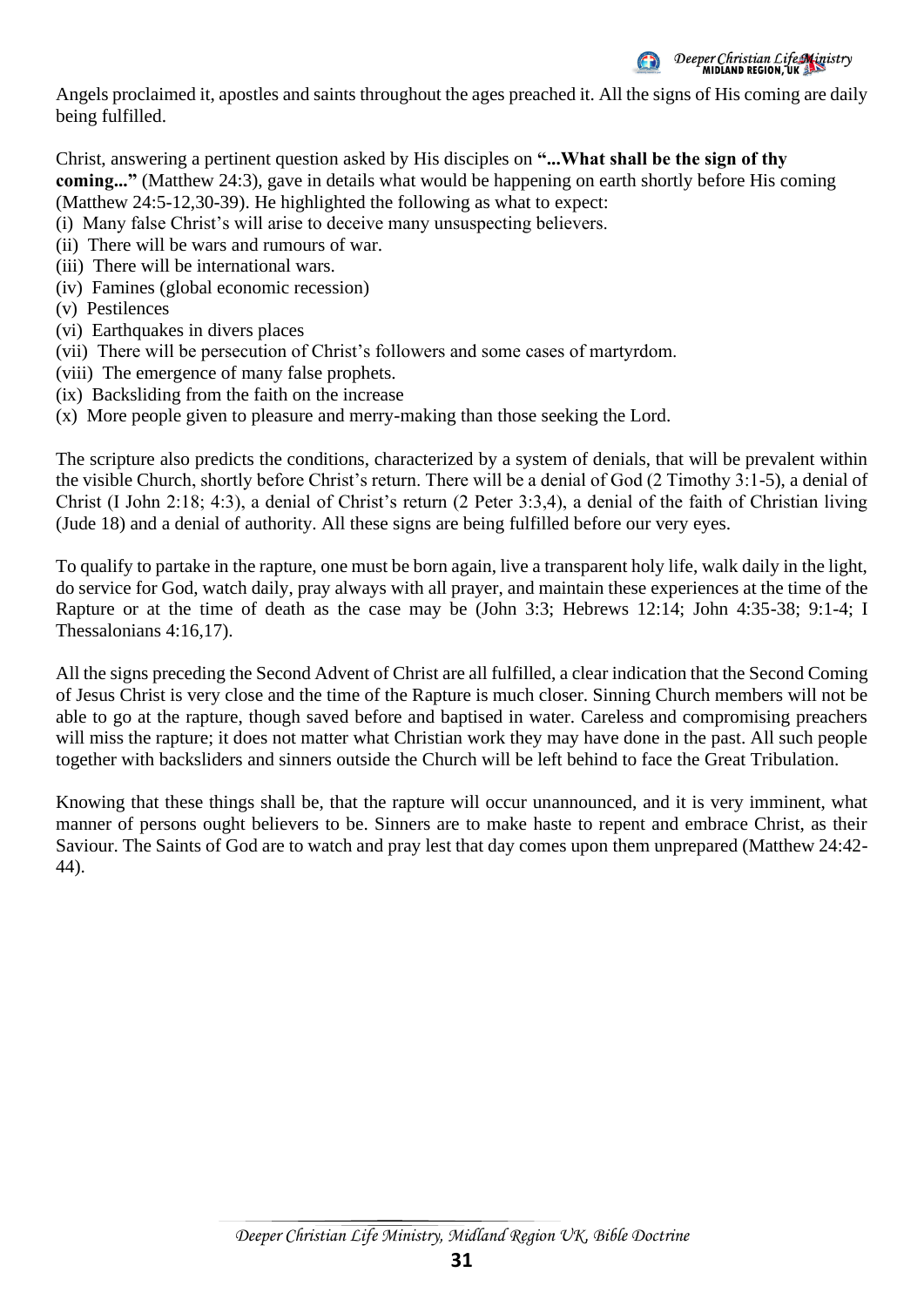Angels proclaimed it, apostles and saints throughout the ages preached it. All the signs of His coming are daily being fulfilled.

Christ, answering a pertinent question asked by His disciples on **"...What shall be the sign of thy coming..."** (Matthew 24:3), gave in details what would be happening on earth shortly before His coming (Matthew 24:5-12,30-39). He highlighted the following as what to expect:

(i) Many false Christ's will arise to deceive many unsuspecting believers.
(ii) There will be wars and rumours of war.
(iii) There will be international wars.
(iv) Famines (global economic recession)
(v) Pestilences
(vi) Earthquakes in divers places
(vii) There will be persecution of Christ's followers and some cases of martyrdom.
(viii) The emergence of many false prophets.
(ix) Backsliding from the faith on the increase
(x) More people given to pleasure and merry-making than those seeking the Lord.

The scripture also predicts the conditions, characterized by a system of denials, that will be prevalent within the visible Church, shortly before Christ's return. There will be a denial of God (2 Timothy 3:1-5), a denial of Christ (I John 2:18; 4:3), a denial of Christ's return (2 Peter 3:3,4), a denial of the faith of Christian living (Jude 18) and a denial of authority. All these signs are being fulfilled before our very eyes.

To qualify to partake in the rapture, one must be born again, live a transparent holy life, walk daily in the light, do service for God, watch daily, pray always with all prayer, and maintain these experiences at the time of the Rapture or at the time of death as the case may be (John 3:3; Hebrews 12:14; John 4:35-38; 9:1-4; I Thessalonians 4:16,17).

All the signs preceding the Second Advent of Christ are all fulfilled, a clear indication that the Second Coming of Jesus Christ is very close and the time of the Rapture is much closer. Sinning Church members will not be able to go at the rapture, though saved before and baptised in water. Careless and compromising preachers will miss the rapture; it does not matter what Christian work they may have done in the past. All such people together with backsliders and sinners outside the Church will be left behind to face the Great Tribulation.

Knowing that these things shall be, that the rapture will occur unannounced, and it is very imminent, what manner of persons ought believers to be. Sinners are to make haste to repent and embrace Christ, as their Saviour. The Saints of God are to watch and pray lest that day comes upon them unprepared (Matthew 24:42-44).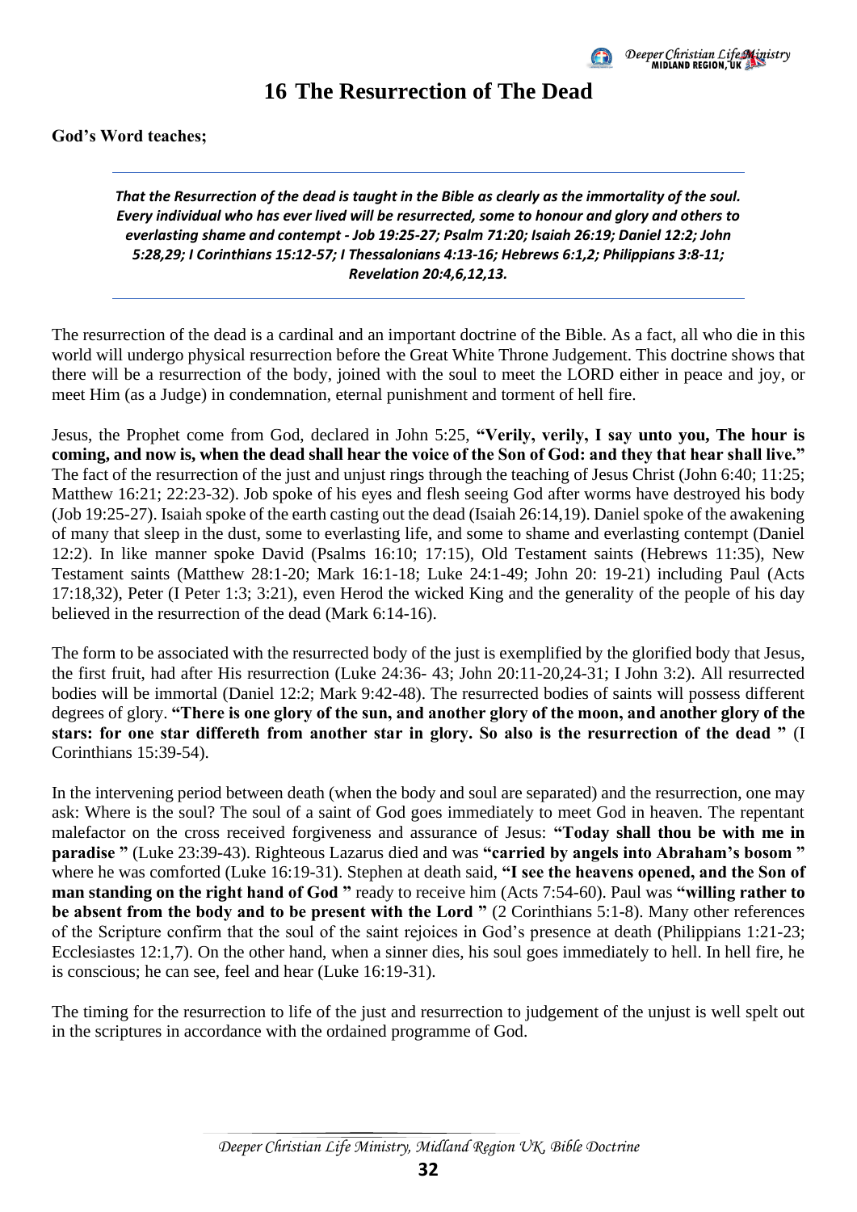# 16 The Resurrection of The Dead

**God's Word teaches;**

---

***That the Resurrection of the dead is taught in the Bible as clearly as the immortality of the soul. Every individual who has ever lived will be resurrected, some to honour and glory and others to everlasting shame and contempt - Job 19:25-27; Psalm 71:20; Isaiah 26:19; Daniel 12:2; John 5:28,29; I Corinthians 15:12-57; I Thessalonians 4:13-16; Hebrews 6:1,2; Philippians 3:8-11; Revelation 20:4,6,12,13.***

---

The resurrection of the dead is a cardinal and an important doctrine of the Bible. As a fact, all who die in this world will undergo physical resurrection before the Great White Throne Judgement. This doctrine shows that there will be a resurrection of the body, joined with the soul to meet the LORD either in peace and joy, or meet Him (as a Judge) in condemnation, eternal punishment and torment of hell fire.

Jesus, the Prophet come from God, declared in John 5:25, **"Verily, verily, I say unto you, The hour is coming, and now is, when the dead shall hear the voice of the Son of God: and they that hear shall live."** The fact of the resurrection of the just and unjust rings through the teaching of Jesus Christ (John 6:40; 11:25; Matthew 16:21; 22:23-32). Job spoke of his eyes and flesh seeing God after worms have destroyed his body (Job 19:25-27). Isaiah spoke of the earth casting out the dead (Isaiah 26:14,19). Daniel spoke of the awakening of many that sleep in the dust, some to everlasting life, and some to shame and everlasting contempt (Daniel 12:2). In like manner spoke David (Psalms 16:10; 17:15), Old Testament saints (Hebrews 11:35), New Testament saints (Matthew 28:1-20; Mark 16:1-18; Luke 24:1-49; John 20: 19-21) including Paul (Acts 17:18,32), Peter (I Peter 1:3; 3:21), even Herod the wicked King and the generality of the people of his day believed in the resurrection of the dead (Mark 6:14-16).

The form to be associated with the resurrected body of the just is exemplified by the glorified body that Jesus, the first fruit, had after His resurrection (Luke 24:36- 43; John 20:11-20,24-31; I John 3:2). All resurrected bodies will be immortal (Daniel 12:2; Mark 9:42-48). The resurrected bodies of saints will possess different degrees of glory. **"There is one glory of the sun, and another glory of the moon, and another glory of the stars: for one star differeth from another star in glory. So also is the resurrection of the dead "** (I Corinthians 15:39-54).

In the intervening period between death (when the body and soul are separated) and the resurrection, one may ask: Where is the soul? The soul of a saint of God goes immediately to meet God in heaven. The repentant malefactor on the cross received forgiveness and assurance of Jesus: **"Today shall thou be with me in paradise "** (Luke 23:39-43). Righteous Lazarus died and was **"carried by angels into Abraham's bosom "** where he was comforted (Luke 16:19-31). Stephen at death said, **"I see the heavens opened, and the Son of man standing on the right hand of God "** ready to receive him (Acts 7:54-60). Paul was **"willing rather to be absent from the body and to be present with the Lord "** (2 Corinthians 5:1-8). Many other references of the Scripture confirm that the soul of the saint rejoices in God's presence at death (Philippians 1:21-23; Ecclesiastes 12:1,7). On the other hand, when a sinner dies, his soul goes immediately to hell. In hell fire, he is conscious; he can see, feel and hear (Luke 16:19-31).

The timing for the resurrection to life of the just and resurrection to judgement of the unjust is well spelt out in the scriptures in accordance with the ordained programme of God.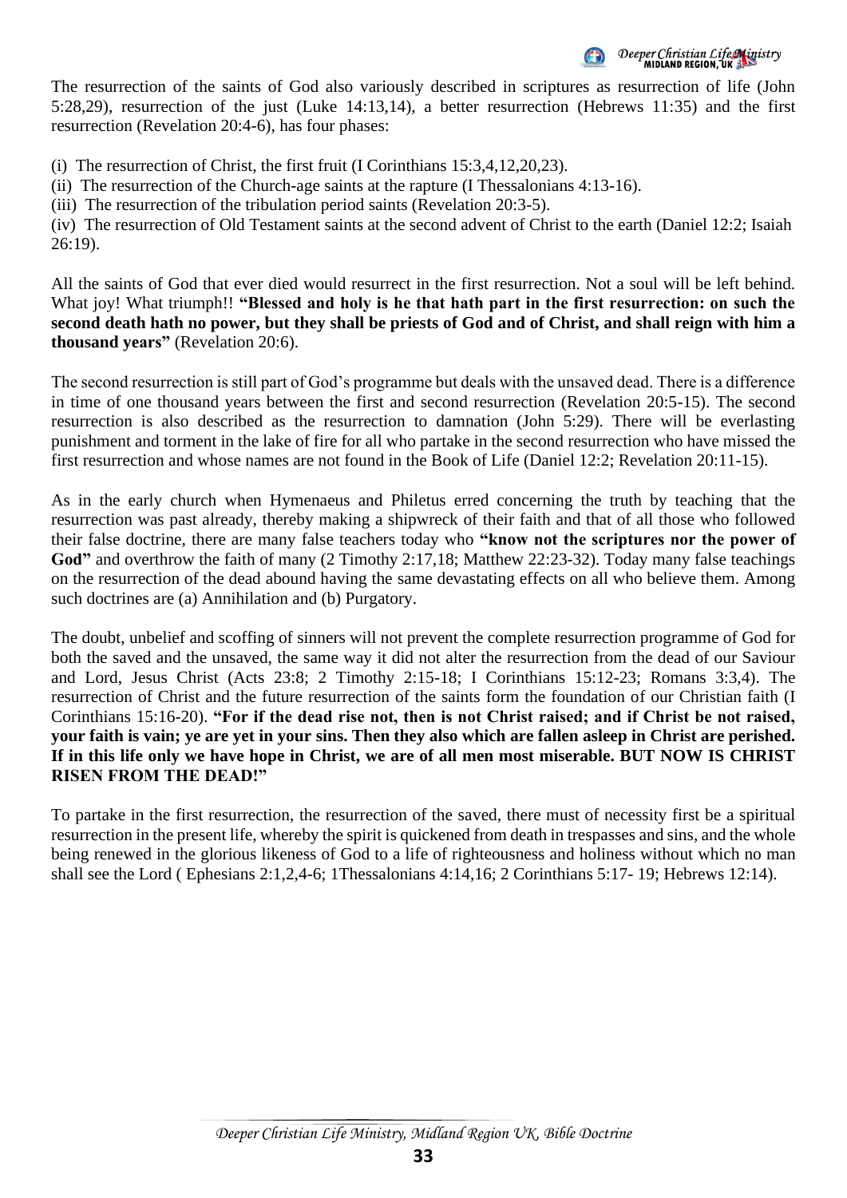The resurrection of the saints of God also variously described in scriptures as resurrection of life (John 5:28,29), resurrection of the just (Luke 14:13,14), a better resurrection (Hebrews 11:35) and the first resurrection (Revelation 20:4-6), has four phases:

(i) The resurrection of Christ, the first fruit (I Corinthians 15:3,4,12,20,23).
(ii) The resurrection of the Church-age saints at the rapture (I Thessalonians 4:13-16).
(iii) The resurrection of the tribulation period saints (Revelation 20:3-5).
(iv) The resurrection of Old Testament saints at the second advent of Christ to the earth (Daniel 12:2; Isaiah 26:19).

All the saints of God that ever died would resurrect in the first resurrection. Not a soul will be left behind. What joy! What triumph!! **"Blessed and holy is he that hath part in the first resurrection: on such the second death hath no power, but they shall be priests of God and of Christ, and shall reign with him a thousand years"** (Revelation 20:6).

The second resurrection is still part of God's programme but deals with the unsaved dead. There is a difference in time of one thousand years between the first and second resurrection (Revelation 20:5-15). The second resurrection is also described as the resurrection to damnation (John 5:29). There will be everlasting punishment and torment in the lake of fire for all who partake in the second resurrection who have missed the first resurrection and whose names are not found in the Book of Life (Daniel 12:2; Revelation 20:11-15).

As in the early church when Hymenaeus and Philetus erred concerning the truth by teaching that the resurrection was past already, thereby making a shipwreck of their faith and that of all those who followed their false doctrine, there are many false teachers today who **"know not the scriptures nor the power of God"** and overthrow the faith of many (2 Timothy 2:17,18; Matthew 22:23-32). Today many false teachings on the resurrection of the dead abound having the same devastating effects on all who believe them. Among such doctrines are (a) Annihilation and (b) Purgatory.

The doubt, unbelief and scoffing of sinners will not prevent the complete resurrection programme of God for both the saved and the unsaved, the same way it did not alter the resurrection from the dead of our Saviour and Lord, Jesus Christ (Acts 23:8; 2 Timothy 2:15-18; I Corinthians 15:12-23; Romans 3:3,4). The resurrection of Christ and the future resurrection of the saints form the foundation of our Christian faith (I Corinthians 15:16-20). **"For if the dead rise not, then is not Christ raised; and if Christ be not raised, your faith is vain; ye are yet in your sins. Then they also which are fallen asleep in Christ are perished. If in this life only we have hope in Christ, we are of all men most miserable. BUT NOW IS CHRIST RISEN FROM THE DEAD!"**

To partake in the first resurrection, the resurrection of the saved, there must of necessity first be a spiritual resurrection in the present life, whereby the spirit is quickened from death in trespasses and sins, and the whole being renewed in the glorious likeness of God to a life of righteousness and holiness without which no man shall see the Lord ( Ephesians 2:1,2,4-6; 1Thessalonians 4:14,16; 2 Corinthians 5:17- 19; Hebrews 12:14).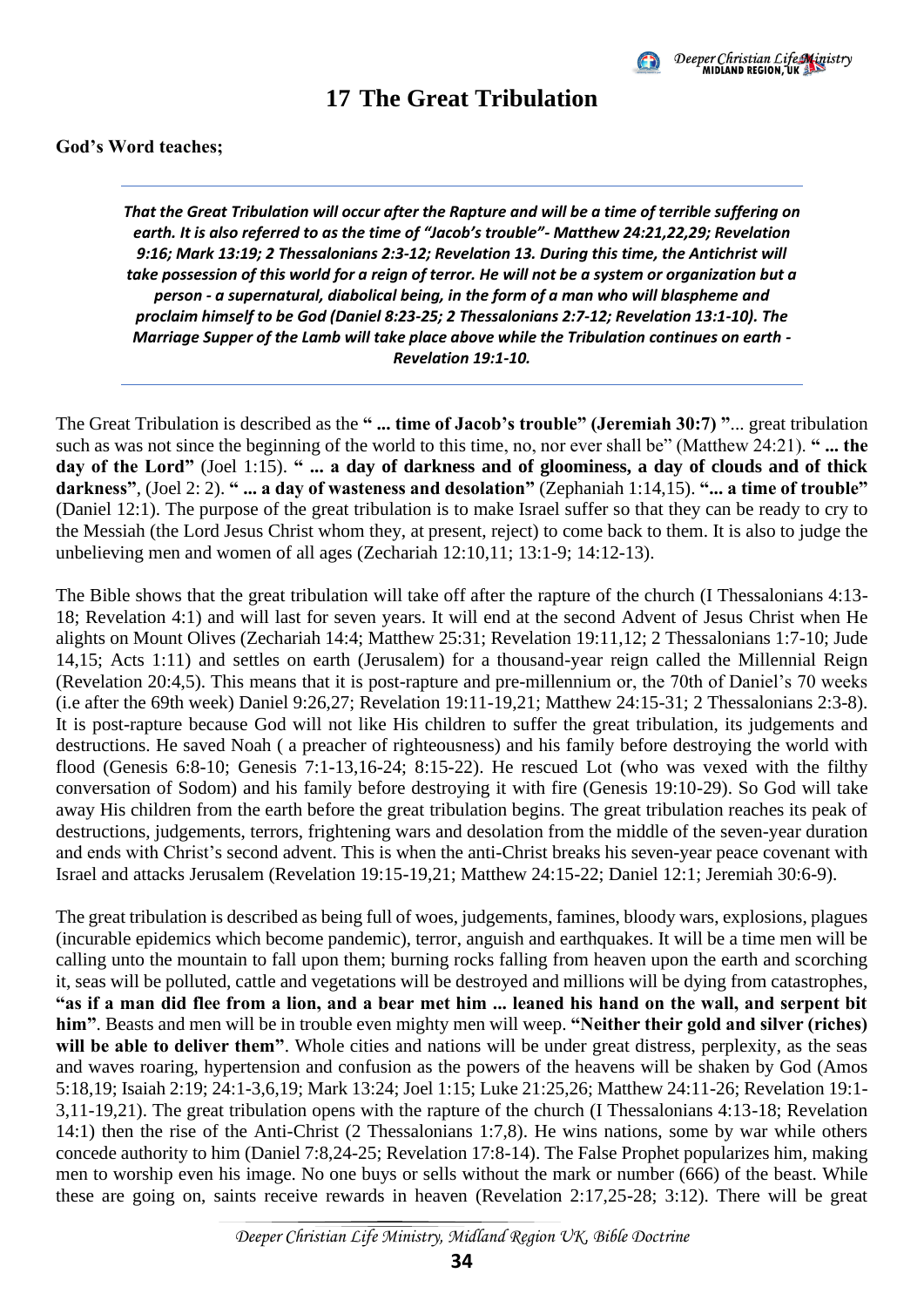# 17 The Great Tribulation

**God's Word teaches;**

---

***That the Great Tribulation will occur after the Rapture and will be a time of terrible suffering on earth. It is also referred to as the time of "Jacob's trouble"- Matthew 24:21,22,29; Revelation 9:16; Mark 13:19; 2 Thessalonians 2:3-12; Revelation 13. During this time, the Antichrist will take possession of this world for a reign of terror. He will not be a system or organization but a person - a supernatural, diabolical being, in the form of a man who will blaspheme and proclaim himself to be God (Daniel 8:23-25; 2 Thessalonians 2:7-12; Revelation 13:1-10). The Marriage Supper of the Lamb will take place above while the Tribulation continues on earth - Revelation 19:1-10.***

---

The Great Tribulation is described as the **" ... time of Jacob's trouble" (Jeremiah 30:7) "**... great tribulation such as was not since the beginning of the world to this time, no, nor ever shall be" (Matthew 24:21). **" ... the day of the Lord"** (Joel 1:15). **" ... a day of darkness and of gloominess, a day of clouds and of thick darkness"**, (Joel 2: 2). **" ... a day of wasteness and desolation"** (Zephaniah 1:14,15). **"... a time of trouble"** (Daniel 12:1). The purpose of the great tribulation is to make Israel suffer so that they can be ready to cry to the Messiah (the Lord Jesus Christ whom they, at present, reject) to come back to them. It is also to judge the unbelieving men and women of all ages (Zechariah 12:10,11; 13:1-9; 14:12-13).

The Bible shows that the great tribulation will take off after the rapture of the church (I Thessalonians 4:13-18; Revelation 4:1) and will last for seven years. It will end at the second Advent of Jesus Christ when He alights on Mount Olives (Zechariah 14:4; Matthew 25:31; Revelation 19:11,12; 2 Thessalonians 1:7-10; Jude 14,15; Acts 1:11) and settles on earth (Jerusalem) for a thousand-year reign called the Millennial Reign (Revelation 20:4,5). This means that it is post-rapture and pre-millennium or, the 70th of Daniel's 70 weeks (i.e after the 69th week) Daniel 9:26,27; Revelation 19:11-19,21; Matthew 24:15-31; 2 Thessalonians 2:3-8). It is post-rapture because God will not like His children to suffer the great tribulation, its judgements and destructions. He saved Noah ( a preacher of righteousness) and his family before destroying the world with flood (Genesis 6:8-10; Genesis 7:1-13,16-24; 8:15-22). He rescued Lot (who was vexed with the filthy conversation of Sodom) and his family before destroying it with fire (Genesis 19:10-29). So God will take away His children from the earth before the great tribulation begins. The great tribulation reaches its peak of destructions, judgements, terrors, frightening wars and desolation from the middle of the seven-year duration and ends with Christ's second advent. This is when the anti-Christ breaks his seven-year peace covenant with Israel and attacks Jerusalem (Revelation 19:15-19,21; Matthew 24:15-22; Daniel 12:1; Jeremiah 30:6-9).

The great tribulation is described as being full of woes, judgements, famines, bloody wars, explosions, plagues (incurable epidemics which become pandemic), terror, anguish and earthquakes. It will be a time men will be calling unto the mountain to fall upon them; burning rocks falling from heaven upon the earth and scorching it, seas will be polluted, cattle and vegetations will be destroyed and millions will be dying from catastrophes, **"as if a man did flee from a lion, and a bear met him ... leaned his hand on the wall, and serpent bit him"**. Beasts and men will be in trouble even mighty men will weep. **"Neither their gold and silver (riches) will be able to deliver them"**. Whole cities and nations will be under great distress, perplexity, as the seas and waves roaring, hypertension and confusion as the powers of the heavens will be shaken by God (Amos 5:18,19; Isaiah 2:19; 24:1-3,6,19; Mark 13:24; Joel 1:15; Luke 21:25,26; Matthew 24:11-26; Revelation 19:1-3,11-19,21). The great tribulation opens with the rapture of the church (I Thessalonians 4:13-18; Revelation 14:1) then the rise of the Anti-Christ (2 Thessalonians 1:7,8). He wins nations, some by war while others concede authority to him (Daniel 7:8,24-25; Revelation 17:8-14). The False Prophet popularizes him, making men to worship even his image. No one buys or sells without the mark or number (666) of the beast. While these are going on, saints receive rewards in heaven (Revelation 2:17,25-28; 3:12). There will be great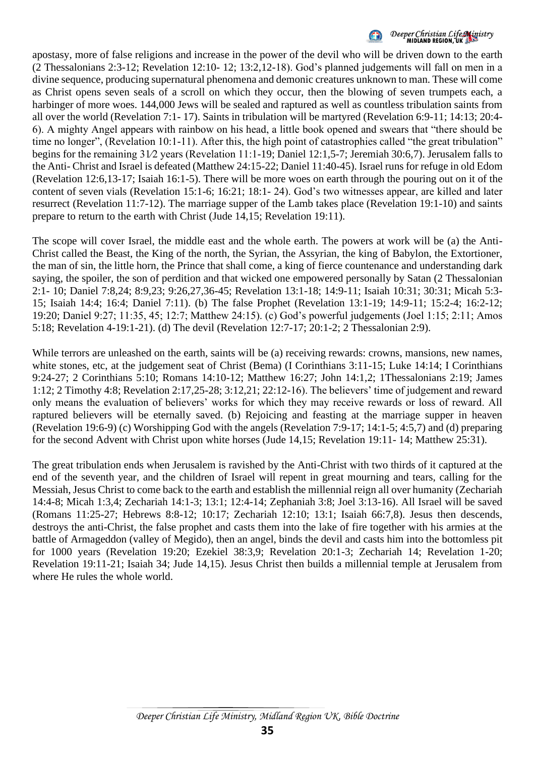apostasy, more of false religions and increase in the power of the devil who will be driven down to the earth (2 Thessalonians 2:3-12; Revelation 12:10- 12; 13:2,12-18). God's planned judgements will fall on men in a divine sequence, producing supernatural phenomena and demonic creatures unknown to man. These will come as Christ opens seven seals of a scroll on which they occur, then the blowing of seven trumpets each, a harbinger of more woes. 144,000 Jews will be sealed and raptured as well as countless tribulation saints from all over the world (Revelation 7:1- 17). Saints in tribulation will be martyred (Revelation 6:9-11; 14:13; 20:4-6). A mighty Angel appears with rainbow on his head, a little book opened and swears that "there should be time no longer", (Revelation 10:1-11). After this, the high point of catastrophies called "the great tribulation" begins for the remaining 3½ years (Revelation 11:1-19; Daniel 12:1,5-7; Jeremiah 30:6,7). Jerusalem falls to the Anti- Christ and Israel is defeated (Matthew 24:15-22; Daniel 11:40-45). Israel runs for refuge in old Edom (Revelation 12:6,13-17; Isaiah 16:1-5). There will be more woes on earth through the pouring out on it of the content of seven vials (Revelation 15:1-6; 16:21; 18:1- 24). God's two witnesses appear, are killed and later resurrect (Revelation 11:7-12). The marriage supper of the Lamb takes place (Revelation 19:1-10) and saints prepare to return to the earth with Christ (Jude 14,15; Revelation 19:11).

The scope will cover Israel, the middle east and the whole earth. The powers at work will be (a) the Anti-Christ called the Beast, the King of the north, the Syrian, the Assyrian, the king of Babylon, the Extortioner, the man of sin, the little horn, the Prince that shall come, a king of fierce countenance and understanding dark saying, the spoiler, the son of perdition and that wicked one empowered personally by Satan (2 Thessalonian 2:1- 10; Daniel 7:8,24; 8:9,23; 9:26,27,36-45; Revelation 13:1-18; 14:9-11; Isaiah 10:31; 30:31; Micah 5:3-15; Isaiah 14:4; 16:4; Daniel 7:11). (b) The false Prophet (Revelation 13:1-19; 14:9-11; 15:2-4; 16:2-12; 19:20; Daniel 9:27; 11:35, 45; 12:7; Matthew 24:15). (c) God's powerful judgements (Joel 1:15; 2:11; Amos 5:18; Revelation 4-19:1-21). (d) The devil (Revelation 12:7-17; 20:1-2; 2 Thessalonian 2:9).

While terrors are unleashed on the earth, saints will be (a) receiving rewards: crowns, mansions, new names, white stones, etc, at the judgement seat of Christ (Bema) (I Corinthians 3:11-15; Luke 14:14; I Corinthians 9:24-27; 2 Corinthians 5:10; Romans 14:10-12; Matthew 16:27; John 14:1,2; 1Thessalonians 2:19; James 1:12; 2 Timothy 4:8; Revelation 2:17,25-28; 3:12,21; 22:12-16). The believers' time of judgement and reward only means the evaluation of believers' works for which they may receive rewards or loss of reward. All raptured believers will be eternally saved. (b) Rejoicing and feasting at the marriage supper in heaven (Revelation 19:6-9) (c) Worshipping God with the angels (Revelation 7:9-17; 14:1-5; 4:5,7) and (d) preparing for the second Advent with Christ upon white horses (Jude 14,15; Revelation 19:11- 14; Matthew 25:31).

The great tribulation ends when Jerusalem is ravished by the Anti-Christ with two thirds of it captured at the end of the seventh year, and the children of Israel will repent in great mourning and tears, calling for the Messiah, Jesus Christ to come back to the earth and establish the millennial reign all over humanity (Zechariah 14:4-8; Micah 1:3,4; Zechariah 14:1-3; 13:1; 12:4-14; Zephaniah 3:8; Joel 3:13-16). All Israel will be saved (Romans 11:25-27; Hebrews 8:8-12; 10:17; Zechariah 12:10; 13:1; Isaiah 66:7,8). Jesus then descends, destroys the anti-Christ, the false prophet and casts them into the lake of fire together with his armies at the battle of Armageddon (valley of Megido), then an angel, binds the devil and casts him into the bottomless pit for 1000 years (Revelation 19:20; Ezekiel 38:3,9; Revelation 20:1-3; Zechariah 14; Revelation 1-20; Revelation 19:11-21; Isaiah 34; Jude 14,15). Jesus Christ then builds a millennial temple at Jerusalem from where He rules the whole world.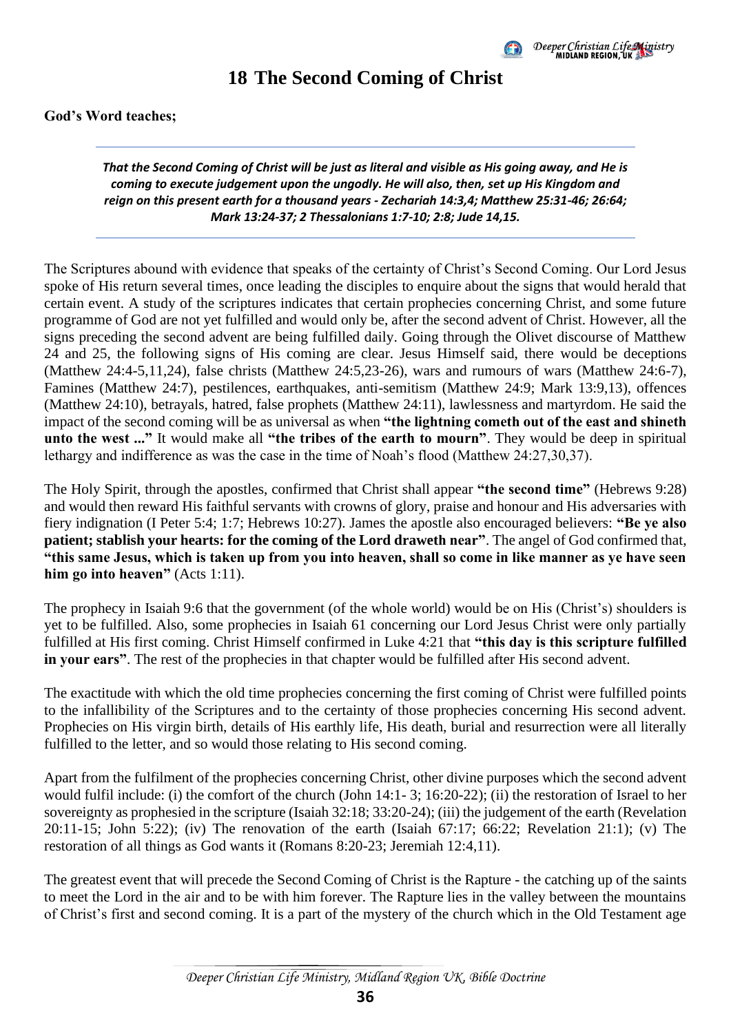# 18 The Second Coming of Christ

**God's Word teaches;**

---

***That the Second Coming of Christ will be just as literal and visible as His going away, and He is coming to execute judgement upon the ungodly. He will also, then, set up His Kingdom and reign on this present earth for a thousand years - Zechariah 14:3,4; Matthew 25:31-46; 26:64; Mark 13:24-37; 2 Thessalonians 1:7-10; 2:8; Jude 14,15.***

---

The Scriptures abound with evidence that speaks of the certainty of Christ's Second Coming. Our Lord Jesus spoke of His return several times, once leading the disciples to enquire about the signs that would herald that certain event. A study of the scriptures indicates that certain prophecies concerning Christ, and some future programme of God are not yet fulfilled and would only be, after the second advent of Christ. However, all the signs preceding the second advent are being fulfilled daily. Going through the Olivet discourse of Matthew 24 and 25, the following signs of His coming are clear. Jesus Himself said, there would be deceptions (Matthew 24:4-5,11,24), false christs (Matthew 24:5,23-26), wars and rumours of wars (Matthew 24:6-7), Famines (Matthew 24:7), pestilences, earthquakes, anti-semitism (Matthew 24:9; Mark 13:9,13), offences (Matthew 24:10), betrayals, hatred, false prophets (Matthew 24:11), lawlessness and martyrdom. He said the impact of the second coming will be as universal as when **"the lightning cometh out of the east and shineth unto the west ..."** It would make all **"the tribes of the earth to mourn"**. They would be deep in spiritual lethargy and indifference as was the case in the time of Noah's flood (Matthew 24:27,30,37).

The Holy Spirit, through the apostles, confirmed that Christ shall appear **"the second time"** (Hebrews 9:28) and would then reward His faithful servants with crowns of glory, praise and honour and His adversaries with fiery indignation (I Peter 5:4; 1:7; Hebrews 10:27). James the apostle also encouraged believers: **"Be ye also patient; stablish your hearts: for the coming of the Lord draweth near"**. The angel of God confirmed that, **"this same Jesus, which is taken up from you into heaven, shall so come in like manner as ye have seen him go into heaven"** (Acts 1:11).

The prophecy in Isaiah 9:6 that the government (of the whole world) would be on His (Christ's) shoulders is yet to be fulfilled. Also, some prophecies in Isaiah 61 concerning our Lord Jesus Christ were only partially fulfilled at His first coming. Christ Himself confirmed in Luke 4:21 that **"this day is this scripture fulfilled in your ears"**. The rest of the prophecies in that chapter would be fulfilled after His second advent.

The exactitude with which the old time prophecies concerning the first coming of Christ were fulfilled points to the infallibility of the Scriptures and to the certainty of those prophecies concerning His second advent. Prophecies on His virgin birth, details of His earthly life, His death, burial and resurrection were all literally fulfilled to the letter, and so would those relating to His second coming.

Apart from the fulfilment of the prophecies concerning Christ, other divine purposes which the second advent would fulfil include: (i) the comfort of the church (John 14:1- 3; 16:20-22); (ii) the restoration of Israel to her sovereignty as prophesied in the scripture (Isaiah 32:18; 33:20-24); (iii) the judgement of the earth (Revelation 20:11-15; John 5:22); (iv) The renovation of the earth (Isaiah 67:17; 66:22; Revelation 21:1); (v) The restoration of all things as God wants it (Romans 8:20-23; Jeremiah 12:4,11).

The greatest event that will precede the Second Coming of Christ is the Rapture - the catching up of the saints to meet the Lord in the air and to be with him forever. The Rapture lies in the valley between the mountains of Christ's first and second coming. It is a part of the mystery of the church which in the Old Testament age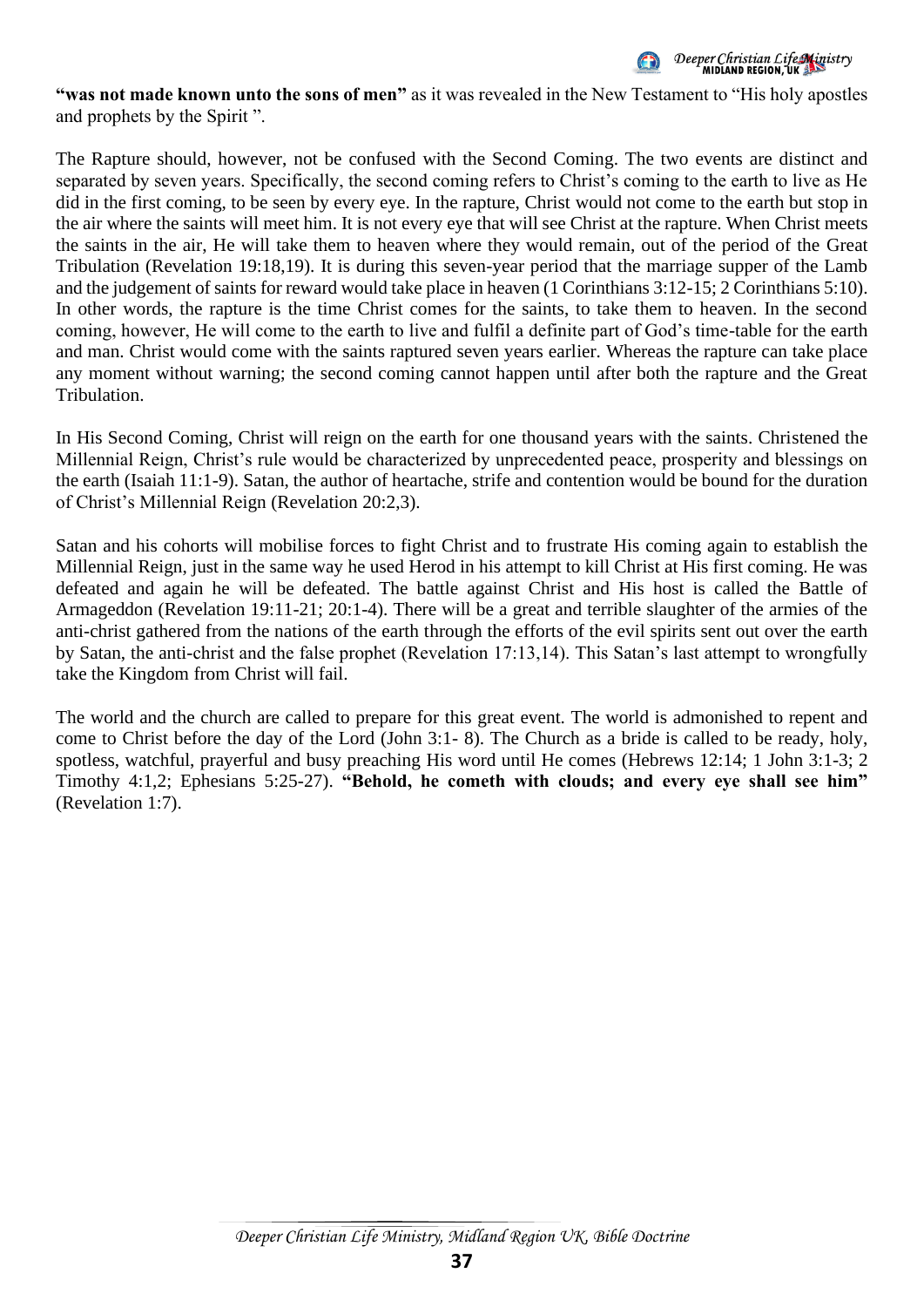**"was not made known unto the sons of men"** as it was revealed in the New Testament to "His holy apostles and prophets by the Spirit ".

The Rapture should, however, not be confused with the Second Coming. The two events are distinct and separated by seven years. Specifically, the second coming refers to Christ's coming to the earth to live as He did in the first coming, to be seen by every eye. In the rapture, Christ would not come to the earth but stop in the air where the saints will meet him. It is not every eye that will see Christ at the rapture. When Christ meets the saints in the air, He will take them to heaven where they would remain, out of the period of the Great Tribulation (Revelation 19:18,19). It is during this seven-year period that the marriage supper of the Lamb and the judgement of saints for reward would take place in heaven (1 Corinthians 3:12-15; 2 Corinthians 5:10). In other words, the rapture is the time Christ comes for the saints, to take them to heaven. In the second coming, however, He will come to the earth to live and fulfil a definite part of God's time-table for the earth and man. Christ would come with the saints raptured seven years earlier. Whereas the rapture can take place any moment without warning; the second coming cannot happen until after both the rapture and the Great Tribulation.

In His Second Coming, Christ will reign on the earth for one thousand years with the saints. Christened the Millennial Reign, Christ's rule would be characterized by unprecedented peace, prosperity and blessings on the earth (Isaiah 11:1-9). Satan, the author of heartache, strife and contention would be bound for the duration of Christ's Millennial Reign (Revelation 20:2,3).

Satan and his cohorts will mobilise forces to fight Christ and to frustrate His coming again to establish the Millennial Reign, just in the same way he used Herod in his attempt to kill Christ at His first coming. He was defeated and again he will be defeated. The battle against Christ and His host is called the Battle of Armageddon (Revelation 19:11-21; 20:1-4). There will be a great and terrible slaughter of the armies of the anti-christ gathered from the nations of the earth through the efforts of the evil spirits sent out over the earth by Satan, the anti-christ and the false prophet (Revelation 17:13,14). This Satan's last attempt to wrongfully take the Kingdom from Christ will fail.

The world and the church are called to prepare for this great event. The world is admonished to repent and come to Christ before the day of the Lord (John 3:1- 8). The Church as a bride is called to be ready, holy, spotless, watchful, prayerful and busy preaching His word until He comes (Hebrews 12:14; 1 John 3:1-3; 2 Timothy 4:1,2; Ephesians 5:25-27). **"Behold, he cometh with clouds; and every eye shall see him"** (Revelation 1:7).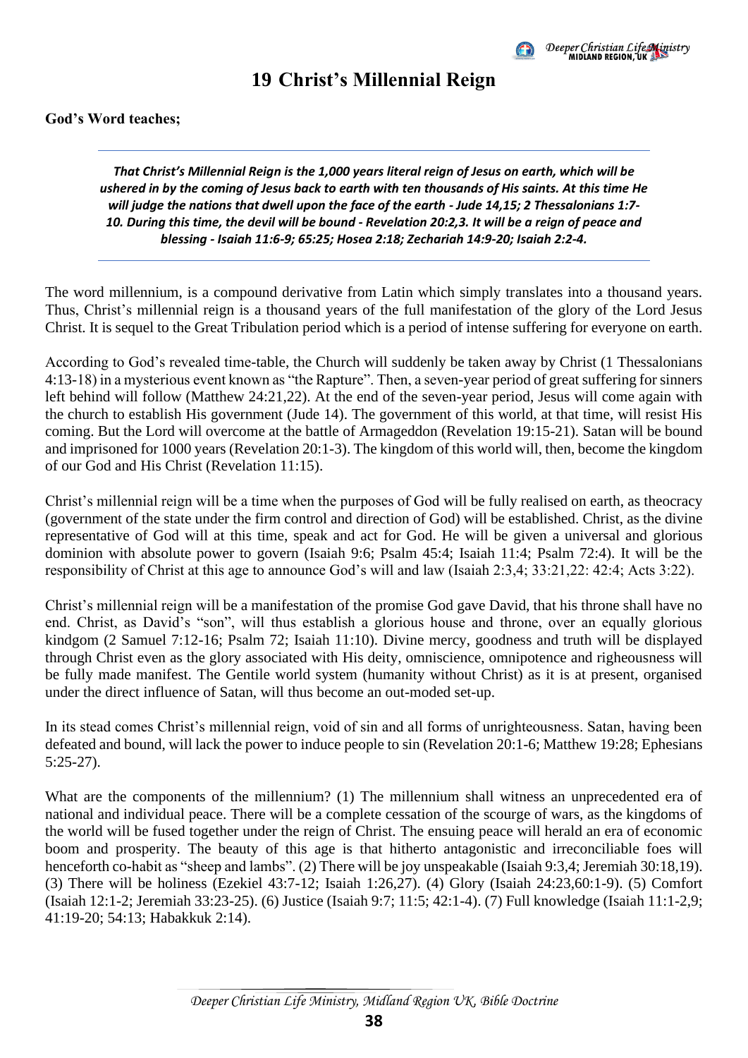# 19 Christ's Millennial Reign

**God's Word teaches;**

***That Christ's Millennial Reign is the 1,000 years literal reign of Jesus on earth, which will be ushered in by the coming of Jesus back to earth with ten thousands of His saints. At this time He will judge the nations that dwell upon the face of the earth - Jude 14,15; 2 Thessalonians 1:7-10. During this time, the devil will be bound - Revelation 20:2,3. It will be a reign of peace and blessing - Isaiah 11:6-9; 65:25; Hosea 2:18; Zechariah 14:9-20; Isaiah 2:2-4.***

The word millennium, is a compound derivative from Latin which simply translates into a thousand years. Thus, Christ's millennial reign is a thousand years of the full manifestation of the glory of the Lord Jesus Christ. It is sequel to the Great Tribulation period which is a period of intense suffering for everyone on earth.

According to God's revealed time-table, the Church will suddenly be taken away by Christ (1 Thessalonians 4:13-18) in a mysterious event known as "the Rapture". Then, a seven-year period of great suffering for sinners left behind will follow (Matthew 24:21,22). At the end of the seven-year period, Jesus will come again with the church to establish His government (Jude 14). The government of this world, at that time, will resist His coming. But the Lord will overcome at the battle of Armageddon (Revelation 19:15-21). Satan will be bound and imprisoned for 1000 years (Revelation 20:1-3). The kingdom of this world will, then, become the kingdom of our God and His Christ (Revelation 11:15).

Christ's millennial reign will be a time when the purposes of God will be fully realised on earth, as theocracy (government of the state under the firm control and direction of God) will be established. Christ, as the divine representative of God will at this time, speak and act for God. He will be given a universal and glorious dominion with absolute power to govern (Isaiah 9:6; Psalm 45:4; Isaiah 11:4; Psalm 72:4). It will be the responsibility of Christ at this age to announce God's will and law (Isaiah 2:3,4; 33:21,22: 42:4; Acts 3:22).

Christ's millennial reign will be a manifestation of the promise God gave David, that his throne shall have no end. Christ, as David's "son", will thus establish a glorious house and throne, over an equally glorious kindgom (2 Samuel 7:12-16; Psalm 72; Isaiah 11:10). Divine mercy, goodness and truth will be displayed through Christ even as the glory associated with His deity, omniscience, omnipotence and righeousness will be fully made manifest. The Gentile world system (humanity without Christ) as it is at present, organised under the direct influence of Satan, will thus become an out-moded set-up.

In its stead comes Christ's millennial reign, void of sin and all forms of unrighteousness. Satan, having been defeated and bound, will lack the power to induce people to sin (Revelation 20:1-6; Matthew 19:28; Ephesians 5:25-27).

What are the components of the millennium? (1) The millennium shall witness an unprecedented era of national and individual peace. There will be a complete cessation of the scourge of wars, as the kingdoms of the world will be fused together under the reign of Christ. The ensuing peace will herald an era of economic boom and prosperity. The beauty of this age is that hitherto antagonistic and irreconciliable foes will henceforth co-habit as "sheep and lambs". (2) There will be joy unspeakable (Isaiah 9:3,4; Jeremiah 30:18,19). (3) There will be holiness (Ezekiel 43:7-12; Isaiah 1:26,27). (4) Glory (Isaiah 24:23,60:1-9). (5) Comfort (Isaiah 12:1-2; Jeremiah 33:23-25). (6) Justice (Isaiah 9:7; 11:5; 42:1-4). (7) Full knowledge (Isaiah 11:1-2,9; 41:19-20; 54:13; Habakkuk 2:14).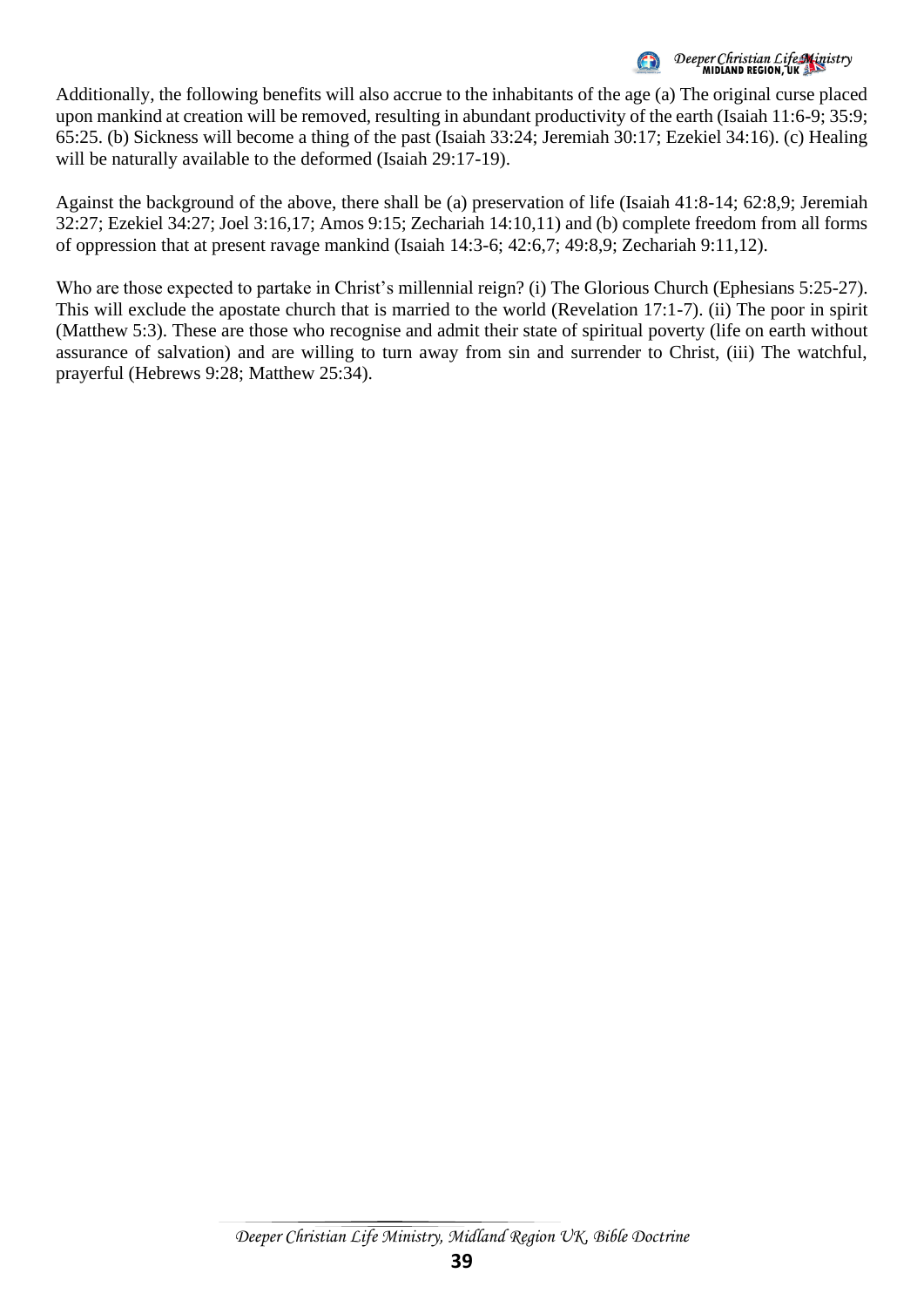Additionally, the following benefits will also accrue to the inhabitants of the age (a) The original curse placed upon mankind at creation will be removed, resulting in abundant productivity of the earth (Isaiah 11:6-9; 35:9; 65:25. (b) Sickness will become a thing of the past (Isaiah 33:24; Jeremiah 30:17; Ezekiel 34:16). (c) Healing will be naturally available to the deformed (Isaiah 29:17-19).

Against the background of the above, there shall be (a) preservation of life (Isaiah 41:8-14; 62:8,9; Jeremiah 32:27; Ezekiel 34:27; Joel 3:16,17; Amos 9:15; Zechariah 14:10,11) and (b) complete freedom from all forms of oppression that at present ravage mankind (Isaiah 14:3-6; 42:6,7; 49:8,9; Zechariah 9:11,12).

Who are those expected to partake in Christ's millennial reign? (i) The Glorious Church (Ephesians 5:25-27). This will exclude the apostate church that is married to the world (Revelation 17:1-7). (ii) The poor in spirit (Matthew 5:3). These are those who recognise and admit their state of spiritual poverty (life on earth without assurance of salvation) and are willing to turn away from sin and surrender to Christ, (iii) The watchful, prayerful (Hebrews 9:28; Matthew 25:34).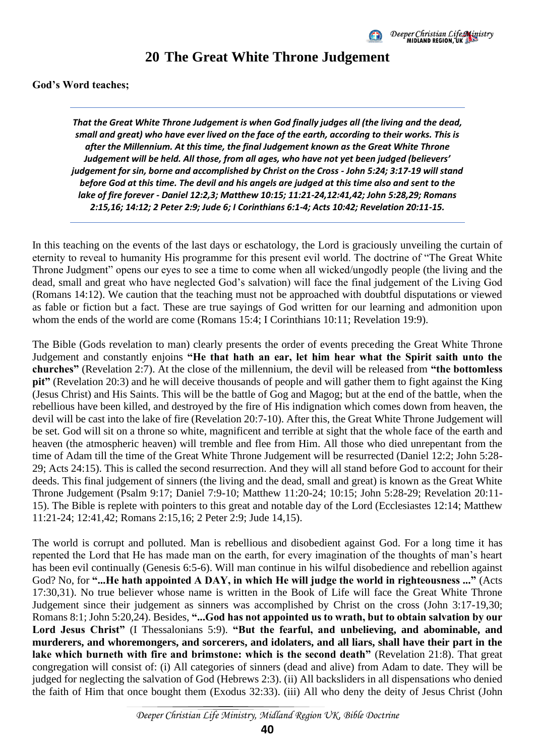# 20 The Great White Throne Judgement

**God's Word teaches;**

***That the Great White Throne Judgement is when God finally judges all (the living and the dead, small and great) who have ever lived on the face of the earth, according to their works. This is after the Millennium. At this time, the final Judgement known as the Great White Throne Judgement will be held. All those, from all ages, who have not yet been judged (believers' judgement for sin, borne and accomplished by Christ on the Cross - John 5:24; 3:17-19 will stand before God at this time. The devil and his angels are judged at this time also and sent to the lake of fire forever - Daniel 12:2,3; Matthew 10:15; 11:21-24,12:41,42; John 5:28,29; Romans 2:15,16; 14:12; 2 Peter 2:9; Jude 6; I Corinthians 6:1-4; Acts 10:42; Revelation 20:11-15.***

In this teaching on the events of the last days or eschatology, the Lord is graciously unveiling the curtain of eternity to reveal to humanity His programme for this present evil world. The doctrine of "The Great White Throne Judgment" opens our eyes to see a time to come when all wicked/ungodly people (the living and the dead, small and great who have neglected God's salvation) will face the final judgement of the Living God (Romans 14:12). We caution that the teaching must not be approached with doubtful disputations or viewed as fable or fiction but a fact. These are true sayings of God written for our learning and admonition upon whom the ends of the world are come (Romans 15:4; I Corinthians 10:11; Revelation 19:9).

The Bible (Gods revelation to man) clearly presents the order of events preceding the Great White Throne Judgement and constantly enjoins **"He that hath an ear, let him hear what the Spirit saith unto the churches"** (Revelation 2:7). At the close of the millennium, the devil will be released from **"the bottomless pit"** (Revelation 20:3) and he will deceive thousands of people and will gather them to fight against the King (Jesus Christ) and His Saints. This will be the battle of Gog and Magog; but at the end of the battle, when the rebellious have been killed, and destroyed by the fire of His indignation which comes down from heaven, the devil will be cast into the lake of fire (Revelation 20:7-10). After this, the Great White Throne Judgement will be set. God will sit on a throne so white, magnificent and terrible at sight that the whole face of the earth and heaven (the atmospheric heaven) will tremble and flee from Him. All those who died unrepentant from the time of Adam till the time of the Great White Throne Judgement will be resurrected (Daniel 12:2; John 5:28-29; Acts 24:15). This is called the second resurrection. And they will all stand before God to account for their deeds. This final judgement of sinners (the living and the dead, small and great) is known as the Great White Throne Judgement (Psalm 9:17; Daniel 7:9-10; Matthew 11:20-24; 10:15; John 5:28-29; Revelation 20:11-15). The Bible is replete with pointers to this great and notable day of the Lord (Ecclesiastes 12:14; Matthew 11:21-24; 12:41,42; Romans 2:15,16; 2 Peter 2:9; Jude 14,15).

The world is corrupt and polluted. Man is rebellious and disobedient against God. For a long time it has repented the Lord that He has made man on the earth, for every imagination of the thoughts of man's heart has been evil continually (Genesis 6:5-6). Will man continue in his wilful disobedience and rebellion against God? No, for **"...He hath appointed A DAY, in which He will judge the world in righteousness ..."** (Acts 17:30,31). No true believer whose name is written in the Book of Life will face the Great White Throne Judgement since their judgement as sinners was accomplished by Christ on the cross (John 3:17-19,30; Romans 8:1; John 5:20,24). Besides, **"...God has not appointed us to wrath, but to obtain salvation by our Lord Jesus Christ"** (I Thessalonians 5:9). **"But the fearful, and unbelieving, and abominable, and murderers, and whoremongers, and sorcerers, and idolaters, and all liars, shall have their part in the lake which burneth with fire and brimstone: which is the second death"** (Revelation 21:8). That great congregation will consist of: (i) All categories of sinners (dead and alive) from Adam to date. They will be judged for neglecting the salvation of God (Hebrews 2:3). (ii) All backsliders in all dispensations who denied the faith of Him that once bought them (Exodus 32:33). (iii) All who deny the deity of Jesus Christ (John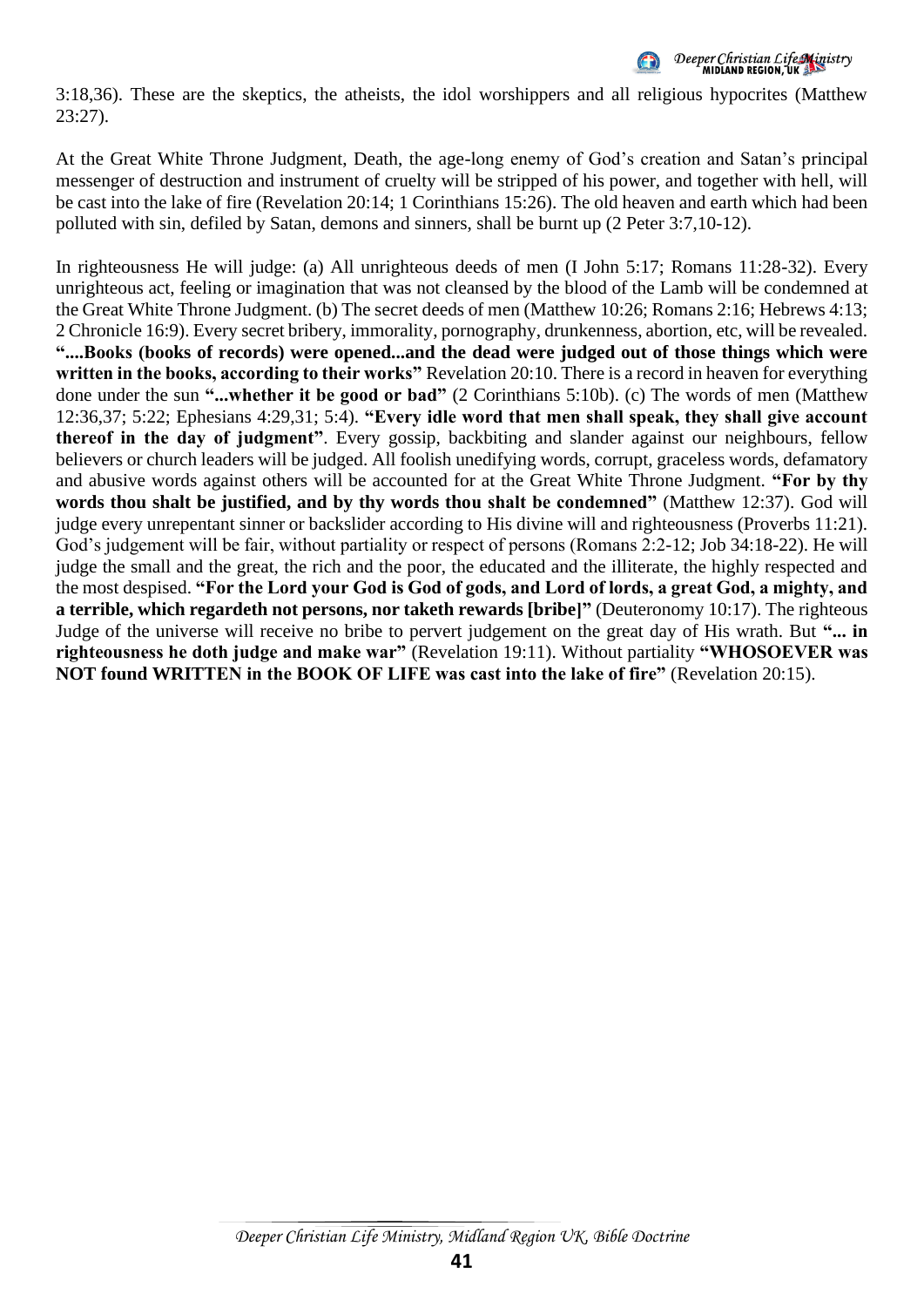3:18,36). These are the skeptics, the atheists, the idol worshippers and all religious hypocrites (Matthew 23:27).

At the Great White Throne Judgment, Death, the age-long enemy of God's creation and Satan's principal messenger of destruction and instrument of cruelty will be stripped of his power, and together with hell, will be cast into the lake of fire (Revelation 20:14; 1 Corinthians 15:26). The old heaven and earth which had been polluted with sin, defiled by Satan, demons and sinners, shall be burnt up (2 Peter 3:7,10-12).

In righteousness He will judge: (a) All unrighteous deeds of men (I John 5:17; Romans 11:28-32). Every unrighteous act, feeling or imagination that was not cleansed by the blood of the Lamb will be condemned at the Great White Throne Judgment. (b) The secret deeds of men (Matthew 10:26; Romans 2:16; Hebrews 4:13; 2 Chronicle 16:9). Every secret bribery, immorality, pornography, drunkenness, abortion, etc, will be revealed. **"....Books (books of records) were opened...and the dead were judged out of those things which were written in the books, according to their works"** Revelation 20:10. There is a record in heaven for everything done under the sun **"...whether it be good or bad"** (2 Corinthians 5:10b). (c) The words of men (Matthew 12:36,37; 5:22; Ephesians 4:29,31; 5:4). **"Every idle word that men shall speak, they shall give account thereof in the day of judgment"**. Every gossip, backbiting and slander against our neighbours, fellow believers or church leaders will be judged. All foolish unedifying words, corrupt, graceless words, defamatory and abusive words against others will be accounted for at the Great White Throne Judgment. **"For by thy words thou shalt be justified, and by thy words thou shalt be condemned"** (Matthew 12:37). God will judge every unrepentant sinner or backslider according to His divine will and righteousness (Proverbs 11:21). God's judgement will be fair, without partiality or respect of persons (Romans 2:2-12; Job 34:18-22). He will judge the small and the great, the rich and the poor, the educated and the illiterate, the highly respected and the most despised. **"For the Lord your God is God of gods, and Lord of lords, a great God, a mighty, and a terrible, which regardeth not persons, nor taketh rewards [bribe]"** (Deuteronomy 10:17). The righteous Judge of the universe will receive no bribe to pervert judgement on the great day of His wrath. But **"... in righteousness he doth judge and make war"** (Revelation 19:11). Without partiality **"WHOSOEVER was NOT found WRITTEN in the BOOK OF LIFE was cast into the lake of fire"** (Revelation 20:15).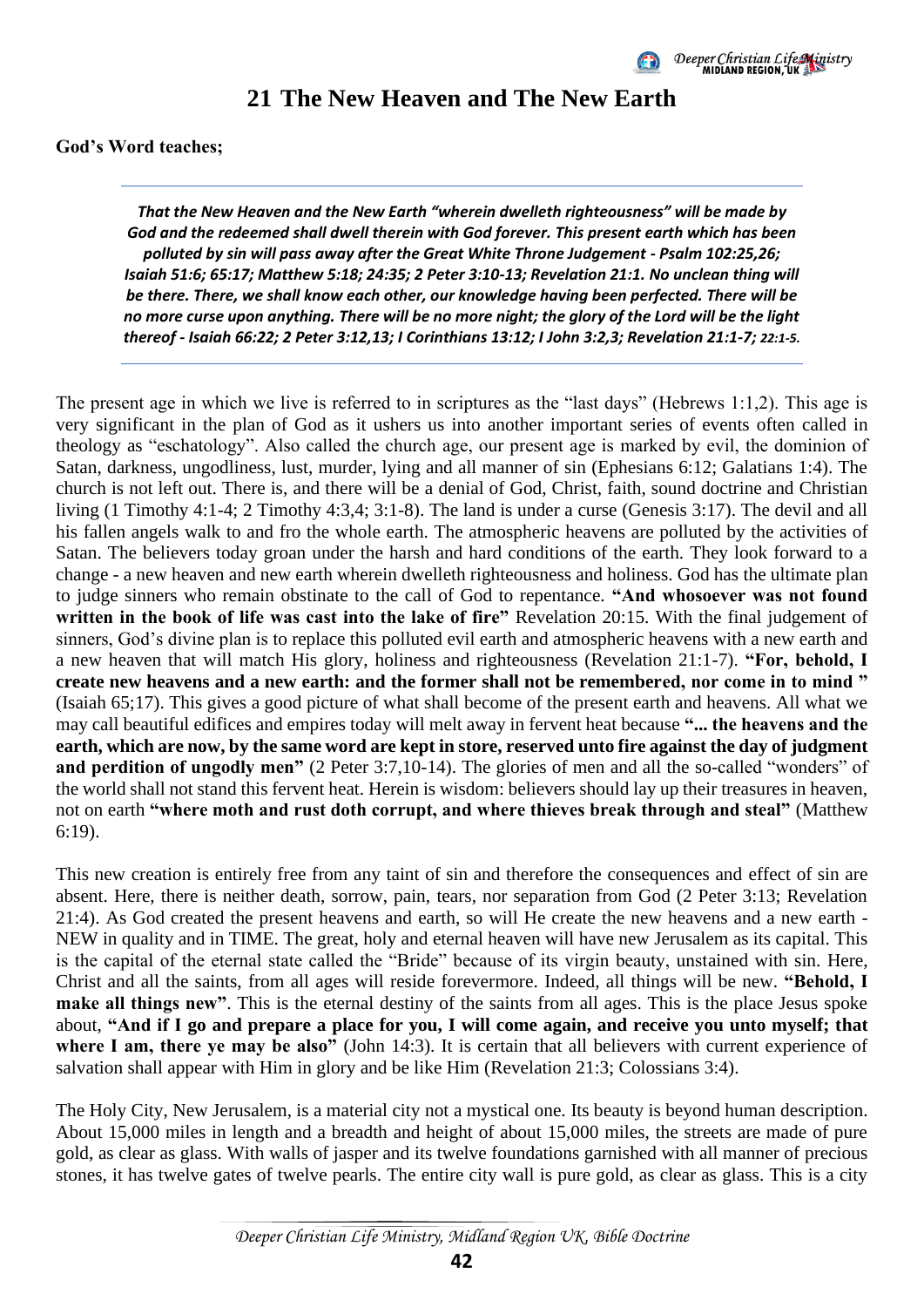# 21 The New Heaven and The New Earth

**God's Word teaches;**

***That the New Heaven and the New Earth "wherein dwelleth righteousness" will be made by God and the redeemed shall dwell therein with God forever. This present earth which has been polluted by sin will pass away after the Great White Throne Judgement - Psalm 102:25,26; Isaiah 51:6; 65:17; Matthew 5:18; 24:35; 2 Peter 3:10-13; Revelation 21:1. No unclean thing will be there. There, we shall know each other, our knowledge having been perfected. There will be no more curse upon anything. There will be no more night; the glory of the Lord will be the light thereof - Isaiah 66:22; 2 Peter 3:12,13; I Corinthians 13:12; I John 3:2,3; Revelation 21:1-7; 22:1-5.***

The present age in which we live is referred to in scriptures as the "last days" (Hebrews 1:1,2). This age is very significant in the plan of God as it ushers us into another important series of events often called in theology as "eschatology". Also called the church age, our present age is marked by evil, the dominion of Satan, darkness, ungodliness, lust, murder, lying and all manner of sin (Ephesians 6:12; Galatians 1:4). The church is not left out. There is, and there will be a denial of God, Christ, faith, sound doctrine and Christian living (1 Timothy 4:1-4; 2 Timothy 4:3,4; 3:1-8). The land is under a curse (Genesis 3:17). The devil and all his fallen angels walk to and fro the whole earth. The atmospheric heavens are polluted by the activities of Satan. The believers today groan under the harsh and hard conditions of the earth. They look forward to a change - a new heaven and new earth wherein dwelleth righteousness and holiness. God has the ultimate plan to judge sinners who remain obstinate to the call of God to repentance. **"And whosoever was not found written in the book of life was cast into the lake of fire"** Revelation 20:15. With the final judgement of sinners, God's divine plan is to replace this polluted evil earth and atmospheric heavens with a new earth and a new heaven that will match His glory, holiness and righteousness (Revelation 21:1-7). **"For, behold, I create new heavens and a new earth: and the former shall not be remembered, nor come in to mind "** (Isaiah 65;17). This gives a good picture of what shall become of the present earth and heavens. All what we may call beautiful edifices and empires today will melt away in fervent heat because **"... the heavens and the earth, which are now, by the same word are kept in store, reserved unto fire against the day of judgment and perdition of ungodly men"** (2 Peter 3:7,10-14). The glories of men and all the so-called "wonders" of the world shall not stand this fervent heat. Herein is wisdom: believers should lay up their treasures in heaven, not on earth **"where moth and rust doth corrupt, and where thieves break through and steal"** (Matthew 6:19).

This new creation is entirely free from any taint of sin and therefore the consequences and effect of sin are absent. Here, there is neither death, sorrow, pain, tears, nor separation from God (2 Peter 3:13; Revelation 21:4). As God created the present heavens and earth, so will He create the new heavens and a new earth - NEW in quality and in TIME. The great, holy and eternal heaven will have new Jerusalem as its capital. This is the capital of the eternal state called the "Bride" because of its virgin beauty, unstained with sin. Here, Christ and all the saints, from all ages will reside forevermore. Indeed, all things will be new. **"Behold, I make all things new"**. This is the eternal destiny of the saints from all ages. This is the place Jesus spoke about, **"And if I go and prepare a place for you, I will come again, and receive you unto myself; that where I am, there ye may be also"** (John 14:3). It is certain that all believers with current experience of salvation shall appear with Him in glory and be like Him (Revelation 21:3; Colossians 3:4).

The Holy City, New Jerusalem, is a material city not a mystical one. Its beauty is beyond human description. About 15,000 miles in length and a breadth and height of about 15,000 miles, the streets are made of pure gold, as clear as glass. With walls of jasper and its twelve foundations garnished with all manner of precious stones, it has twelve gates of twelve pearls. The entire city wall is pure gold, as clear as glass. This is a city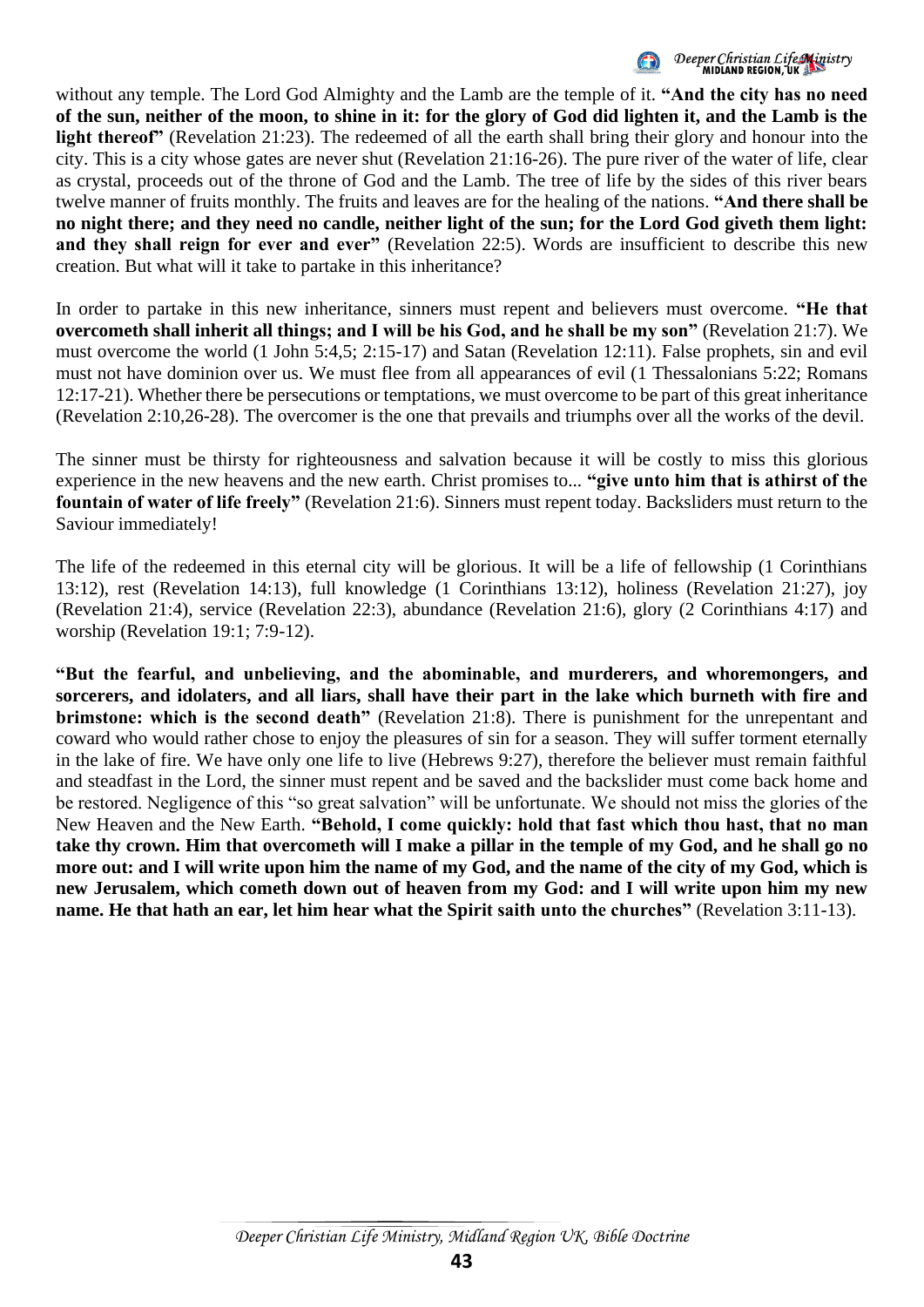without any temple. The Lord God Almighty and the Lamb are the temple of it. **"And the city has no need of the sun, neither of the moon, to shine in it: for the glory of God did lighten it, and the Lamb is the light thereof"** (Revelation 21:23). The redeemed of all the earth shall bring their glory and honour into the city. This is a city whose gates are never shut (Revelation 21:16-26). The pure river of the water of life, clear as crystal, proceeds out of the throne of God and the Lamb. The tree of life by the sides of this river bears twelve manner of fruits monthly. The fruits and leaves are for the healing of the nations. **"And there shall be no night there; and they need no candle, neither light of the sun; for the Lord God giveth them light: and they shall reign for ever and ever"** (Revelation 22:5). Words are insufficient to describe this new creation. But what will it take to partake in this inheritance?

In order to partake in this new inheritance, sinners must repent and believers must overcome. **"He that overcometh shall inherit all things; and I will be his God, and he shall be my son"** (Revelation 21:7). We must overcome the world (1 John 5:4,5; 2:15-17) and Satan (Revelation 12:11). False prophets, sin and evil must not have dominion over us. We must flee from all appearances of evil (1 Thessalonians 5:22; Romans 12:17-21). Whether there be persecutions or temptations, we must overcome to be part of this great inheritance (Revelation 2:10,26-28). The overcomer is the one that prevails and triumphs over all the works of the devil.

The sinner must be thirsty for righteousness and salvation because it will be costly to miss this glorious experience in the new heavens and the new earth. Christ promises to... **"give unto him that is athirst of the fountain of water of life freely"** (Revelation 21:6). Sinners must repent today. Backsliders must return to the Saviour immediately!

The life of the redeemed in this eternal city will be glorious. It will be a life of fellowship (1 Corinthians 13:12), rest (Revelation 14:13), full knowledge (1 Corinthians 13:12), holiness (Revelation 21:27), joy (Revelation 21:4), service (Revelation 22:3), abundance (Revelation 21:6), glory (2 Corinthians 4:17) and worship (Revelation 19:1; 7:9-12).

**"But the fearful, and unbelieving, and the abominable, and murderers, and whoremongers, and sorcerers, and idolaters, and all liars, shall have their part in the lake which burneth with fire and brimstone: which is the second death"** (Revelation 21:8). There is punishment for the unrepentant and coward who would rather chose to enjoy the pleasures of sin for a season. They will suffer torment eternally in the lake of fire. We have only one life to live (Hebrews 9:27), therefore the believer must remain faithful and steadfast in the Lord, the sinner must repent and be saved and the backslider must come back home and be restored. Negligence of this "so great salvation" will be unfortunate. We should not miss the glories of the New Heaven and the New Earth. **"Behold, I come quickly: hold that fast which thou hast, that no man take thy crown. Him that overcometh will I make a pillar in the temple of my God, and he shall go no more out: and I will write upon him the name of my God, and the name of the city of my God, which is new Jerusalem, which cometh down out of heaven from my God: and I will write upon him my new name. He that hath an ear, let him hear what the Spirit saith unto the churches"** (Revelation 3:11-13).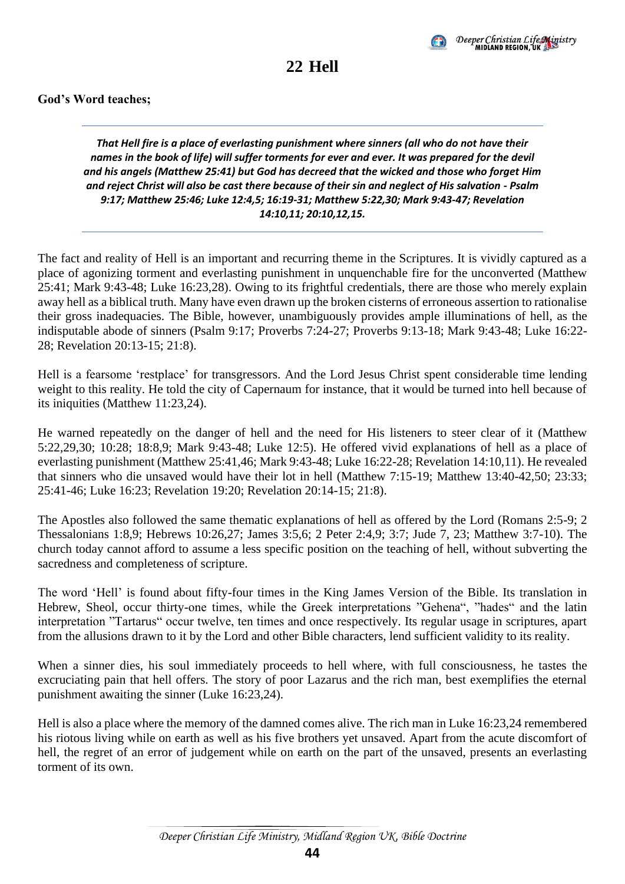# 22 Hell

**God's Word teaches;**

***That Hell fire is a place of everlasting punishment where sinners (all who do not have their names in the book of life) will suffer torments for ever and ever. It was prepared for the devil and his angels (Matthew 25:41) but God has decreed that the wicked and those who forget Him and reject Christ will also be cast there because of their sin and neglect of His salvation - Psalm 9:17; Matthew 25:46; Luke 12:4,5; 16:19-31; Matthew 5:22,30; Mark 9:43-47; Revelation 14:10,11; 20:10,12,15.***

The fact and reality of Hell is an important and recurring theme in the Scriptures. It is vividly captured as a place of agonizing torment and everlasting punishment in unquenchable fire for the unconverted (Matthew 25:41; Mark 9:43-48; Luke 16:23,28). Owing to its frightful credentials, there are those who merely explain away hell as a biblical truth. Many have even drawn up the broken cisterns of erroneous assertion to rationalise their gross inadequacies. The Bible, however, unambiguously provides ample illuminations of hell, as the indisputable abode of sinners (Psalm 9:17; Proverbs 7:24-27; Proverbs 9:13-18; Mark 9:43-48; Luke 16:22-28; Revelation 20:13-15; 21:8).

Hell is a fearsome 'restplace' for transgressors. And the Lord Jesus Christ spent considerable time lending weight to this reality. He told the city of Capernaum for instance, that it would be turned into hell because of its iniquities (Matthew 11:23,24).

He warned repeatedly on the danger of hell and the need for His listeners to steer clear of it (Matthew 5:22,29,30; 10:28; 18:8,9; Mark 9:43-48; Luke 12:5). He offered vivid explanations of hell as a place of everlasting punishment (Matthew 25:41,46; Mark 9:43-48; Luke 16:22-28; Revelation 14:10,11). He revealed that sinners who die unsaved would have their lot in hell (Matthew 7:15-19; Matthew 13:40-42,50; 23:33; 25:41-46; Luke 16:23; Revelation 19:20; Revelation 20:14-15; 21:8).

The Apostles also followed the same thematic explanations of hell as offered by the Lord (Romans 2:5-9; 2 Thessalonians 1:8,9; Hebrews 10:26,27; James 3:5,6; 2 Peter 2:4,9; 3:7; Jude 7, 23; Matthew 3:7-10). The church today cannot afford to assume a less specific position on the teaching of hell, without subverting the sacredness and completeness of scripture.

The word 'Hell' is found about fifty-four times in the King James Version of the Bible. Its translation in Hebrew, Sheol, occur thirty-one times, while the Greek interpretations "Gehena", "hades" and the latin interpretation "Tartarus" occur twelve, ten times and once respectively. Its regular usage in scriptures, apart from the allusions drawn to it by the Lord and other Bible characters, lend sufficient validity to its reality.

When a sinner dies, his soul immediately proceeds to hell where, with full consciousness, he tastes the excruciating pain that hell offers. The story of poor Lazarus and the rich man, best exemplifies the eternal punishment awaiting the sinner (Luke 16:23,24).

Hell is also a place where the memory of the damned comes alive. The rich man in Luke 16:23,24 remembered his riotous living while on earth as well as his five brothers yet unsaved. Apart from the acute discomfort of hell, the regret of an error of judgement while on earth on the part of the unsaved, presents an everlasting torment of its own.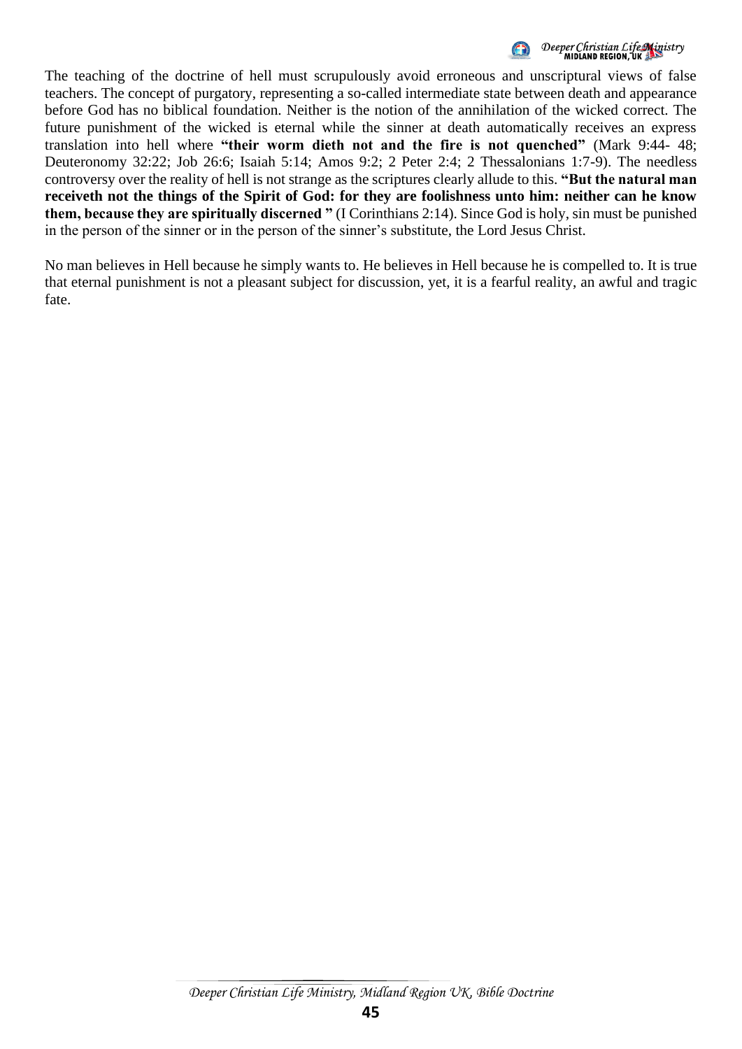The teaching of the doctrine of hell must scrupulously avoid erroneous and unscriptural views of false teachers. The concept of purgatory, representing a so-called intermediate state between death and appearance before God has no biblical foundation. Neither is the notion of the annihilation of the wicked correct. The future punishment of the wicked is eternal while the sinner at death automatically receives an express translation into hell where **"their worm dieth not and the fire is not quenched"** (Mark 9:44- 48; Deuteronomy 32:22; Job 26:6; Isaiah 5:14; Amos 9:2; 2 Peter 2:4; 2 Thessalonians 1:7-9). The needless controversy over the reality of hell is not strange as the scriptures clearly allude to this. **"But the natural man receiveth not the things of the Spirit of God: for they are foolishness unto him: neither can he know them, because they are spiritually discerned "** (I Corinthians 2:14). Since God is holy, sin must be punished in the person of the sinner or in the person of the sinner's substitute, the Lord Jesus Christ.

No man believes in Hell because he simply wants to. He believes in Hell because he is compelled to. It is true that eternal punishment is not a pleasant subject for discussion, yet, it is a fearful reality, an awful and tragic fate.